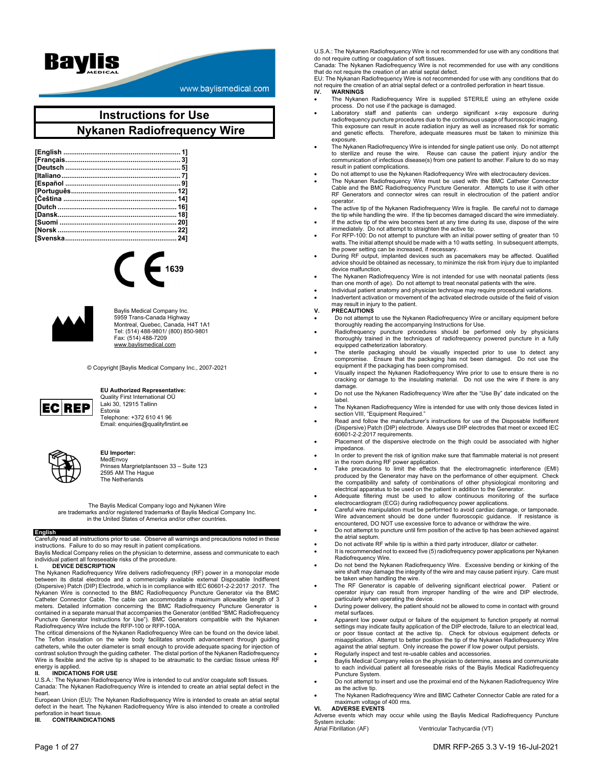Baylis MEDICAL

www.baylismedical.com

# Instructions for Use

# Nykanen Radiofrequency Wire

[English ............................................................ 1]
[Français........................................................... 3]
[Deutsch ........................................................... 5]
[Italiano ............................................................. 7]
[Español ............................................................ 9]
[Português....................................................... 12]
[Čeština ........................................................... 14]
[Dutch .............................................................. 16]
[Dansk.............................................................. 18]
[Suomi ............................................................. 20]
[Norsk .............................................................. 22]
[Svenska.......................................................... 24]

CE 1639

Baylis Medical Company Inc.
5959 Trans-Canada Highway
Montreal, Quebec, Canada, H4T 1A1
Tel: (514) 488-9801/ (800) 850-9801
Fax: (514) 488-7209
www.baylismedical.com

© Copyright [Baylis Medical Company Inc., 2007-2021

EC REP

**EU Authorized Representative:**
Quality First International OÜ
Laki 30, 12915 Tallinn
Estonia
Telephone: +372 610 41 96
Email: enquiries@qualityfirstint.ee

**EU Importer:**
MedEnvoy
Prinses Margrietplantsoen 33 – Suite 123
2595 AM The Hague
The Netherlands

The Baylis Medical Company logo and Nykanen Wire are trademarks and/or registered trademarks of Baylis Medical Company Inc. in the United States of America and/or other countries.

## English

Carefully read all instructions prior to use. Observe all warnings and precautions noted in these instructions. Failure to do so may result in patient complications.

Baylis Medical Company relies on the physician to determine, assess and communicate to each individual patient all foreseeable risks of the procedure.

### I. DEVICE DESCRIPTION

The Nykanen Radiofrequency Wire delivers radiofrequency (RF) power in a monopolar mode between its distal electrode and a commercially available external Disposable Indifferent (Dispersive) Patch (DIP) Electrode, which is in compliance with IEC 60601-2-2:2017 :2017. The Nykanen Wire is connected to the BMC Radiofrequency Puncture Generator via the BMC Catheter Connector Cable. The cable can accommodate a maximum allowable length of 3 meters. Detailed information concerning the BMC Radiofrequency Puncture Generator is contained in a separate manual that accompanies the Generator (entitled "BMC Radiofrequency Puncture Generator Instructions for Use"). BMC Generators compatible with the Nykanen Radiofrequency Wire include the RFP-100 or RFP-100A.

The critical dimensions of the Nykanen Radiofrequency Wire can be found on the device label. The Teflon insulation on the wire body facilitates smooth advancement through guiding catheters, while the outer diameter is small enough to provide adequate spacing for injection of contrast solution through the guiding catheter. The distal portion of the Nykanen Radiofrequency Wire is flexible and the active tip is shaped to be atraumatic to the cardiac tissue unless RF energy is applied.

### II. INDICATIONS FOR USE

U.S.A.: The Nykanen Radiofrequency Wire is intended to cut and/or coagulate soft tissues.

Canada: The Nykanen Radiofrequency Wire is intended to create an atrial septal defect in the heart.

European Union (EU): The Nykanen Radiofrequency Wire is intended to create an atrial septal defect in the heart. The Nykanen Radiofrequency Wire is also intended to create a controlled perforation in heart tissue.

### III. CONTRAINDICATIONS

U.S.A.: The Nykanen Radiofrequency Wire is not recommended for use with any conditions that do not require cutting or coagulation of soft tissues.

Canada: The Nykanen Radiofrequency Wire is not recommended for use with any conditions that do not require the creation of an atrial septal defect.

EU: The Nykanan Radiofrequency Wire is not recommended for use with any conditions that do not require the creation of an atrial septal defect or a controlled perforation in heart tissue.

### IV. WARNINGS

- The Nykanen Radiofrequency Wire is supplied STERILE using an ethylene oxide process. Do not use if the package is damaged.
- Laboratory staff and patients can undergo significant x-ray exposure during radiofrequency puncture procedures due to the continuous usage of fluoroscopic imaging. This exposure can result in acute radiation injury as well as increased risk for somatic and genetic effects. Therefore, adequate measures must be taken to minimize this exposure.
- The Nykanen Radiofrequency Wire is intended for single patient use only. Do not attempt to sterilize and reuse the wire. Reuse can cause the patient injury and/or the communication of infectious disease(s) from one patient to another. Failure to do so may result in patient complications.
- Do not attempt to use the Nykanen Radiofrequency Wire with electrocautery devices.
- The Nykanen Radiofrequency Wire must be used with the BMC Catheter Connector Cable and the BMC Radiofrequency Puncture Generator. Attempts to use it with other RF Generators and connector wires can result in electrocution of the patient and/or operator.
- The active tip of the Nykanen Radiofrequency Wire is fragile. Be careful not to damage the tip while handling the wire. If the tip becomes damaged discard the wire immediately.
- If the active tip of the wire becomes bent at any time during its use, dispose of the wire immediately. Do not attempt to straighten the active tip.
- For RFP-100: Do not attempt to puncture with an initial power setting of greater than 10 watts. The initial attempt should be made with a 10 watts setting. In subsequent attempts, the power setting can be increased, if necessary.
- During RF output, implanted devices such as pacemakers may be affected. Qualified advice should be obtained as necessary, to minimize the risk from injury due to implanted device malfunction.
- The Nykanen Radiofrequency Wire is not intended for use with neonatal patients (less than one month of age). Do not attempt to treat neonatal patients with the wire.
- Individual patient anatomy and physician technique may require procedural variations.
- Inadvertent activation or movement of the activated electrode outside of the field of vision may result in injury to the patient.

### V. PRECAUTIONS

- Do not attempt to use the Nykanen Radiofrequency Wire or ancillary equipment before thoroughly reading the accompanying Instructions for Use.
- Radiofrequency puncture procedures should be performed only by physicians thoroughly trained in the techniques of radiofrequency powered puncture in a fully equipped catheterization laboratory.
- The sterile packaging should be visually inspected prior to use to detect any compromise. Ensure that the packaging has not been damaged. Do not use the equipment if the packaging has been compromised.
- Visually inspect the Nykanen Radiofrequency Wire prior to use to ensure there is no cracking or damage to the insulating material. Do not use the wire if there is any damage.
- Do not use the Nykanen Radiofrequency Wire after the "Use By" date indicated on the label.
- The Nykanen Radiofrequency Wire is intended for use with only those devices listed in section VIII, "Equipment Required."
- Read and follow the manufacturer's instructions for use of the Disposable Indifferent (Dispersive) Patch (DIP) electrode. Always use DIP electrodes that meet or exceed IEC 60601-2-2:2017 requirements.
- Placement of the dispersive electrode on the thigh could be associated with higher impedance.
- In order to prevent the risk of ignition make sure that flammable material is not present in the room during RF power application.
- Take precautions to limit the effects that the electromagnetic interference (EMI) produced by the Generator may have on the performance of other equipment. Check the compatibility and safety of combinations of other physiological monitoring and electrical apparatus to be used on the patient in addition to the Generator.
- Adequate filtering must be used to allow continuous monitoring of the surface electrocardiogram (ECG) during radiofrequency power applications.
- Careful wire manipulation must be performed to avoid cardiac damage, or tamponade. Wire advancement should be done under fluoroscopic guidance. If resistance is encountered, DO NOT use excessive force to advance or withdraw the wire.
- Do not attempt to puncture until firm position of the active tip has been achieved against the atrial septum.
- Do not activate RF while tip is within a third party introducer, dilator or catheter.
- It is recommended not to exceed five (5) radiofrequency power applications per Nykanen Radiofrequency Wire.
- Do not bend the Nykanen Radiofrequency Wire. Excessive bending or kinking of the wire shaft may damage the integrity of the wire and may cause patient injury. Care must be taken when handling the wire.
- The RF Generator is capable of delivering significant electrical power. Patient or operator injury can result from improper handling of the wire and DIP electrode, particularly when operating the device.
- During power delivery, the patient should not be allowed to come in contact with ground metal surfaces.
- Apparent low power output or failure of the equipment to function properly at normal settings may indicate faulty application of the DIP electrode, failure to an electrical lead, or poor tissue contact at the active tip. Check for obvious equipment defects or misapplication. Attempt to better position the tip of the Nykanen Radiofrequency Wire against the atrial septum. Only increase the power if low power output persists.
- Regularly inspect and test re-usable cables and accessories.
- Baylis Medical Company relies on the physician to determine, assess and communicate to each individual patient all foreseeable risks of the Baylis Medical Radiofrequency Puncture System.
- Do not attempt to insert and use the proximal end of the Nykanen Radiofrequency Wire as the active tip.
- The Nykanen Radiofrequency Wire and BMC Catheter Connector Cable are rated for a maximum voltage of 400 rms.

### VI. ADVERSE EVENTS

Adverse events which may occur while using the Baylis Medical Radiofrequency Puncture System include:

Atrial Fibrillation (AF)
Ventricular Tachycardia (VT)

DMR RFP-265 3.3 V-19 16-Jul-2021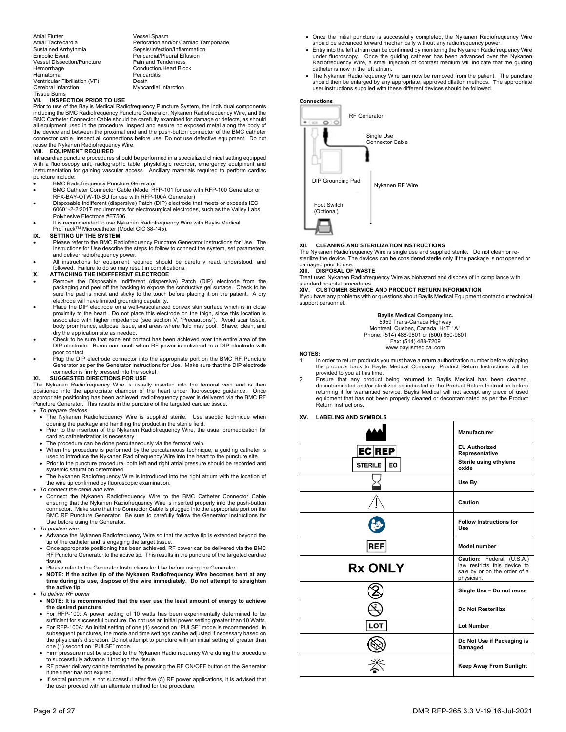| | |
|---|---|
| Atrial Flutter | Vessel Spasm |
| Atrial Tachycardia | Perforation and/or Cardiac Tamponade |
| Sustained Arrhythmia | Sepsis/Infection/Inflammation |
| Embolic Event | Pericardial/Pleural Effusion |
| Vessel Dissection/Puncture | Pain and Tenderness |
| Hemorrhage | Conduction/Heart Block |
| Hematoma | Pericarditis |
| Ventricular Fibrillation (VF) | Death |
| Cerebral Infarction | Myocardial Infarction |
| Tissue Burns | |

## VII. INSPECTION PRIOR TO USE

Prior to use of the Baylis Medical Radiofrequency Puncture System, the individual components including the BMC Radiofrequency Puncture Generator, Nykanen Radiofrequency Wire, and the BMC Catheter Connector Cable should be carefully examined for damage or defects, as should all equipment used in the procedure. Inspect and ensure no exposed metal along the body of the device and between the proximal end and the push-button connector of the BMC catheter connector cable. Inspect all connections before use. Do not use defective equipment. Do not reuse the Nykanen Radiofrequency Wire.

## VIII. EQUIPMENT REQUIRED

Intracardiac puncture procedures should be performed in a specialized clinical setting equipped with a fluoroscopy unit, radiographic table, physiologic recorder, emergency equipment and instrumentation for gaining vascular access. Ancillary materials required to perform cardiac puncture include:

- BMC Radiofrequency Puncture Generator
- BMC Catheter Connector Cable (Model RFP-101 for use with RFP-100 Generator or RFX-BAY-OTW-10-SU for use with RFP-100A Generator)
- Disposable Indifferent (dispersive) Patch (DIP) electrode that meets or exceeds IEC 60601-2-2:2017 requirements for electrosurgical electrodes, such as the Valley Labs Polyhesive Electrode #E7506.
- It is recommended to use Nykanen Radiofrequency Wire with Baylis Medical ProTrack™ Microcatheter (Model CIC 38-145).

## IX. SETTING UP THE SYSTEM

- Please refer to the BMC Radiofrequency Puncture Generator Instructions for Use. The Instructions for Use describe the steps to follow to connect the system, set parameters, and deliver radiofrequency power.
- All instructions for equipment required should be carefully read, understood, and followed. Failure to do so may result in complications.

## X. ATTACHING THE INDIFFERENT ELECTRODE

- Remove the Disposable Indifferent (dispersive) Patch (DIP) electrode from the packaging and peel off the backing to expose the conductive gel surface. Check to be sure the pad is moist and sticky to the touch before placing it on the patient. A dry electrode will have limited grounding capability.
- Place the DIP electrode on a well-vascularized convex skin surface which is in close proximity to the heart. Do not place this electrode on the thigh, since this location is associated with higher impedance (see section V, "Precautions"). Avoid scar tissue, body prominence, adipose tissue, and areas where fluid may pool. Shave, clean, and dry the application site as needed.
- Check to be sure that excellent contact has been achieved over the entire area of the DIP electrode. Burns can result when RF power is delivered to a DIP electrode with poor contact.
- Plug the DIP electrode connector into the appropriate port on the BMC RF Puncture Generator as per the Generator Instructions for Use. Make sure that the DIP electrode connector is firmly pressed into the socket.

## XI. SUGGESTED DIRECTIONS FOR USE

The Nykanen Radiofrequency Wire is usually inserted into the femoral vein and is then positioned into the appropriate chamber of the heart under fluoroscopic guidance. Once appropriate positioning has been achieved, radiofrequency power is delivered via the BMC RF Puncture Generator. This results in the puncture of the targeted cardiac tissue.

- *To prepare devices*
  - The Nykanen Radiofrequency Wire is supplied sterile. Use aseptic technique when opening the package and handling the product in the sterile field.
  - Prior to the insertion of the Nykanen Radiofrequency Wire, the usual premedication for cardiac catheterization is necessary.
  - The procedure can be done percutaneously via the femoral vein.
  - When the procedure is performed by the percutaneous technique, a guiding catheter is used to introduce the Nykanen Radiofrequency Wire into the heart to the puncture site.
  - Prior to the puncture procedure, both left and right atrial pressure should be recorded and systemic saturation determined.
  - The Nykanen Radiofrequency Wire is introduced into the right atrium with the location of the wire tip confirmed by fluoroscopic examination.
- *To connect the cable and wire*
  - Connect the Nykanen Radiofrequency Wire to the BMC Catheter Connector Cable ensuring that the Nykanen Radiofrequency Wire is inserted properly into the push-button connector. Make sure that the Connector Cable is plugged into the appropriate port on the BMC RF Puncture Generator. Be sure to carefully follow the Generator Instructions for Use before using the Generator.
- *To position wire*
  - Advance the Nykanen Radiofrequency Wire so that the active tip is extended beyond the tip of the catheter and is engaging the target tissue.
  - Once appropriate positioning has been achieved, RF power can be delivered via the BMC RF Puncture Generator to the active tip. This results in the puncture of the targeted cardiac tissue.
  - Please refer to the Generator Instructions for Use before using the Generator.
  - **NOTE: If the active tip of the Nykanen Radiofrequency Wire becomes bent at any time during its use, dispose of the wire immediately. Do not attempt to straighten the active tip.**
- *To deliver RF power*
  - **NOTE: It is recommended that the user use the least amount of energy to achieve the desired puncture.**
  - For RFP-100: A power setting of 10 watts has been experimentally determined to be sufficient for successful puncture. Do not use an initial power setting greater than 10 Watts.
  - For RFP-100A: An initial setting of one (1) second on "PULSE" mode is recommended. In subsequent punctures, the mode and time settings can be adjusted if necessary based on the physician's discretion. Do not attempt to puncture with an initial setting of greater than one (1) second on "PULSE" mode.
  - Firm pressure must be applied to the Nykanen Radiofrequency Wire during the procedure to successfully advance it through the tissue.
  - RF power delivery can be terminated by pressing the RF ON/OFF button on the Generator if the timer has not expired.
  - If septal puncture is not successful after five (5) RF power applications, it is advised that the user proceed with an alternate method for the procedure.
  - Once the initial puncture is successfully completed, the Nykanen Radiofrequency Wire should be advanced forward mechanically without any radiofrequency power.
  - Entry into the left atrium can be confirmed by monitoring the Nykanen Radiofrequency Wire under fluoroscopy. Once the guiding catheter has been advanced over the Nykanen Radiofrequency Wire, a small injection of contrast medium will indicate that the guiding catheter is now in the left atrium.
  - The Nykanen Radiofrequency Wire can now be removed from the patient. The puncture should then be enlarged by any appropriate, approved dilation methods. The appropriate user instructions supplied with these different devices should be followed.

**Connections**

RF Generator

Single Use Connector Cable

DIP Grounding Pad

Nykanen RF Wire

Foot Switch (Optional)

## XII. CLEANING AND STERILIZATION INSTRUCTIONS

The Nykanen Radiofrequency Wire is single use and supplied sterile. Do not clean or re-sterilize the device. The devices can be considered sterile only if the package is not opened or damaged prior to use.

## XIII. DISPOSAL OF WASTE

Treat used Nykanen Radiofrequency Wire as biohazard and dispose of in compliance with standard hospital procedures.

## XIV. CUSTOMER SERVICE AND PRODUCT RETURN INFORMATION

If you have any problems with or questions about Baylis Medical Equipment contact our technical support personnel.

**Baylis Medical Company Inc.**
5959 Trans-Canada Highway
Montreal, Quebec, Canada, H4T 1A1
Phone: (514) 488-9801 or (800) 850-9801
Fax: (514) 488-7209
www.baylismedical.com

**NOTES:**

1. In order to return products you must have a return authorization number before shipping the products back to Baylis Medical Company. Product Return Instructions will be provided to you at this time.
2. Ensure that any product being returned to Baylis Medical has been cleaned, decontaminated and/or sterilized as indicated in the Product Return Instruction before returning it for warrantied service. Baylis Medical will not accept any piece of used equipment that has not been properly cleaned or decontaminated as per the Product Return Instructions.

## XV. LABELING AND SYMBOLS

| Symbol | Meaning |
|---|---|
| | **Manufacturer** |
| EC REP | **EU Authorized Representative** |
| STERILE EO | **Sterile using ethylene oxide** |
| | **Use By** |
| | **Caution** |
| | **Follow Instructions for Use** |
| REF | **Model number** |
| **Rx ONLY** | **Caution:** Federal (U.S.A.) law restricts this device to sale by or on the order of a physician. |
| | **Single Use – Do not reuse** |
| | **Do Not Resterilize** |
| LOT | **Lot Number** |
| | **Do Not Use if Packaging is Damaged** |
| | **Keep Away From Sunlight** |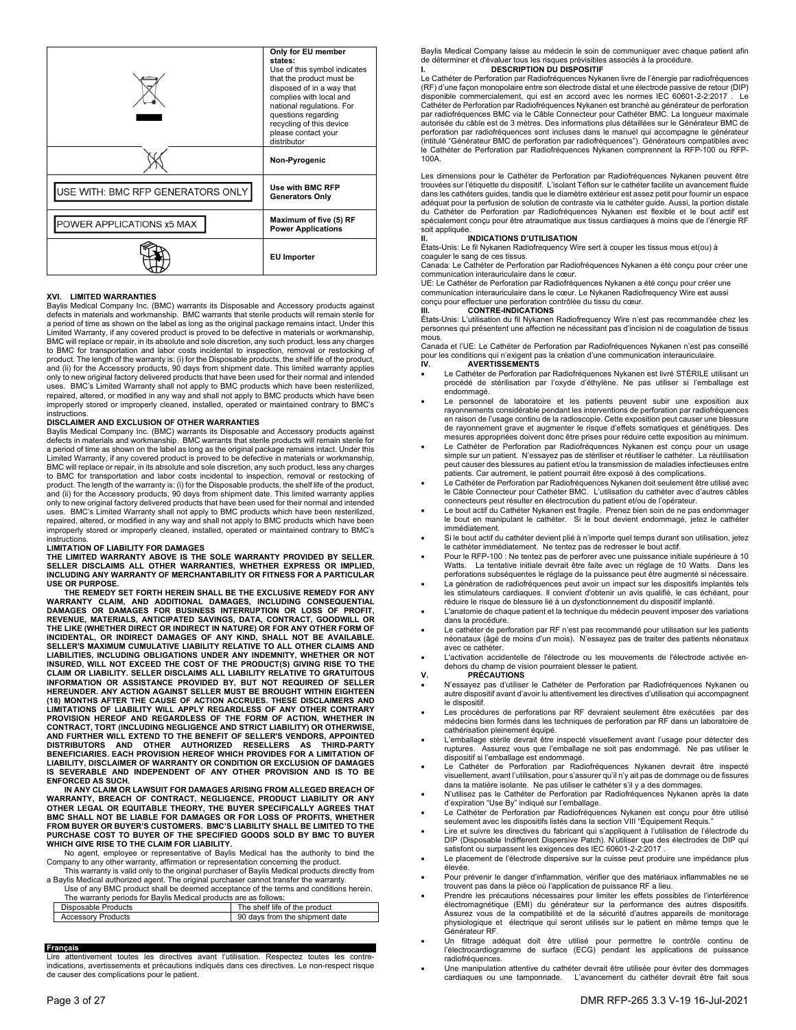| | |
|---|---|
| | **Only for EU member states:** Use of this symbol indicates that the product must be disposed of in a way that complies with local and national regulations. For questions regarding recycling of this device please contact your distributor |
| | **Non-Pyrogenic** |
| USE WITH: BMC RFP GENERATORS ONLY | **Use with BMC RFP Generators Only** |
| POWER APPLICATIONS x5 MAX | **Maximum of five (5) RF Power Applications** |
| | **EU Importer** |

**XVI. LIMITED WARRANTIES**

Baylis Medical Company Inc. (BMC) warrants its Disposable and Accessory products against defects in materials and workmanship. BMC warrants that sterile products will remain sterile for a period of time as shown on the label as long as the original package remains intact. Under this Limited Warranty, if any covered product is proved to be defective in materials or workmanship, BMC will replace or repair, in its absolute and sole discretion, any such product, less any charges to BMC for transportation and labor costs incidental to inspection, removal or restocking of product. The length of the warranty is: (i) for the Disposable products, the shelf life of the product, and (ii) for the Accessory products, 90 days from shipment date. This limited warranty applies only to new original factory delivered products that have been used for their normal and intended uses. BMC's Limited Warranty shall not apply to BMC products which have been resterilized, repaired, altered, or modified in any way and shall not apply to BMC products which have been improperly stored or improperly cleaned, installed, operated or maintained contrary to BMC's instructions.

**DISCLAIMER AND EXCLUSION OF OTHER WARRANTIES**

Baylis Medical Company Inc. (BMC) warrants its Disposable and Accessory products against defects in materials and workmanship. BMC warrants that sterile products will remain sterile for a period of time as shown on the label as long as the original package remains intact. Under this Limited Warranty, if any covered product is proved to be defective in materials or workmanship, BMC will replace or repair, in its absolute and sole discretion, any such product, less any charges to BMC for transportation and labor costs incidental to inspection, removal or restocking of product. The length of the warranty is: (i) for the Disposable products, the shelf life of the product, and (ii) for the Accessory products, 90 days from shipment date. This limited warranty applies only to new original factory delivered products that have been used for their normal and intended uses. BMC's Limited Warranty shall not apply to BMC products which have been resterilized, repaired, altered, or modified in any way and shall not apply to BMC products which have been improperly stored or improperly cleaned, installed, operated or maintained contrary to BMC's instructions.

**LIMITATION OF LIABILITY FOR DAMAGES**

**THE LIMITED WARRANTY ABOVE IS THE SOLE WARRANTY PROVIDED BY SELLER. SELLER DISCLAIMS ALL OTHER WARRANTIES, WHETHER EXPRESS OR IMPLIED, INCLUDING ANY WARRANTY OF MERCHANTABILITY OR FITNESS FOR A PARTICULAR USE OR PURPOSE.**

**THE REMEDY SET FORTH HEREIN SHALL BE THE EXCLUSIVE REMEDY FOR ANY WARRANTY CLAIM, AND ADDITIONAL DAMAGES, INCLUDING CONSEQUENTIAL DAMAGES OR DAMAGES FOR BUSINESS INTERRUPTION OR LOSS OF PROFIT, REVENUE, MATERIALS, ANTICIPATED SAVINGS, DATA, CONTRACT, GOODWILL OR THE LIKE (WHETHER DIRECT OR INDIRECT IN NATURE) OR FOR ANY OTHER FORM OF INCIDENTAL, OR INDIRECT DAMAGES OF ANY KIND, SHALL NOT BE AVAILABLE. SELLER'S MAXIMUM CUMULATIVE LIABILITY RELATIVE TO ALL OTHER CLAIMS AND LIABILITIES, INCLUDING OBLIGATIONS UNDER ANY INDEMNITY, WHETHER OR NOT INSURED, WILL NOT EXCEED THE COST OF THE PRODUCT(S) GIVING RISE TO THE CLAIM OR LIABILITY. SELLER DISCLAIMS ALL LIABILITY RELATIVE TO GRATUITOUS INFORMATION OR ASSISTANCE PROVIDED BY, BUT NOT REQUIRED OF SELLER HEREUNDER. ANY ACTION AGAINST SELLER MUST BE BROUGHT WITHIN EIGHTEEN (18) MONTHS AFTER THE CAUSE OF ACTION ACCRUES. THESE DISCLAIMERS AND LIMITATIONS OF LIABILITY WILL APPLY REGARDLESS OF ANY OTHER CONTRARY PROVISION HEREOF AND REGARDLESS OF THE FORM OF ACTION, WHETHER IN CONTRACT, TORT (INCLUDING NEGLIGENCE AND STRICT LIABILITY) OR OTHERWISE, AND FURTHER WILL EXTEND TO THE BENEFIT OF SELLER'S VENDORS, APPOINTED DISTRIBUTORS AND OTHER AUTHORIZED RESELLERS AS THIRD-PARTY BENEFICIARIES. EACH PROVISION HEREOF WHICH PROVIDES FOR A LIMITATION OF LIABILITY, DISCLAIMER OF WARRANTY OR CONDITION OR EXCLUSION OF DAMAGES IS SEVERABLE AND INDEPENDENT OF ANY OTHER PROVISION AND IS TO BE ENFORCED AS SUCH.**

**IN ANY CLAIM OR LAWSUIT FOR DAMAGES ARISING FROM ALLEGED BREACH OF WARRANTY, BREACH OF CONTRACT, NEGLIGENCE, PRODUCT LIABILITY OR ANY OTHER LEGAL OR EQUITABLE THEORY, THE BUYER SPECIFICALLY AGREES THAT BMC SHALL NOT BE LIABLE FOR DAMAGES OR FOR LOSS OF PROFITS, WHETHER FROM BUYER OR BUYER'S CUSTOMERS. BMC'S LIABILITY SHALL BE LIMITED TO THE PURCHASE COST TO BUYER OF THE SPECIFIED GOODS SOLD BY BMC TO BUYER WHICH GIVE RISE TO THE CLAIM FOR LIABILITY.**

No agent, employee or representative of Baylis Medical has the authority to bind the Company to any other warranty, affirmation or representation concerning the product.

This warranty is valid only to the original purchaser of Baylis Medical products directly from a Baylis Medical authorized agent. The original purchaser cannot transfer the warranty.

Use of any BMC product shall be deemed acceptance of the terms and conditions herein.

The warranty periods for Baylis Medical products are as follows:

| Disposable Products | The shelf life of the product |
|---|---|
| Accessory Products | 90 days from the shipment date |

## Français

Lire attentivement toutes les directives avant l'utilisation. Respectez toutes les contre-indications, avertissements et précautions indiqués dans ces directives. Le non-respect risque de causer des complications pour le patient.

Baylis Medical Company laisse au médecin le soin de communiquer avec chaque patient afin de déterminer et d'évaluer tous les risques prévisibles associés à la procédure.

**I. DESCRIPTION DU DISPOSITIF**

Le Cathéter de Perforation par Radiofréquences Nykanen livre de l'énergie par radiofréquences (RF) d'une façon monopolaire entre son électrode distal et une électrode passive de retour (DIP) disponible commercialement, qui est en accord avec les normes IEC 60601-2-2:2017 . Le Cathéter de Perforation par Radiofréquences Nykanen est branché au générateur de perforation par radiofréquences BMC via le Câble Connecteur pour Cathéter BMC. La longueur maximale autorisée du câble est de 3 mètres. Des informations plus détaillées sur le Générateur BMC de perforation par radiofréquences sont incluses dans le manuel qui accompagne le générateur (intitulé "Générateur BMC de perforation par radiofréquences"). Générateurs compatibles avec le Cathéter de Perforation par Radiofréquences Nykanen comprennent la RFP-100 ou RFP-100A.

Les dimensions pour le Cathéter de Perforation par Radiofréquences Nykanen peuvent être trouvées sur l'étiquette du dispositif. L'isolant Téflon sur le cathéter facilite un avancement fluide dans les cathéters guides, tandis que le diamètre extérieur est assez petit pour fournir un espace adéquat pour la perfusion de solution de contraste via le cathéter guide. Aussi, la portion distale du Cathéter de Perforation par Radiofréquences Nykanen est flexible et le bout actif est spécialement conçu pour être atraumatique aux tissus cardiaques à moins que de l'énergie RF soit appliquée.

**II. INDICATIONS D'UTILISATION**

États-Unis: Le fil Nykanen Radiofrequency Wire sert à couper les tissus mous et(ou) à coaguler le sang de ces tissus.

Canada: Le Cathéter de Perforation par Radiofréquences Nykanen a été conçu pour créer une communication interauriculaire dans le cœur.

UE: Le Cathéter de Perforation par Radiofréquences Nykanen a été conçu pour créer une communication interauriculaire dans le cœur. Le Nykanen Radiofrequency Wire est aussi conçu pour effectuer une perforation contrôlée du tissu du cœur.

**III. CONTRE-INDICATIONS**

États-Unis: L'utilisation du fil Nykanen Radiofrequency Wire n'est pas recommandée chez les personnes qui présentent une affection ne nécessitant pas d'incision ni de coagulation de tissus mous.

Canada et l'UE: Le Cathéter de Perforation par Radiofréquences Nykanen n'est pas conseillé pour les conditions qui n'exigent pas la création d'une communication interauriculaire.

**IV. AVERTISSEMENTS**

- Le Cathéter de Perforation par Radiofréquences Nykanen est livré STÉRILE utilisant un procédé de stérilisation par l'oxyde d'éthylène. Ne pas utiliser si l'emballage est endommagé.
- Le personnel de laboratoire et les patients peuvent subir une exposition aux rayonnements considérable pendant les interventions de perforation par radiofréquences en raison de l'usage continu de la radioscopie. Cette exposition peut causer une blessure de rayonnement grave et augmenter le risque d'effets somatiques et génétiques. Des mesures appropriées doivent donc être prises pour réduire cette exposition au minimum.
- Le Cathéter de Perforation par Radiofréquences Nykanen est conçu pour un usage simple sur un patient. N'essayez pas de stériliser et réutiliser le cathéter. La réutilisation peut causer des blessures au patient et/ou la transmission de maladies infectieuses entre patients. Car autrement, le patient pourrait être exposé à des complications.
- Le Cathéter de Perforation par Radiofréquences Nykanen doit seulement être utilisé avec le Câble Connecteur pour Cathéter BMC. L'utilisation du cathéter avec d'autres câbles connecteurs peut résulter en électrocution du patient et/ou de l'opérateur.
- Le bout actif du Cathéter Nykanen est fragile. Prenez bien soin de ne pas endommager le bout en manipulant le cathéter. Si le bout devient endommagé, jetez le cathéter immédiatement.
- Si le bout actif du cathéter devient plié à n'importe quel temps durant son utilisation, jetez le cathéter immédiatement. Ne tentez pas de redresser le bout actif.
- Pour le RFP-100 : Ne tentez pas de perforer avec une puissance initiale supérieure à 10 Watts. La tentative initiale devrait être faite avec un réglage de 10 Watts. Dans les perforations subséquentes le réglage de la puissance peut être augmenté si nécessaire.
- La génération de radiofréquences peut avoir un impact sur les dispositifs implantés tels les stimulateurs cardiaques. Il convient d'obtenir un avis qualifié, le cas échéant, pour réduire le risque de blessure lié à un dysfonctionnement du dispositif implanté.
- L'anatomie de chaque patient et la technique du médecin peuvent imposer des variations dans la procédure.
- Le cathéter de perforation par RF n'est pas recommandé pour utilisation sur les patients néonataux (âgé de moins d'un mois). N'essayez pas de traiter des patients néonataux avec ce cathéter.
- L'activation accidentelle de l'électrode ou les mouvements de l'électrode activée en-dehors du champ de vision pourraient blesser le patient.

**V. PRÉCAUTIONS**

- N'essayez pas d'utiliser le Cathéter de Perforation par Radiofréquences Nykanen ou autre dispositif avant d'avoir lu attentivement les directives d'utilisation qui accompagnent le dispositif.
- Les procédures de perforations par RF devraient seulement être exécutées par des médecins bien formés dans les techniques de perforation par RF dans un laboratoire de cathérisation pleinement équipé.
- L'emballage stérile devrait être inspecté visuellement avant l'usage pour détecter des ruptures. Assurez vous que l'emballage ne soit pas endommagé. Ne pas utiliser le dispositif si l'emballage est endommagé.
- Le Cathéter de Perforation par Radiofréquences Nykanen devrait être inspecté visuellement, avant l'utilisation, pour s'assurer qu'il n'y ait pas de dommage ou de fissures dans la matière isolante. Ne pas utiliser le cathéter s'il y a des dommages.
- N'utilisez pas le Cathéter de Perforation par Radiofréquences Nykanen après la date d'expiration "Use By" indiqué sur l'emballage.
- Le Cathéter de Perforation par Radiofréquences Nykanen est conçu pour être utilisé seulement avec les dispositifs listés dans la section VIII "Équipement Requis."
- Lire et suivre les directives du fabricant qui s'appliquent à l'utilisation de l'électrode du DIP (Disposable Indifferent Dispersive Patch). N'utiliser que des électrodes de DIP qui satisfont ou surpassent les exigences des IEC 60601-2-2:2017 .
- Le placement de l'électrode dispersive sur la cuisse peut produire une impédance plus élevée.
- Pour prévenir le danger d'inflammation, vérifier que des matériaux inflammables ne se trouvent pas dans la pièce où l'application de puissance RF a lieu.
- Prendre les précautions nécessaires pour limiter les effets possibles de l'interférence électromagnétique (EMI) du générateur sur la performance des autres dispositifs. Assurez vous de la compatibilité et de la sécurité d'autres appareils de monitorage physiologique et électrique qui seront utilisés sur le patient en même temps que le Générateur RF.
- Un filtrage adéquat doit être utilisé pour permettre le contrôle continu de l'électrocardiogramme de surface (ECG) pendant les applications de puissance radiofréquences.
- Une manipulation attentive du cathéter devrait être utilisée pour éviter des dommages cardiaques ou une tamponnade. L'avancement du cathéter devrait être fait sous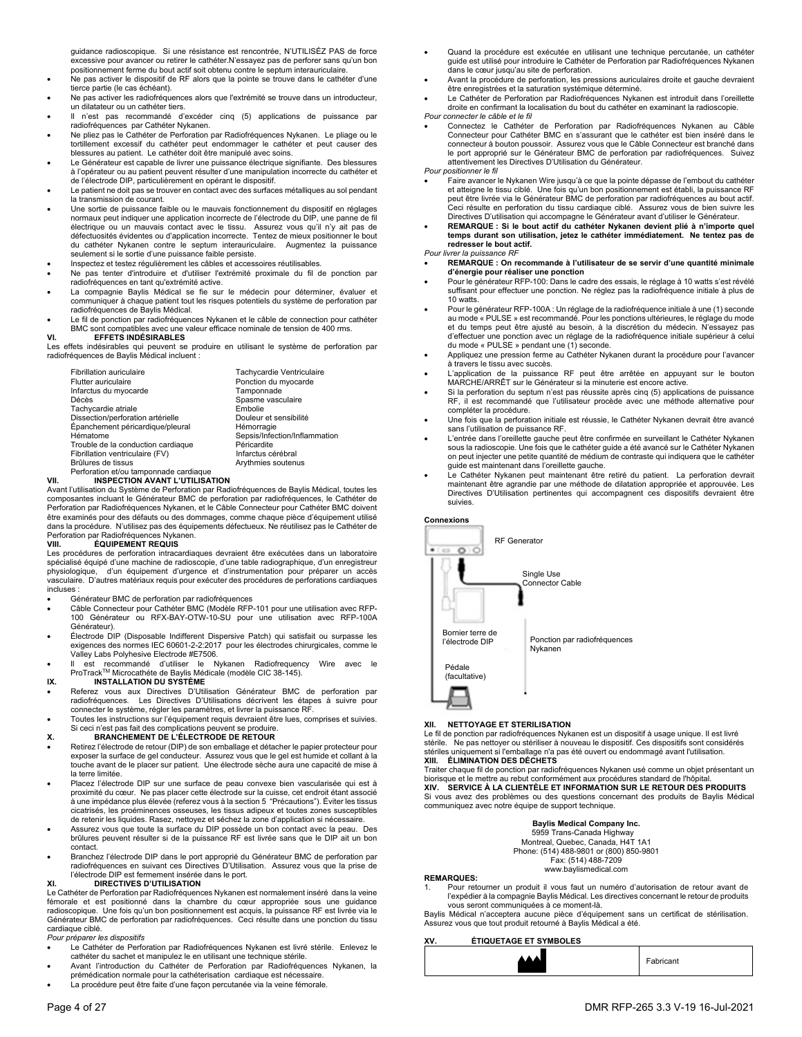guidance radioscopique. Si une résistance est rencontrée, N'UTILISEZ PAS de force excessive pour avancer ou retirer le cathéter.N'essayez pas de perforer sans qu'un bon positionnement ferme du bout actif soit obtenu contre le septum interauriculaire.

- Ne pas activer le dispositif de RF alors que la pointe se trouve dans le cathéter d'une tierce partie (le cas échéant).
- Ne pas activer les radiofréquences alors que l'extrémité se trouve dans un introducteur, un dilatateur ou un cathéter tiers.
- Il n'est pas recommandé d'excéder cinq (5) applications de puissance par radiofréquences par Cathéter Nykanen.
- Ne pliez pas le Cathéter de Perforation par Radiofréquences Nykanen. Le pliage ou le tortillement excessif du cathéter peut endommager le cathéter et peut causer des blessures au patient. Le cathéter doit être manipulé avec soins.
- Le Générateur est capable de livrer une puissance électrique signifiante. Des blessures à l'opérateur ou au patient peuvent résulter d'une manipulation incorrecte du cathéter et de l'électrode DIP, particulièrement en opérant le dispositif.
- Le patient ne doit pas se trouver en contact avec des surfaces métalliques au sol pendant la transmission de courant.
- Une sortie de puissance faible ou le mauvais fonctionnement du dispositif en réglages normaux peut indiquer une application incorrecte de l'électrode du DIP, une panne de fil électrique ou un mauvais contact avec le tissu. Assurez vous qu'il n'y ait pas de défectuosités évidentes ou d'application incorrecte. Tentez de mieux positionner le bout du cathéter Nykanen contre le septum interauriculaire. Augmentez la puissance seulement si le sortie d'une puissance faible persiste.
- Inspectez et testez régulièrement les câbles et accessoires réutilisables.
- Ne pas tenter d'introduire et d'utiliser l'extrémité proximale du fil de ponction par radiofréquences en tant qu'extrémité active.
- La compagnie Baylis Médical se fie sur le médecin pour déterminer, évaluer et communiquer à chaque patient tout les risques potentiels du système de perforation par radiofréquences de Baylis Médical.
- Le fil de ponction par radiofréquences Nykanen et le câble de connection pour cathéter BMC sont compatibles avec une valeur efficace nominale de tension de 400 rms.

## VI. EFFETS INDÉSIRABLES

Les effets indésirables qui peuvent se produire en utilisant le système de perforation par radiofréquences de Baylis Médical incluent :

| | |
|---|---|
| Fibrillation auriculaire | Tachycardie Ventriculaire |
| Flutter auriculaire | Ponction du myocarde |
| Infarctus du myocarde | Tamponnade |
| Décès | Spasme vasculaire |
| Tachycardie atriale | Embolie |
| Dissection/perforation artérielle | Douleur et sensibilité |
| Épanchement péricardique/pleural | Hémorragie |
| Hématome | Sepsis/Infection/Inflammation |
| Trouble de la conduction cardiaque | Péricardite |
| Fibrillation ventriculaire (FV) | Infarctus cérébral |
| Brûlures de tissus | Arythmies soutenus |
| Perforation et/ou tamponnade cardiaque | |

## VII. INSPECTION AVANT L'UTILISATION

Avant l'utilisation du Système de Perforation par Radiofréquences de Baylis Médical, toutes les composantes incluant le Générateur BMC de perforation par radiofréquences, le Cathéter de Perforation par Radiofréquences Nykanen, et le Câble Connecteur pour Cathéter BMC doivent être examinés pour des défauts ou des dommages, comme chaque pièce d'équipement utilisé dans la procédure. N'utilisez pas des équipements défectueux. Ne réutilisez pas le Cathéter de Perforation par Radiofréquences Nykanen.

## VIII. ÉQUIPEMENT REQUIS

Les procédures de perforation intracardiaques devraient être exécutées dans un laboratoire spécialisé équipé d'une machine de radioscopie, d'une table radiographique, d'un enregistreur physiologique, d'un équipement d'urgence et d'instrumentation pour préparer un accès vasculaire. D'autres matériaux requis pour exécuter des procédures de perforations cardiaques incluses :

- Générateur BMC de perforation par radiofréquences
- Câble Connecteur pour Cathéter BMC (Modèle RFP-101 pour une utilisation avec RFP-100 Générateur ou RFX-BAY-OTW-10-SU pour une utilisation avec RFP-100A Générateur).
- Électrode DIP (Disposable Indifferent Dispersive Patch) qui satisfait ou surpasse les exigences des normes IEC 60601-2-2:2017 pour les électrodes chirurgicales, comme le Valley Labs Polyhesive Electrode #E7506.
- Il est recommandé d'utiliser le Nykanen Radiofrequency Wire avec le ProTrack™ Microcathéte de Baylis Médicale (modèle CIC 38-145).

## IX. INSTALLATION DU SYSTÈME

- Referez vous aux Directives D'Utilisation Générateur BMC de perforation par radiofréquences. Les Directives D'Utilisations décrivent les étapes à suivre pour connecter le système, régler les paramètres, et livrer la puissance RF.
- Toutes les instructions sur l'équipement requis devraient être lues, comprises et suivies. Si ceci n'est pas fait des complications peuvent se produire.

## X. BRANCHEMENT DE L'ÉLECTRODE DE RETOUR

- Retirez l'électrode de retour (DIP) de son emballage et détacher le papier protecteur pour exposer la surface de gel conducteur. Assurez vous que le gel est humide et collant à la touche avant de le placer sur patient. Une électrode sèche aura une capacité de mise à la terre limitée.
- Placez l'électrode DIP sur une surface de peau convexe bien vascularisée qui est à proximité du cœur. Ne pas placer cette électrode sur la cuisse, cet endroit étant associé à une impédance plus élevée (referez vous à la section 5 "Précautions"). Éviter les tissus cicatrisés, les proéminences osseuses, les tissus adipeux et toutes zones susceptibles de retenir les liquides. Rasez, nettoyez et séchez la zone d'application si nécessaire.
- Assurez vous que toute la surface du DIP possède un bon contact avec la peau. Des brûlures peuvent résulter si de la puissance RF est livrée sans que le DIP ait un bon contact.
- Branchez l'électrode DIP dans le port approprié du Générateur BMC de perforation par radiofréquences en suivant ces Directives D'Utilisation. Assurez vous que la prise de l'électrode DIP est fermement insérée dans le port.

## XI. DIRECTIVES D'UTILISATION

Le Cathéter de Perforation par Radiofréquences Nykanen est normalement inséré dans la veine fémorale et est positionné dans la chambre du cœur appropriée sous une guidance radioscopique. Une fois qu'un bon positionnement est acquis, la puissance RF est livrée via le Générateur BMC de perforation par radiofréquences. Ceci résulte dans une ponction du tissu cardiaque ciblé.

*Pour préparer les dispositifs*

- Le Cathéter de Perforation par Radiofréquences Nykanen est livré stérile. Enlevez le cathéter du sachet et manipulez le en utilisant une technique stérile.
- Avant l'introduction du Cathéter de Perforation par Radiofréquences Nykanen, la prémédication normale pour la cathétérisation cardiaque est nécessaire.
- La procédure peut être faite d'une façon percutanée via la veine fémorale.
- Quand la procédure est exécutée en utilisant une technique percutanée, un cathéter guide est utilisé pour introduire le Cathéter de Perforation par Radiofréquences Nykanen dans le cœur jusqu'au site de perforation.
- Avant la procédure de perforation, les pressions auriculaires droite et gauche devraient être enregistrées et la saturation systémique déterminé.
- Le Cathéter de Perforation par Radiofréquences Nykanen est introduit dans l'oreillette droite en confirmant la localisation du bout du cathéter en examinant la radioscopie.

*Pour connecter le câble et le fil*

- Connectez le Cathéter de Perforation par Radiofréquences Nykanen au Câble Connecteur pour Cathéter BMC en s'assurant que le cathéter est bien inséré dans le connecteur à bouton poussoir. Assurez vous que le Câble Connecteur est branché dans le port approprié sur le Générateur BMC de perforation par radiofréquences. Suivez attentivement les Directives D'Utilisation du Générateur.

*Pour positionner le fil*

- Faire avancer le Nykanen Wire jusqu'à ce que la pointe dépasse de l'embout du cathéter et atteigne le tissu ciblé. Une fois qu'un bon positionnement est établi, la puissance RF peut être livrée via le Générateur BMC de perforation par radiofréquences au bout actif. Ceci résulte en perforation du tissu cardiaque ciblé. Assurez vous de bien suivre les Directives D'utilisation qui accompagne le Générateur avant d'utiliser le Générateur.
- **REMARQUE : Si le bout actif du cathéter Nykanen devient plié à n'importe quel temps durant son utilisation, jetez le cathéter immédiatement. Ne tentez pas de redresser le bout actif.**

*Pour livrer la puissance RF*

- **REMARQUE : On recommande à l'utilisateur de se servir d'une quantité minimale d'énergie pour réaliser une ponction**
- Pour le générateur RFP-100: Dans le cadre des essais, le réglage à 10 watts s'est révélé suffisant pour effectuer une ponction. Ne réglez pas la radiofréquence initiale à plus de 10 watts.
- Pour le générateur RFP-100A : Un réglage de la radiofréquence initiale à une (1) seconde au mode « PULSE » est recommandé. Pour les ponctions ultérieures, le réglage du mode et du temps peut être ajusté au besoin, à la discrétion du médecin. N'essayez pas d'effectuer une ponction avec un réglage de la radiofréquence initiale supérieur à celui du mode « PULSE » pendant une (1) seconde.
- Appliquez une pression ferme au Cathéter Nykanen durant la procédure pour l'avancer à travers le tissu avec succès.
- L'application de la puissance RF peut être arrêtée en appuyant sur le bouton MARCHE/ARRÊT sur le Générateur si la minuterie est encore active.
- Si la perforation du septum n'est pas réussite après cinq (5) applications de puissance RF, il est recommandé que l'utilisateur procède avec une méthode alternative pour compléter la procédure.
- Une fois que la perforation initiale est réussie, le Cathéter Nykanen devrait être avancé sans l'utilisation de puissance RF.
- L'entrée dans l'oreillette gauche peut être confirmée en surveillant le Cathéter Nykanen sous la radioscopie. Une fois que le cathéter guide a été avancé sur le Cathéter Nykanen on peut injecter une petite quantité de médium de contraste qui indiquera que le cathéter guide est maintenant dans l'oreillette gauche.
- Le Cathéter Nykanen peut maintenant être retiré du patient. La perforation devrait maintenant être agrandie par une méthode de dilatation appropriée et approuvée. Les Directives D'Utilisation pertinentes qui accompagnent ces dispositifs devraient être suivies.

**Connexions**

RF Generator

Single Use Connector Cable

Bornier terre de l'électrode DIP

Ponction par radiofréquences Nykanen

Pédale (facultative)

## XII. NETTOYAGE ET STERILISATION

Le fil de ponction par radiofréquences Nykanen est un dispositif à usage unique. Il est livré stérile. Ne pas nettoyer ou stériliser à nouveau le dispositif. Ces dispositifs sont considérés stériles uniquement si l'emballage n'a pas été ouvert ou endommagé avant l'utilisation.

## XIII. ÉLIMINATION DES DÉCHETS

Traiter chaque fil de ponction par radiofréquences Nykanen usé comme un objet présentant un biorisque et le mettre au rebut conformément aux procédures standard de l'hôpital.

## XIV. SERVICE À LA CLIENTÈLE ET INFORMATION SUR LE RETOUR DES PRODUITS

Si vous avez des problèmes ou des questions concernant des produits de Baylis Médical communiquez avec notre équipe de support technique.

**Baylis Medical Company Inc.**
5959 Trans-Canada Highway
Montreal, Quebec, Canada, H4T 1A1
Phone: (514) 488-9801 or (800) 850-9801
Fax: (514) 488-7209
www.baylismedical.com

**REMARQUES:**

1. Pour retourner un produit il vous faut un numéro d'autorisation de retour avant de l'expédier à la compagnie Baylis Médical. Les directives concernant le retour de produits vous seront communiquées à ce moment-là.

Baylis Médical n'acceptera aucune pièce d'équipement sans un certificat de stérilisation. Assurez vous que tout produit retourné à Baylis Médical a été.

## XV. ÉTIQUETAGE ET SYMBOLES

| | |
|---|---|
| | Fabricant |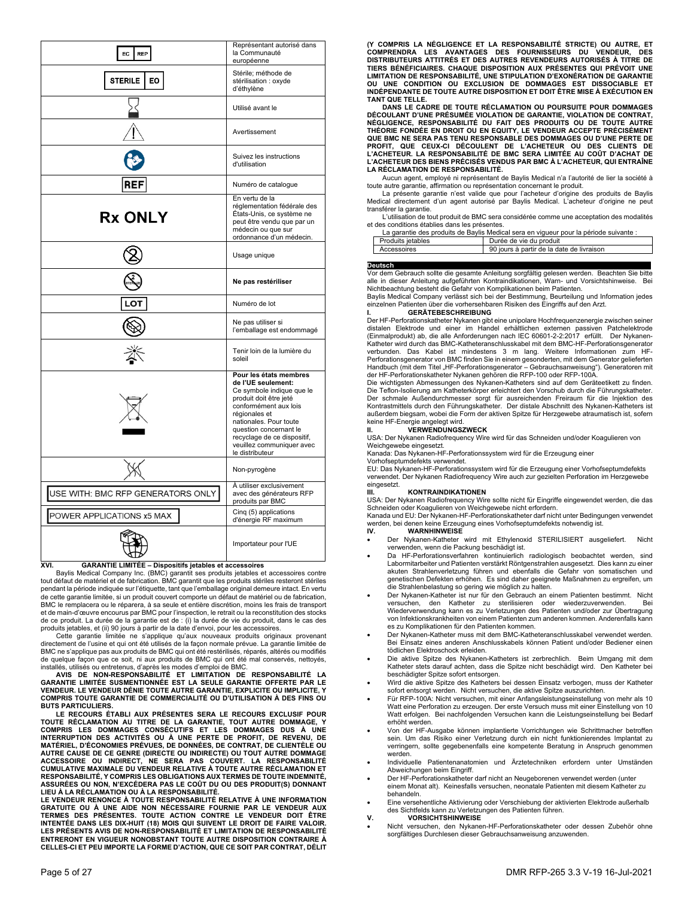| Symbol | Description |
|---|---|
| EC REP | Représentant autorisé dans la Communauté européenne |
| STERILE EO | Stérile; méthode de stérilisation : oxyde d'éthylène |
| | Utilisé avant le |
| | Avertissement |
| | Suivez les instructions d'utilisation |
| REF | Numéro de catalogue |
| Rx ONLY | En vertu de la réglementation fédérale des États-Unis, ce système ne peut être vendu que par un médecin ou que sur ordonnance d'un médecin. |
| | Usage unique |
| | **Ne pas restériliser** |
| LOT | Numéro de lot |
| | Ne pas utiliser si l'emballage est endommagé |
| | Tenir loin de la lumière du soleil |
| | **Pour les états membres de l'UE seulement:** Ce symbole indique que le produit doit être jeté conformément aux lois régionales et nationales. Pour toute question concernant le recyclage de ce dispositif, veuillez communiquer avec le distributeur |
| | Non-pyrogène |
| USE WITH: BMC RFP GENERATORS ONLY | À utiliser exclusivement avec des générateurs RFP produits par BMC |
| POWER APPLICATIONS x5 MAX | Cinq (5) applications d'énergie RF maximum |
| | Importateur pour l'UE |

## XVI. GARANTIE LIMITÉE – Dispositifs jetables et accessoires

Baylis Medical Company Inc. (BMC) garantit ses produits jetables et accessoires contre tout défaut de matériel et de fabrication. BMC garantit que les produits stériles resteront stériles pendant la période indiquée sur l'étiquette, tant que l'emballage original demeure intact. En vertu de cette garantie limitée, si un produit couvert comporte un défaut de matériel ou de fabrication, BMC le remplacera ou le réparera, à sa seule et entière discrétion, moins les frais de transport et de main-d'œuvre encourus par BMC pour l'inspection, le retrait ou la reconstitution des stocks de ce produit. La durée de la garantie est de : (i) la durée de vie du produit, dans le cas des produits jetables, et (ii) 90 jours à partir de la date d'envoi, pour les accessoires.

Cette garantie limitée ne s'applique qu'aux nouveaux produits originaux provenant directement de l'usine et qui ont été utilisés de la façon normale prévue. La garantie limitée de BMC ne s'applique pas aux produits de BMC qui ont été restérilisés, réparés, altérés ou modifiés de quelque façon que ce soit, ni aux produits de BMC qui ont été mal conservés, nettoyés, installés, utilisés ou entretenus, d'après les modes d'emploi de BMC.

**AVIS DE NON-RESPONSABILITÉ ET LIMITATION DE RESPONSABILITÉ LA GARANTIE LIMITÉE SUSMENTIONNÉE EST LA SEULE GARANTIE OFFERTE PAR LE VENDEUR. LE VENDEUR DÉNIE TOUTE AUTRE GARANTIE, EXPLICITE OU IMPLICITE, Y COMPRIS TOUTE GARANTIE DE COMMERCIALITÉ OU D'UTILISATION À DES FINS OU BUTS PARTICULIERS.**

**LE RECOURS ÉTABLI AUX PRÉSENTES SERA LE RECOURS EXCLUSIF POUR TOUTE RÉCLAMATION AU TITRE DE LA GARANTIE, TOUT AUTRE DOMMAGE, Y COMPRIS LES DOMMAGES CONSÉCUTIFS ET LES DOMMAGES DUS À UNE INTERRUPTION DES ACTIVITÉS OU À UNE PERTE DE PROFIT, DE REVENU, DE MATÉRIEL, D'ÉCONOMIES PRÉVUES, DE DONNÉES, DE CONTRAT, DE CLIENTÈLE OU AUTRE CAUSE DE CE GENRE (DIRECTE OU INDIRECTE) OU TOUT AUTRE DOMMAGE ACCESSOIRE OU INDIRECT, NE SERA PAS COUVERT. LA RESPONSABILITÉ CUMULATIVE MAXIMALE DU VENDEUR RELATIVE À TOUTE AUTRE RÉCLAMATION ET RESPONSABILITÉ, Y COMPRIS LES OBLIGATIONS AUX TERMES DE TOUTE INDEMNITÉ, ASSURÉES OU NON, N'EXCÉDERA PAS LE COÛT DU OU DES PRODUIT(S) DONNANT LIEU À LA RÉCLAMATION OU À LA RESPONSABILITÉ.**

**LE VENDEUR RENONCE À TOUTE RESPONSABILITÉ RELATIVE À UNE INFORMATION GRATUITE OU À UNE AIDE NON NÉCESSAIRE FOURNIE PAR LE VENDEUR AUX TERMES DES PRÉSENTES. TOUTE ACTION CONTRE LE VENDEUR DOIT ÊTRE INTENTÉE DANS LES DIX-HUIT (18) MOIS QUI SUIVENT LE DROIT DE FAIRE VALOIR. LES PRÉSENTS AVIS DE NON-RESPONSABILITÉ ET LIMITATION DE RESPONSABILITÉ ENTRERONT EN VIGUEUR NONOBSTANT TOUTE AUTRE DISPOSITION CONTRAIRE À CELLES-CI ET PEU IMPORTE LA FORME D'ACTION, QUE CE SOIT PAR CONTRAT, DÉLIT (Y COMPRIS LA NÉGLIGENCE ET LA RESPONSABILITÉ STRICTE) OU AUTRE, ET COMPRENDRA LES AVANTAGES DES FOURNISSEURS DU VENDEUR, DES DISTRIBUTEURS ATTITRÉS ET DES AUTRES REVENDEURS AUTORISÉS À TITRE DE TIERS BÉNÉFICIAIRES. CHAQUE DISPOSITION AUX PRÉSENTES QUI PRÉVOIT UNE LIMITATION DE RESPONSABILITÉ, UNE STIPULATION D'EXONÉRATION DE GARANTIE OU UNE CONDITION OU EXCLUSION DE DOMMAGES EST DISSOCIABLE ET INDÉPENDANTE DE TOUTE AUTRE DISPOSITION ET DOIT ÊTRE MISE À EXÉCUTION EN TANT QUE TELLE.**

**DANS LE CADRE DE TOUTE RÉCLAMATION OU POURSUITE POUR DOMMAGES DÉCOULANT D'UNE PRÉSUMÉE VIOLATION DE GARANTIE, VIOLATION DE CONTRAT, NÉGLIGENCE, RESPONSABILITÉ DU FAIT DES PRODUITS OU DE TOUTE AUTRE THÉORIE FONDÉE EN DROIT OU EN EQUITY, LE VENDEUR ACCEPTE PRÉCISÉMENT QUE BMC NE SERA PAS TENU RESPONSABLE DES DOMMAGES OU D'UNE PERTE DE PROFIT, QUE CEUX-CI DÉCOULENT DE L'ACHETEUR OU DES CLIENTS DE L'ACHETEUR. LA RESPONSABILITÉ DE BMC SERA LIMITÉE AU COÛT D'ACHAT DE L'ACHETEUR DES BIENS PRÉCISÉS VENDUS PAR BMC À L'ACHETEUR, QUI ENTRAÎNE LA RÉCLAMATION DE RESPONSABILITÉ.**

Aucun agent, employé ni représentant de Baylis Medical n'a l'autorité de lier la société à toute autre garantie, affirmation ou représentation concernant le produit.

La présente garantie n'est valide que pour l'acheteur d'origine des produits de Baylis Medical directement d'un agent autorisé par Baylis Medical. L'acheteur d'origine ne peut transférer la garantie.

L'utilisation de tout produit de BMC sera considérée comme une acceptation des modalités et des conditions établies dans les présentes.

La garantie des produits de Baylis Medical sera en vigueur pour la période suivante :

| Produits jetables | Durée de vie du produit |
|---|---|
| Accessoires | 90 jours à partir de la date de livraison |

## Deutsch

Vor dem Gebrauch sollte die gesamte Anleitung sorgfältig gelesen werden. Beachten Sie bitte alle in dieser Anleitung aufgeführten Kontraindikationen, Warn- und Vorsichtshinweise. Bei Nichtbeachtung besteht die Gefahr von Komplikationen beim Patienten.

Baylis Medical Company verlässt sich bei der Bestimmung, Beurteilung und Information jedes einzelnen Patienten über die vorhersehbaren Risiken des Eingriffs auf den Arzt.

### I. GERÄTEBESCHREIBUNG

Der HF-Perforationskatheter Nykanen gibt eine unipolare Hochfrequenzenergie zwischen seiner distalen Elektrode und einer im Handel erhältlichen externen passiven Patchelektrode (Einmalprodukt) ab, die alle Anforderungen nach IEC 60601-2-2:2017 erfüllt. Der Nykanen-Katheter wird durch das BMC-Katheteranschlusskabel mit dem BMC-HF-Perforationsgenerator verbunden. Das Kabel ist mindestens 3 m lang. Weitere Informationen zum HF-Perforationsgenerator von BMC finden Sie in einem gesonderten, mit dem Generator gelieferten Handbuch (mit dem Titel „HF-Perforationsgenerator – Gebrauchsanweisung"). Generatoren mit der HF-Perforationskatheter Nykanen gehören die RFP-100 oder RFP-100A.

Die wichtigsten Abmessungen des Nykanen-Katheters sind auf dem Geräteetikett zu finden. Die Teflon-Isolierung am Katheterkörper erleichtert den Vorschub durch die Führungskatheter. Der schmale Außendurchmesser sorgt für ausreichenden Freiraum für die Injektion des Kontrastmittels durch den Führungskatheter. Der distale Abschnitt des Nykanen-Katheters ist außerdem biegsam, wobei die Form der aktiven Spitze für Herzgewebe atraumatisch ist, sofern keine HF-Energie angelegt wird.

### II. VERWENDUNGSZWECK

USA: Der Nykanen Radiofrequency Wire wird für das Schneiden und/oder Koagulieren von Weichgewebe eingesetzt.

Kanada: Das Nykanen-HF-Perforationssystem wird für die Erzeugung einer Vorhofseptumdefekts verwendet.

EU: Das Nykanen-HF-Perforationssystem wird für die Erzeugung einer Vorhofseptumdefekts verwendet. Der Nykanen Radiofrequency Wire auch zur gezielten Perforation im Herzgewebe eingesetzt.

### III. KONTRAINDIKATIONEN

USA: Der Nykanen Radiofrequency Wire sollte nicht für Eingriffe eingewendet werden, da das Schneiden oder Koagulieren von Weichgewebe nicht erfordern.

Kanada und EU: Der Nykanen-HF-Perforationskatheter darf nicht unter Bedingungen verwendet werden, bei denen keine Erzeugung eines Vorhofseptumdefekts notwendig ist.

### IV. WARNHINWEISE

- Der Nykanen-Katheter wird mit Ethylenoxid STERILISIERT ausgeliefert. Nicht verwenden, wenn die Packung beschädigt ist.
- Da HF-Perforationsverfahren kontinuierlich radiologisch beobachtet werden, sind Labormitarbeiter und Patienten verstärkt Röntgenstrahlen ausgesetzt. Dies kann zu einer akuten Strahlenverletzung führen und ebenfalls die Gefahr von somatischen und genetischen Defekten erhöhen. Es sind daher geeignete Maßnahmen zu ergreifen, um die Strahlenbelastung so gering wie möglich zu halten.
- Der Nykanen-Katheter ist nur für den Gebrauch an einem Patienten bestimmt. Nicht versuchen, den Katheter zu sterilisieren oder wiederzuverwenden. Bei Wiederverwendung kann es zu Verletzungen des Patienten und/oder zur Übertragung von Infektionskrankheiten von einem Patienten zum anderen kommen. Anderenfalls kann es zu Komplikationen für den Patienten kommen.
- Der Nykanen-Katheter muss mit dem BMC-Katheteranschlusskabel verwendet werden. Bei Einsatz eines anderen Anschlusskabels können Patient und/oder Bediener einen tödlichen Elektroschock erleiden.
- Die aktive Spitze des Nykanen-Katheters ist zerbrechlich. Beim Umgang mit dem Katheter stets darauf achten, dass die Spitze nicht beschädigt wird. Den Katheter bei beschädigter Spitze sofort entsorgen.
- Wird die aktive Spitze des Katheters bei dessen Einsatz verbogen, muss der Katheter sofort entsorgt werden. Nicht versuchen, die aktive Spitze auszurichten.
- Für RFP-100A: Nicht versuchen, mit einer Anfangsleistungseinstellung von mehr als 10 Watt eine Perforation zu erzeugen. Der erste Versuch muss mit einer Einstellung von 10 Watt erfolgen. Bei nachfolgenden Versuchen kann die Leistungseinstellung bei Bedarf erhöht werden.
- Von der HF-Ausgabe können implantierte Vorrichtungen wie Schrittmacher betroffen sein. Um das Risiko einer Verletzung durch ein nicht funktionierendes Implantat zu verringern, sollte gegebenenfalls eine kompetente Beratung in Anspruch genommen werden.
- Individuelle Patientenanatomien und Ärztetechniken erfordern unter Umständen Abweichungen beim Eingriff.
- Der HF-Perforationskatheter darf nicht an Neugeborenen verwendet werden (unter einem Monat alt). Keinesfalls versuchen, neonatale Patienten mit diesem Katheter zu behandeln.
- Eine versehentliche Aktivierung oder Verschiebung der aktivierten Elektrode außerhalb des Sichtfelds kann zu Verletzungen des Patienten führen.

### V. VORSICHTSHINWEISE

- Nicht versuchen, den Nykanen-HF-Perforationskatheter oder dessen Zubehör ohne sorgfältiges Durchlesen dieser Gebrauchsanweisung anzuwenden.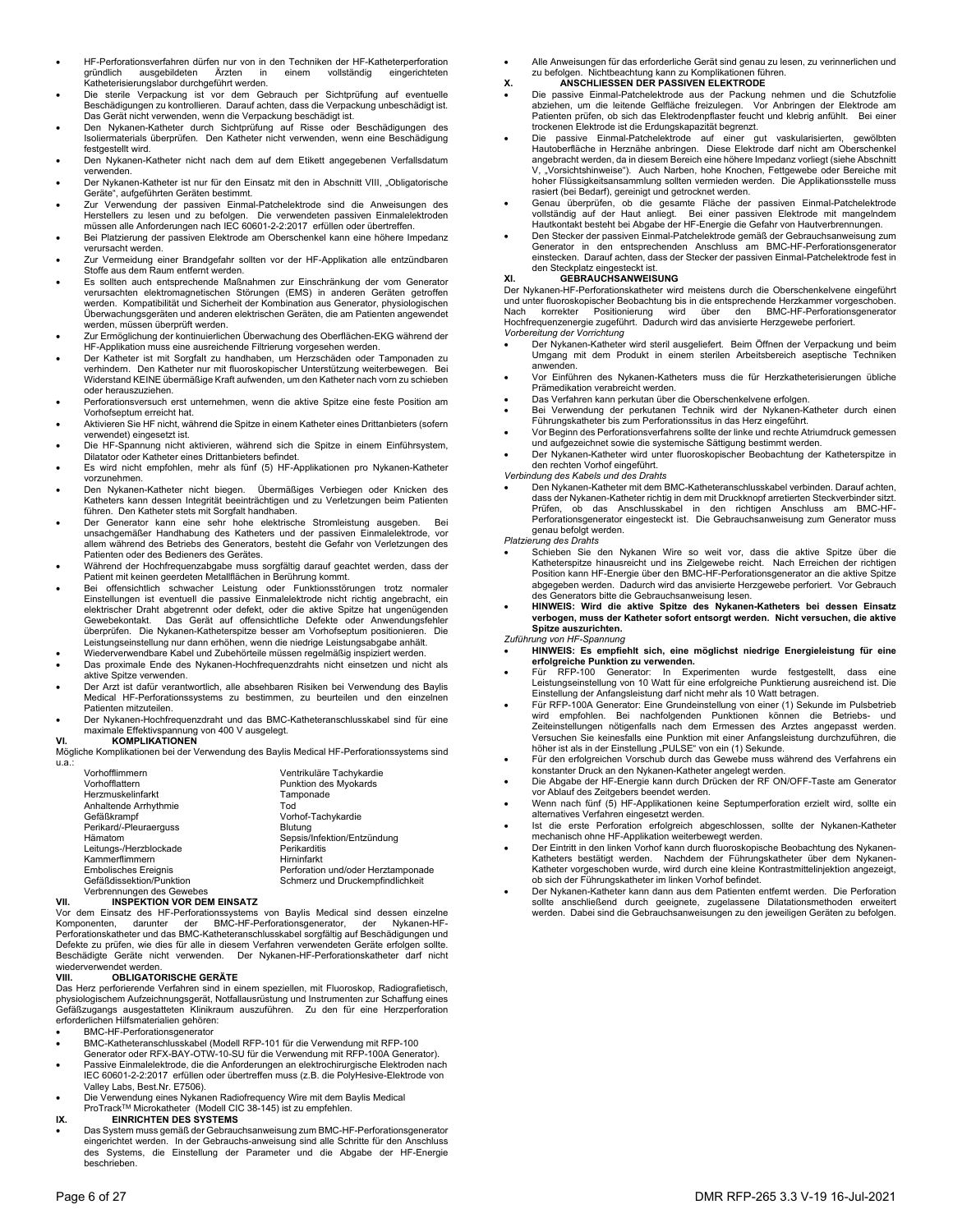- HF-Perforationsverfahren dürfen nur von in den Techniken der HF-Katheterperforation gründlich ausgebildeten Ärzten in einem vollständig eingerichteten Katheterisierungslabor durchgeführt werden.
- Die sterile Verpackung ist vor dem Gebrauch per Sichtprüfung auf eventuelle Beschädigungen zu kontrollieren. Darauf achten, dass die Verpackung unbeschädigt ist. Das Gerät nicht verwenden, wenn die Verpackung beschädigt ist.
- Den Nykanen-Katheter durch Sichtprüfung auf Risse oder Beschädigungen des Isoliermaterials überprüfen. Den Katheter nicht verwenden, wenn eine Beschädigung festgestellt wird.
- Den Nykanen-Katheter nicht nach dem auf dem Etikett angegebenen Verfallsdatum verwenden.
- Der Nykanen-Katheter ist nur für den Einsatz mit den in Abschnitt VIII, „Obligatorische Geräte", aufgeführten Geräten bestimmt.
- Zur Verwendung der passiven Einmal-Patchelektrode sind die Anweisungen des Herstellers zu lesen und zu befolgen. Die verwendeten passiven Einmalelektroden müssen alle Anforderungen nach IEC 60601-2-2:2017 erfüllen oder übertreffen.
- Bei Platzierung der passiven Elektrode am Oberschenkel kann eine höhere Impedanz verursacht werden.
- Zur Vermeidung einer Brandgefahr sollten vor der HF-Applikation alle entzündbaren Stoffe aus dem Raum entfernt werden.
- Es sollten auch entsprechende Maßnahmen zur Einschränkung der vom Generator verursachten elektromagnetischen Störungen (EMS) in anderen Geräten getroffen werden. Kompatibilität und Sicherheit der Kombination aus Generator, physiologischen Überwachungsgeräten und anderen elektrischen Geräten, die am Patienten angewendet werden, müssen überprüft werden.
- Zur Ermöglichung der kontinuierlichen Überwachung des Oberflächen-EKG während der HF-Applikation muss eine ausreichende Filtrierung vorgesehen werden.
- Der Katheter ist mit Sorgfalt zu handhaben, um Herzschäden oder Tamponaden zu verhindern. Den Katheter nur mit fluoroskopischer Unterstützung weiterbewegen. Bei Widerstand KEINE übermäßige Kraft aufwenden, um den Katheter nach vorn zu schieben oder herauszuziehen.
- Perforationsversuch erst unternehmen, wenn die aktive Spitze eine feste Position am Vorhofseptum erreicht hat.
- Aktivieren Sie HF nicht, während die Spitze in einem Katheter eines Drittanbieters (sofern verwendet) eingesetzt ist.
- Die HF-Spannung nicht aktivieren, während sich die Spitze in einem Einführsystem, Dilatator oder Katheter eines Drittanbieters befindet.
- Es wird nicht empfohlen, mehr als fünf (5) HF-Applikationen pro Nykanen-Katheter vorzunehmen.
- Den Nykanen-Katheter nicht biegen. Übermäßiges Verbiegen oder Knicken des Katheters kann dessen Integrität beeinträchtigen und zu Verletzungen beim Patienten führen. Den Katheter stets mit Sorgfalt handhaben.
- Der Generator kann eine sehr hohe elektrische Stromleistung ausgeben. Bei unsachgemäßer Handhabung des Katheters und der passiven Einmalelektrode, vor allem während des Betriebs des Generators, besteht die Gefahr von Verletzungen des Patienten oder des Bedieners des Gerätes.
- Während der Hochfrequenzabgabe muss sorgfältig darauf geachtet werden, dass der Patient mit keinen geerdeten Metallflächen in Berührung kommt.
- Bei offensichtlich schwacher Leistung oder Funktionsstörungen trotz normaler Einstellungen ist eventuell die passive Einmalelektrode nicht richtig angebracht, ein elektrischer Draht abgetrennt oder defekt, oder die aktive Spitze hat ungenügenden Gewebekontakt. Das Gerät auf offensichtliche Defekte oder Anwendungsfehler überprüfen. Die Nykanen-Katheterspitze besser am Vorhofseptum positionieren. Die Leistungseinstellung nur dann erhöhen, wenn die niedrige Leistungsabgabe anhält.
- Wiederverwendbare Kabel und Zubehörteile müssen regelmäßig inspiziert werden.
- Das proximale Ende des Nykanen-Hochfrequenzdrahts nicht einsetzen und nicht als aktive Spitze verwenden.
- Der Arzt ist dafür verantwortlich, alle absehbaren Risiken bei Verwendung des Baylis Medical HF-Perforationssystems zu bestimmen, zu beurteilen und den einzelnen Patienten mitzuteilen.
- Der Nykanen-Hochfrequenzdraht und das BMC-Katheteranschlusskabel sind für eine maximale Effektivspannung von 400 V ausgelegt.

## VI. KOMPLIKATIONEN

Mögliche Komplikationen bei der Verwendung des Baylis Medical HF-Perforationssystems sind u.a.:

| | |
|---|---|
| Vorhofflimmern | Ventrikuläre Tachykardie |
| Vorhofflattern | Punktion des Myokards |
| Herzmuskelinfarkt | Tamponade |
| Anhaltende Arrhythmie | Tod |
| Gefäßkrampf | Vorhof-Tachykardie |
| Perikard/-Pleuraerguss | Blutung |
| Hämatom | Sepsis/Infektion/Entzündung |
| Leitungs-/Herzblockade | Perikarditis |
| Kammerflimmern | Hirninfarkt |
| Embolisches Ereignis | Perforation und/oder Herztamponade |
| Gefäßdissektion/Punktion | Schmerz und Druckempfindlichkeit |
| Verbrennungen des Gewebes | |

## VII. INSPEKTION VOR DEM EINSATZ

Vor dem Einsatz des HF-Perforationssystems von Baylis Medical sind dessen einzelne Komponenten, darunter der BMC-HF-Perforationsgenerator, der Nykanen-HF-Perforationskatheter und das BMC-Katheteranschlusskabel sorgfältig auf Beschädigungen und Defekte zu prüfen, wie dies für alle in diesem Verfahren verwendeten Geräte erfolgen sollte. Beschädigte Geräte nicht verwenden. Der Nykanen-HF-Perforationskatheter darf nicht wiederverwendet werden.

## VIII. OBLIGATORISCHE GERÄTE

Das Herz perforierende Verfahren sind in einem speziellen, mit Fluoroskop, Radiografietisch, physiologischem Aufzeichnungsgerät, Notfallausrüstung und Instrumenten zur Schaffung eines Gefäßzugangs ausgestatteten Klinikraum auszuführen. Zu den für eine Herzperforation erforderlichen Hilfsmaterialien gehören:

- BMC-HF-Perforationsgenerator
- BMC-Katheteranschlusskabel (Modell RFP-101 für die Verwendung mit RFP-100 Generator oder RFX-BAY-OTW-10-SU für die Verwendung mit RFP-100A Generator).
- Passive Einmalelektrode, die die Anforderungen an elektrochirurgische Elektroden nach IEC 60601-2-2:2017 erfüllen oder übertreffen muss (z.B. die PolyHesive-Elektrode von Valley Labs, Best.Nr. E7506).
- Die Verwendung eines Nykanen Radiofrequency Wire mit dem Baylis Medical ProTrack™ Microkatheter (Modell CIC 38-145) ist zu empfehlen.

## IX. EINRICHTEN DES SYSTEMS

- Das System muss gemäß der Gebrauchsanweisung zum BMC-HF-Perforationsgenerator eingerichtet werden. In der Gebrauchs-anweisung sind alle Schritte für den Anschluss des Systems, die Einstellung der Parameter und die Abgabe der HF-Energie beschrieben.
- Alle Anweisungen für das erforderliche Gerät sind genau zu lesen, zu verinnerlichen und zu befolgen. Nichtbeachtung kann zu Komplikationen führen.

## X. ANSCHLIESSEN DER PASSIVEN ELEKTRODE

- Die passive Einmal-Patchelektrode aus der Packung nehmen und die Schutzfolie abziehen, um die leitende Gelfläche freizulegen. Vor Anbringen der Elektrode am Patienten prüfen, ob sich das Elektrodenpflaster feucht und klebrig anfühlt. Bei einer trockenen Elektrode ist die Erdungskapazität begrenzt.
- Die passive Einmal-Patchelektrode auf einer gut vaskularisierten, gewölbten Hautoberfläche in Herznähe anbringen. Diese Elektrode darf nicht am Oberschenkel angebracht werden, da in diesem Bereich eine höhere Impedanz vorliegt (siehe Abschnitt V, „Vorsichtshinweise"). Auch Narben, hohe Knochen, Fettgewebe oder Bereiche mit hoher Flüssigkeitsansammlung sollten vermieden werden. Die Applikationsstelle muss rasiert (bei Bedarf), gereinigt und getrocknet werden.
- Genau überprüfen, ob die gesamte Fläche der passiven Einmal-Patchelektrode vollständig auf der Haut anliegt. Bei einer passiven Elektrode mit mangelndem Hautkontakt besteht bei Abgabe der HF-Energie die Gefahr von Hautverbrennungen.
- Den Stecker der passiven Einmal-Patchelektrode gemäß der Gebrauchsanweisung zum Generator in den entsprechenden Anschluss am BMC-HF-Perforationsgenerator einstecken. Darauf achten, dass der Stecker der passiven Einmal-Patchelektrode fest in den Steckplatz eingesteckt ist.

## XI. GEBRAUCHSANWEISUNG

Der Nykanen-HF-Perforationskatheter wird meistens durch die Oberschenkelvene eingeführt und unter fluoroskopischer Beobachtung bis in die entsprechende Herzkammer vorgeschoben. Nach korrekter Positionierung wird über den BMC-HF-Perforationsgenerator Hochfrequenzenergie zugeführt. Dadurch wird das anvisierte Herzgewebe perforiert.

*Vorbereitung der Vorrichtung*

- Der Nykanen-Katheter wird steril ausgeliefert. Beim Öffnen der Verpackung und beim Umgang mit dem Produkt in einem sterilen Arbeitsbereich aseptische Techniken anwenden.
- Vor Einführen des Nykanen-Katheters muss die für Herzkatheterisierungen übliche Prämedikation verabreicht werden.
- Das Verfahren kann perkutan über die Oberschenkelvene erfolgen.
- Bei Verwendung der perkutanen Technik wird der Nykanen-Katheter durch einen Führungskatheter bis zum Perforationssitus in das Herz eingeführt.
- Vor Beginn des Perforationsverfahrens sollte der linke und rechte Atriumdruck gemessen und aufgezeichnet sowie die systemische Sättigung bestimmt werden.
- Der Nykanen-Katheter wird unter fluoroskopischer Beobachtung der Katheterspitze in den rechten Vorhof eingeführt.

*Verbindung des Kabels und des Drahts*

- Den Nykanen-Katheter mit dem BMC-Katheteranschlusskabel verbinden. Darauf achten, dass der Nykanen-Katheter richtig in dem mit Druckknopf arretierten Steckverbinder sitzt. Prüfen, ob das Anschlusskabel in den richtigen Anschluss am BMC-HF-Perforationsgenerator eingesteckt ist. Die Gebrauchsanweisung zum Generator muss genau befolgt werden.

*Platzierung des Drahts*

- Schieben Sie den Nykanen Wire so weit vor, dass die aktive Spitze über die Katheterspitze hinausreicht und ins Zielgewebe reicht. Nach Erreichen der richtigen Position kann HF-Energie über den BMC-HF-Perforationsgenerator an die aktive Spitze abgegeben werden. Dadurch wird das anvisierte Herzgewebe perforiert. Vor Gebrauch des Generators bitte die Gebrauchsanweisung lesen.
- **HINWEIS: Wird die aktive Spitze des Nykanen-Katheters bei dessen Einsatz verbogen, muss der Katheter sofort entsorgt werden. Nicht versuchen, die aktive Spitze auszurichten.**

*Zuführung von HF-Spannung*

- **HINWEIS: Es empfiehlt sich, eine möglichst niedrige Energieleistung für eine erfolgreiche Punktion zu verwenden.**
- Für RFP-100 Generator: In Experimenten wurde festgestellt, dass eine Leistungseinstellung von 10 Watt für eine erfolgreiche Punktierung ausreichend ist. Die Einstellung der Anfangsleistung darf nicht mehr als 10 Watt betragen.
- Für RFP-100A Generator: Eine Grundeinstellung von einer (1) Sekunde im Pulsbetrieb wird empfohlen. Bei nachfolgenden Punktionen können die Betriebs- und Zeiteinstellungen nötigenfalls nach dem Ermessen des Arztes angepasst werden. Versuchen Sie keinesfalls eine Punktion mit einer Anfangsleistung durchzuführen, die höher ist als in der Einstellung „PULSE" von ein (1) Sekunde.
- Für den erfolgreichen Vorschub durch das Gewebe muss während des Verfahrens ein konstanter Druck an den Nykanen-Katheter angelegt werden.
- Die Abgabe der HF-Energie kann durch Drücken der RF ON/OFF-Taste am Generator vor Ablauf des Zeitgebers beendet werden.
- Wenn nach fünf (5) HF-Applikationen keine Septumperforation erzielt wird, sollte ein alternatives Verfahren eingesetzt werden.
- Ist die erste Perforation erfolgreich abgeschlossen, sollte der Nykanen-Katheter mechanisch ohne HF-Applikation weiterbewegt werden.
- Der Eintritt in den linken Vorhof kann durch fluoroskopische Beobachtung des Nykanen-Katheters bestätigt werden. Nachdem der Führungskatheter über dem Nykanen-Katheter vorgeschoben wurde, wird durch eine kleine Kontrastmittelinjektion angezeigt, ob sich der Führungskatheter im linken Vorhof befindet.
- Der Nykanen-Katheter kann dann aus dem Patienten entfernt werden. Die Perforation sollte anschließend durch geeignete, zugelassene Dilatationsmethoden erweitert werden. Dabei sind die Gebrauchsanweisungen zu den jeweiligen Geräten zu befolgen.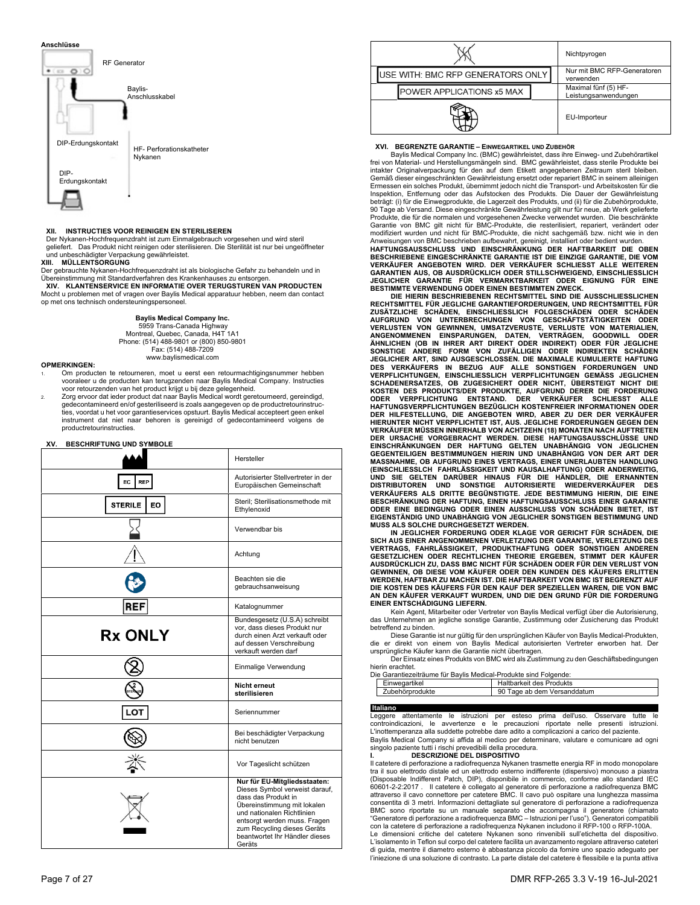**Anschlüsse**

RF Generator

Baylis-Anschlusskabel

DIP-Erdungskontakt

HF- Perforationskatheter Nykanen

DIP-Erdungskontakt

**XII. INSTRUCTIES VOOR REINIGEN EN STERILISEREN**

Der Nykanen-Hochfrequenzdraht ist zum Einmalgebrauch vorgesehen und wird steril geliefert. Das Produkt nicht reinigen oder sterilisieren. Die Sterilität ist nur bei ungeöffneter und unbeschädigter Verpackung gewährleistet.

**XIII. MÜLLENTSORGUNG**

Der gebrauchte Nykanen-Hochfrequenzdraht ist als biologische Gefahr zu behandeln und in Übereinstimmung mit Standardverfahren des Krankenhauses zu entsorgen.

**XIV. KLANTENSERVICE EN INFORMATIE OVER TERUGSTUREN VAN PRODUCTEN**

Mocht u problemen met of vragen over Baylis Medical apparatuur hebben, neem dan contact op met ons technisch ondersteuningspersoneel.

**Baylis Medical Company Inc.**
5959 Trans-Canada Highway
Montreal, Quebec, Canada, H4T 1A1
Phone: (514) 488-9801 or (800) 850-9801
Fax: (514) 488-7209
www.baylismedical.com

**OPMERKINGEN:**

1. Om producten te retourneren, moet u eerst een retourmachtigingsnummer hebben vooraleer u de producten kan terugzenden naar Baylis Medical Company. Instructies voor retourzenden van het product krijgt u bij deze gelegenheid.
2. Zorg ervoor dat ieder product dat naar Baylis Medical wordt geretourneerd, gereinigd, gedecontamineerd en/of gesteriliseerd is zoals aangegeven op de productretourinstructies, voordat u het voor garantieservices opstuurt. Baylis Medical accepteert geen enkel instrument dat niet naar behoren is gereinigd of gedecontamineerd volgens de productretourinstructies.

**XV. BESCHRIFTUNG UND SYMBOLE**

| Symbol | Bedeutung |
|---|---|
| (Herstellersymbol) | Hersteller |
| EC REP | Autorisierter Stellvertreter in der Europäischen Gemeinschaft |
| STERILE EO | Steril; Sterilisationsmethode mit Ethylenoxid |
| (Sanduhr) | Verwendbar bis |
| (Warnsymbol) | Achtung |
| (Gebrauchsanweisungssymbol) | Beachten sie die gebrauchsanweisung |
| REF | Katalognummer |
| Rx ONLY | Bundesgesetz (U.S.A) schreibt vor, dass dieses Produkt nur durch einen Arzt verkauft oder auf dessen Verschreibung verkauft werden darf |
| (2 durchgestrichen) | Einmalige Verwendung |
| (STERILIZE durchgestrichen) | **Nicht erneut sterilisieren** |
| LOT | Seriennummer |
| (beschädigte Verpackung) | Bei beschädigter Verpackung nicht benutzen |
| (Sonnensymbol) | Vor Tageslicht schützen |
| (durchgestrichene Mülltonne) | **Nur für EU-Mitgliedsstaaten:** Dieses Symbol verweist darauf, dass das Produkt in Übereinstimmung mit lokalen und nationalen Richtlinien entsorgt werden muss. Fragen zum Recycling dieses Geräts beantwortet Ihr Händler dieses Geräts |
| (Nichtpyrogen-Symbol) | Nichtpyrogen |
| USE WITH: BMC RFP GENERATORS ONLY | Nur mit BMC RFP-Generatoren verwenden |
| POWER APPLICATIONS x5 MAX | Maximal fünf (5) HF-Leistungsanwendungen |
| (EU-Importeur-Symbol) | EU-Importeur |

**XVI. BEGRENZTE GARANTIE – EINWEGARTIKEL UND ZUBEHÖR**

Baylis Medical Company Inc. (BMC) gewährleistet, dass ihre Einweg- und Zubehörartikel frei von Material- und Herstellungsmängeln sind. BMC gewährleistet, dass sterile Produkte bei intakter Originalverpackung für den auf dem Etikett angegebenen Zeitraum steril bleiben. Gemäß dieser eingeschränkten Gewährleistung ersetzt oder repariert BMC in seinem alleinigen Ermessen ein solches Produkt, übernimmt jedoch nicht die Transport- und Arbeitskosten für die Inspektion, Entfernung oder das Aufstocken des Produkts. Die Dauer der Gewährleistung beträgt: (i) für die Einwegprodukte, die Lagerzeit des Produkts, und (ii) für die Zubehörprodukte, 90 Tage ab Versand. Diese eingeschränkte Gewährleistung gilt nur für neue, ab Werk gelieferte Produkte, die für die normalen und vorgesehenen Zwecke verwendet wurden. Die beschränkte Garantie von BMC gilt nicht für BMC-Produkte, die resterilisiert, repariert, verändert oder modifiziert wurden und nicht für BMC-Produkte, die nicht sachgemäß bzw. nicht wie in den Anweisungen von BMC beschrieben aufbewahrt, gereinigt, installiert oder bedient wurden.

**HAFTUNGSAUSSCHLUSS UND EINSCHRÄNKUNG DER HAFTBARKEIT DIE OBEN BESCHRIEBENE EINGESCHRÄNKTE GARANTIE IST DIE EINZIGE GARANTIE, DIE VOM VERKÄUFER ANGEBOTEN WIRD. DER VERKÄUFER SCHLIESST ALLE WEITEREN GARANTIEN AUS, OB AUSDRÜCKLICH ODER STILLSCHWEIGEND, EINSCHLIESSLICH JEGLICHER GARANTIE FÜR VERMARKTBARKEIT ODER EIGNUNG FÜR EINE BESTIMMTE VERWENDUNG ODER EINEN BESTIMMTEN ZWECK.**

**DIE HIERIN BESCHRIEBENEN RECHTSMITTEL SIND DIE AUSSCHLIESSLICHEN RECHTSMITTEL FÜR JEGLICHE GARANTIEFORDERUNGEN, UND RECHTSMITTEL FÜR ZUSÄTZLICHE SCHÄDEN, EINSCHLIESSLICH FOLGESCHÄDEN ODER SCHÄDEN AUFGRUND VON UNTERBRECHUNGEN VON GESCHÄFTSTÄTIGKEITEN ODER VERLUSTEN VON GEWINNEN, UMSATZVERUSTE, VERLUSTE VON MATERIALIEN, ANGENOMMENEN EINSPARUNGEN, DATEN, VERTRÄGEN, GOODWILL ODER ÄHNLICHEN (OB IN IHRER ART DIREKT ODER INDIREKT) ODER FÜR JEGLICHE SONSTIGE ANDERE FORM VON ZUFÄLLIGEN ODER INDIREKTEN SCHÄDEN JEGLICHER ART, SIND AUSGESCHLOSSEN. DIE MAXIMALE KUMULIERTE HAFTUNG DES VERKÄUFERS IN BEZUG AUF ALLE SONSTIGEN FORDERUNGEN UND VERPFLICHTUNGEN, EINSCHLIESSLICH VERPFLICHTUNGEN GEMÄSS JEGLICHEN SCHADENERSATZES, OB ZUGESICHERT ODER NICHT, ÜBERSTEIGT NICHT DIE KOSTEN DES PRODUKTS/DER PRODUKTE, AUFGRUND DERER DIE FORDERUNG ODER VERPFLICHTUNG ENTSTAND. DER VERKÄUFER SCHLIESST ALLE HAFTUNGSVERPFLICHTUNGEN BEZÜGLICH KOSTENFREIER INFORMATIONEN ODER DER HILFESTELLUNG, DIE ANGEBOTEN WIRD, ABER ZU DER DER VERKÄUFER HIERUNTER NICHT VERPFLICHTET IST, AUS. JEGLICHE FORDERUNGEN GEGEN DEN VERKÄUFER MÜSSEN INNERHALB VON ACHTZEHN (18) MONATEN NACH AUFTRETEN DER URSACHE VORGEBRACHT WERDEN. DIESE HAFTUNGSAUSSCHLÜSSE UND EINSCHRÄNKUNGEN DER HAFTUNG GELTEN UNABHÄNGIG VON JEGLICHEN GEGENTEILIGEN BESTIMMUNGEN HIERIN UND UNABHÄNGIG VON DER ART DER MASSNAHME, OB AUFGRUND EINES VERTRAGS, EINER UNERLAUBTEN HANDLUNG (EINSCHLIESSLCH FAHRLÄSSIGKEIT UND KAUSALHAFTUNG) ODER ANDERWEITIG, UND SIE GELTEN DARÜBER HINAUS FÜR DIE HÄNDLER, DIE ERNANNTEN DISTRIBUTOREN UND SONSTIGE AUTORISIERTE WIEDERVERKÄUFER DES VERKÄUFERS ALS DRITTE BEGÜNSTIGTE. JEDE BESTIMMUNG HIERIN, DIE EINE BESCHRÄNKUNG DER HAFTUNG, EINEN HAFTUNGSAUSSCHLUSS EINER GARANTIE ODER EINE BEDINGUNG ODER EINEN AUSSCHLUSS VON SCHÄDEN BIETET, IST EIGENSTÄNDIG UND UNABHÄNGIG VON JEGLICHER SONSTIGEN BESTIMMUNG UND MUSS ALS SOLCHE DURCHGESETZT WERDEN.**

**IN JEGLICHER FORDERUNG ODER KLAGE VOR GERICHT FÜR SCHÄDEN, DIE SICH AUS EINER ANGENOMMENEN VERLETZUNG DER GARANTIE, VERLETZUNG DES VERTRAGS, FAHRLÄSSIGKEIT, PRODUKTHAFTUNG ODER SONSTIGEN ANDEREN GESETZLICHEN ODER RECHTLICHEN THEORIE ERGEBEN, STIMMT DER KÄUFER AUSDRÜCKLICH ZU, DASS BMC NICHT FÜR SCHÄDEN ODER FÜR DEN VERLUST VON GEWINNEN, OB DIESE VOM KÄUFER ODER DEN KUNDEN DES KÄUFERS ERLITTEN WERDEN, HAFTBAR ZU MACHEN IST. DIE HAFTBARKEIT VON BMC IST BEGRENZT AUF DIE KOSTEN DES KÄUFERS FÜR DEN KAUF DER SPEZIELLEN WAREN, DIE VON BMC AN DEN KÄUFER VERKAUFT WURDEN, UND DIE DEN GRUND FÜR DIE FORDERUNG EINER ENTSCHÄDIGUNG LIEFERN.**

Kein Agent, Mitarbeiter oder Vertreter von Baylis Medical verfügt über die Autorisierung, das Unternehmen an jegliche sonstige Garantie, Zustimmung oder Zusicherung das Produkt betreffend zu binden.

Diese Garantie ist nur gültig für den ursprünglichen Käufer von Baylis Medical-Produkten, die er direkt von einem von Baylis Medical autorisierten Vertreter erworben hat. Der ursprüngliche Käufer kann die Garantie nicht übertragen.

Der Einsatz eines Produkts von BMC wird als Zustimmung zu den Geschäftsbedingungen hierin erachtet.

Die Garantiezeiträume für Baylis Medical-Produkte sind Folgende:

| | |
|---|---|
| Einwegartikel | Haltbarkeit des Produkts |
| Zubehörprodukte | 90 Tage ab dem Versanddatum |

## Italiano

Leggere attentamente le istruzioni per esteso prima dell'uso. Osservare tutte le controindicazioni, le avvertenze e le precauzioni riportate nelle presenti istruzioni. L'inottemperanza alle suddette potrebbe dare adito a complicazioni a carico del paziente.

Baylis Medical Company si affida al medico per determinare, valutare e comunicare ad ogni singolo paziente tutti i rischi prevedibili della procedura.

**I. DESCRIZIONE DEL DISPOSITIVO**

Il catetere di perforazione a radiofrequenza Nykanen trasmette energia RF in modo monopolare tra il suo elettrodo distale ed un elettrodo esterno indifferente (dispersivo) monouso a piastra (Disposable Indifferent Patch, DIP), disponibile in commercio, conforme allo standard IEC 60601-2-2:2017 . Il catetere è collegato al generatore di perforazione a radiofrequenza BMC attraverso il cavo connettore per catetere BMC. Il cavo può ospitare una lunghezza massima consentita di 3 metri. Informazioni dettagliate sul generatore di perforazione a radiofrequenza BMC sono riportate su un manuale separato che accompagna il generatore (chiamato "Generatore di perforazione a radiofrequenza BMC – Istruzioni per l'uso"). Generatori compatibili con la catetere di perforazione a radiofrequenza Nykanen includono il RFP-100 o RFP-100A.

Le dimensioni critiche del catetere Nykanen sono rinvenibili sull'etichetta del dispositivo. L'isolamento in Teflon sul corpo del catetere facilita un avanzamento regolare attraverso cateteri di guida, mentre il diametro esterno è abbastanza piccolo da fornire uno spazio adeguato per l'iniezione di una soluzione di contrasto. La parte distale del catetere è flessibile e la punta attiva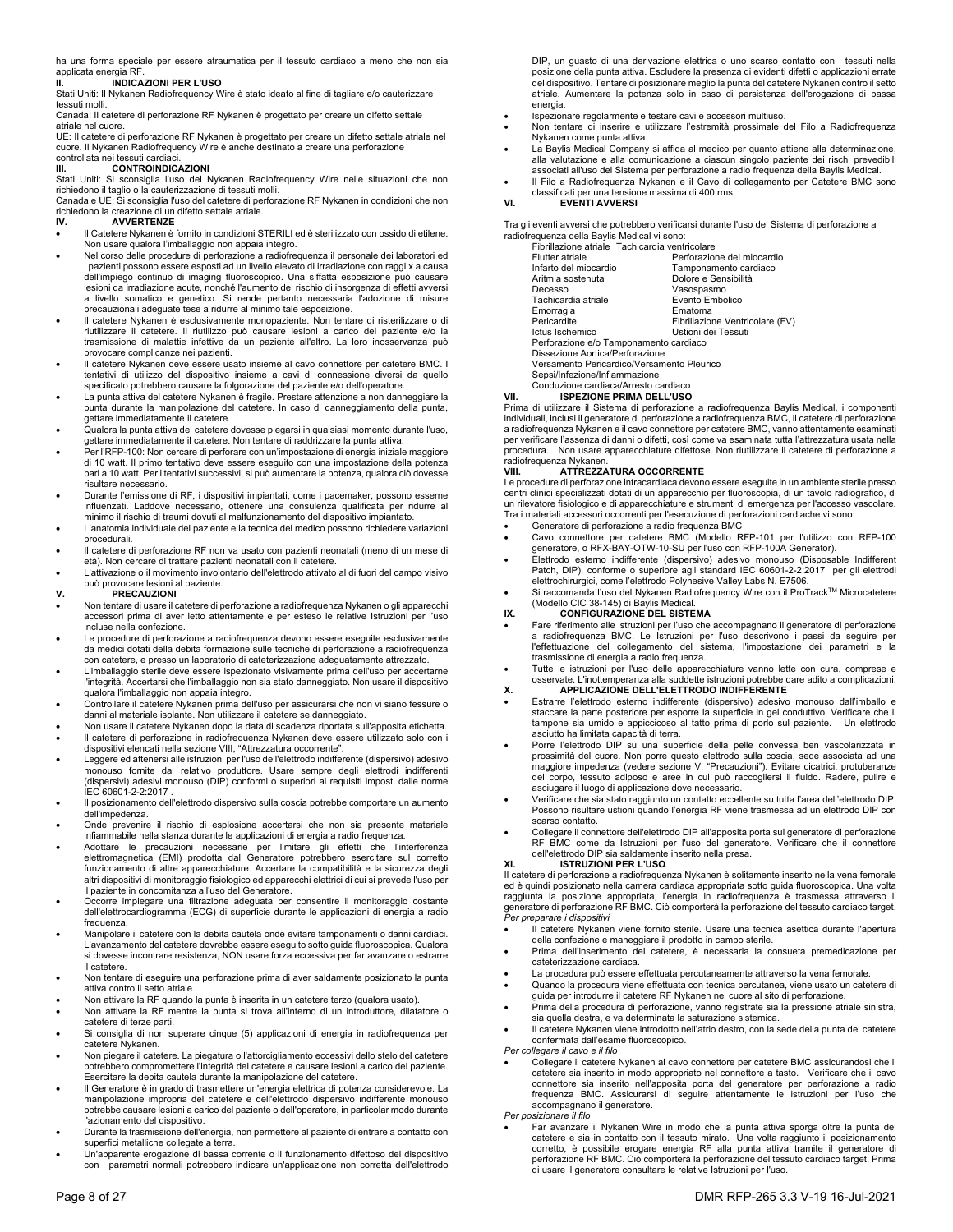ha una forma speciale per essere atraumatica per il tessuto cardiaco a meno che non sia applicata energia RF.

## II. INDICAZIONI PER L'USO

Stati Uniti: Il Nykanen Radiofrequency Wire è stato ideato al fine di tagliare e/o cauterizzare tessuti molli.

Canada: Il catetere di perforazione RF Nykanen è progettato per creare un difetto settale atriale nel cuore.

UE: Il catetere di perforazione RF Nykanen è progettato per creare un difetto settale atriale nel cuore. Il Nykanen Radiofrequency Wire è anche destinato a creare una perforazione controllata nei tessuti cardiaci.

## III. CONTROINDICAZIONI

Stati Uniti: Si sconsiglia l'uso del Nykanen Radiofrequency Wire nelle situazioni che non richiedono il taglio o la cauterizzazione di tessuti molli.

Canada e UE: Si sconsiglia l'uso del catetere di perforazione RF Nykanen in condizioni che non richiedono la creazione di un difetto settale atriale.

## IV. AVVERTENZE

- Il Catetere Nykanen è fornito in condizioni STERILI ed è sterilizzato con ossido di etilene. Non usare qualora l'imballaggio non appaia integro.
- Nel corso delle procedure di perforazione a radiofrequenza il personale dei laboratori ed i pazienti possono essere esposti ad un livello elevato di irradiazione con raggi x a causa dell'impiego continuo di imaging fluoroscopico. Una siffatta esposizione può causare lesioni da irradiazione acute, nonché l'aumento del rischio di insorgenza di effetti avversi a livello somatico e genetico. Si rende pertanto necessaria l'adozione di misure precauzionali adeguate tese a ridurre al minimo tale esposizione.
- Il catetere Nykanen è esclusivamente monopaziente. Non tentare di risterilizzare o di riutilizzare il catetere. Il riutilizzo può causare lesioni a carico del paziente e/o la trasmissione di malattie infettive da un paziente all'altro. La loro inosservanza può provocare complicanze nei pazienti.
- Il catetere Nykanen deve essere usato insieme al cavo connettore per catetere BMC. I tentativi di utilizzo del dispositivo insieme a cavi di connessione diversi da quello specificato potrebbero causare la folgorazione del paziente e/o dell'operatore.
- La punta attiva del catetere Nykanen è fragile. Prestare attenzione a non danneggiare la punta durante la manipolazione del catetere. In caso di danneggiamento della punta, gettare immediatamente il catetere.
- Qualora la punta attiva del catetere dovesse piegarsi in qualsiasi momento durante l'uso, gettare immediatamente il catetere. Non tentare di raddrizzare la punta attiva.
- Per l'RFP-100: Non cercare di perforare con un'impostazione di energia iniziale maggiore di 10 watt. Il primo tentativo deve essere eseguito con una impostazione della potenza pari a 10 watt. Per i tentativi successivi, si può aumentare la potenza, qualora ciò dovesse risultare necessario.
- Durante l'emissione di RF, i dispositivi impiantati, come i pacemaker, possono esserne influenzati. Laddove necessario, ottenere una consulenza qualificata per ridurre al minimo il rischio di traumi dovuti al malfunzionamento del dispositivo impiantato.
- L'anatomia individuale del paziente e la tecnica del medico possono richiedere variazioni procedurali.
- Il catetere di perforazione RF non va usato con pazienti neonatali (meno di un mese di età). Non cercare di trattare pazienti neonatali con il catetere.
- L'attivazione o il movimento involontario dell'elettrodo attivato al di fuori del campo visivo può provocare lesioni al paziente.

## V. PRECAUZIONI

- Non tentare di usare il catetere di perforazione a radiofrequenza Nykanen o gli apparecchi accessori prima di aver letto attentamente e per esteso le relative Istruzioni per l'uso incluse nella confezione.
- Le procedure di perforazione a radiofrequenza devono essere eseguite esclusivamente da medici dotati della debita formazione sulle tecniche di perforazione a radiofrequenza con catetere, e presso un laboratorio di cateterizzazione adeguatamente attrezzato.
- L'imballaggio sterile deve essere ispezionato visivamente prima dell'uso per accertarne l'integrità. Accertarsi che l'imballaggio non sia stato danneggiato. Non usare il dispositivo qualora l'imballaggio non appaia integro.
- Controllare il catetere Nykanen prima dell'uso per assicurarsi che non vi siano fessure o danni al materiale isolante. Non utilizzare il catetere se danneggiato.
- Non usare il catetere Nykanen dopo la data di scadenza riportata sull'apposita etichetta.
- Il catetere di perforazione in radiofrequenza Nykanen deve essere utilizzato solo con i dispositivi elencati nella sezione VIII, "Attrezzatura occorrente".
- Leggere ed attenersi alle istruzioni per l'uso dell'elettrodo indifferente (dispersivo) adesivo monouso fornite dal relativo produttore. Usare sempre degli elettrodi indifferenti (dispersivi) adesivi monouso (DIP) conformi o superiori ai requisiti imposti dalle norme IEC 60601-2-2:2017 .
- Il posizionamento dell'elettrodo dispersivo sulla coscia potrebbe comportare un aumento dell'impedenza.
- Onde prevenire il rischio di esplosione accertarsi che non sia presente materiale infiammabile nella stanza durante le applicazioni di energia a radio frequenza.
- Adottare le precauzioni necessarie per limitare gli effetti che l'interferenza elettromagnetica (EMI) prodotta dal Generatore potrebbero esercitare sul corretto funzionamento di altre apparecchiature. Accertare la compatibilità e la sicurezza degli altri dispositivi di monitoraggio fisiologico ed apparecchi elettrici di cui si prevede l'uso per il paziente in concomitanza all'uso del Generatore.
- Occorre impiegare una filtrazione adeguata per consentire il monitoraggio costante dell'elettrocardiogramma (ECG) di superficie durante le applicazioni di energia a radio frequenza.
- Manipolare il catetere con la debita cautela onde evitare tamponamenti o danni cardiaci. L'avanzamento del catetere dovrebbe essere eseguito sotto guida fluoroscopica. Qualora si dovesse incontrare resistenza, NON usare forza eccessiva per far avanzare o estrarre il catetere.
- Non tentare di eseguire una perforazione prima di aver saldamente posizionato la punta attiva contro il setto atriale.
- Non attivare la RF quando la punta è inserita in un catetere terzo (qualora usato).
- Non attivare la RF mentre la punta si trova all'interno di un introduttore, dilatatore o catetere di terze parti.
- Si consiglia di non superare cinque (5) applicazioni di energia in radiofrequenza per catetere Nykanen.
- Non piegare il catetere. La piegatura o l'attorcigliamento eccessivi dello stelo del catetere potrebbero compromettere l'integrità del catetere e causare lesioni a carico del paziente. Esercitare la debita cautela durante la manipolazione del catetere.
- Il Generatore è in grado di trasmettere un'energia elettrica di potenza considerevole. La manipolazione impropria del catetere e dell'elettrodo dispersivo indifferente monouso potrebbe causare lesioni a carico del paziente o dell'operatore, in particolar modo durante l'azionamento del dispositivo.
- Durante la trasmissione dell'energia, non permettere al paziente di entrare a contatto con superfici metalliche collegate a terra.
- Un'apparente erogazione di bassa corrente o il funzionamento difettoso del dispositivo con i parametri normali potrebbero indicare un'applicazione non corretta dell'elettrodo DIP, un guasto di una derivazione elettrica o uno scarso contatto con i tessuti nella posizione della punta attiva. Escludere la presenza di evidenti difetti o applicazioni errate del dispositivo. Tentare di posizionare meglio la punta del catetere Nykanen contro il setto atriale. Aumentare la potenza solo in caso di persistenza dell'erogazione di bassa energia.
- Ispezionare regolarmente e testare cavi e accessori multiuso.
- Non tentare di inserire e utilizzare l'estremità prossimale del Filo a Radiofrequenza Nykanen come punta attiva.
- La Baylis Medical Company si affida al medico per quanto attiene alla determinazione, alla valutazione e alla comunicazione a ciascun singolo paziente dei rischi prevedibili associati all'uso del Sistema per perforazione a radio frequenza della Baylis Medical.
- Il Filo a Radiofrequenza Nykanen e il Cavo di collegamento per Catetere BMC sono classificati per una tensione massima di 400 rms.

## VI. EVENTI AVVERSI

Tra gli eventi avversi che potrebbero verificarsi durante l'uso del Sistema di perforazione a radiofrequenza della Baylis Medical vi sono:

| | |
|---|---|
| Fibrillazione atriale | Tachicardia ventricolare |
| Flutter atriale | Perforazione del miocardio |
| Infarto del miocardio | Tamponamento cardiaco |
| Aritmia sostenuta | Dolore e Sensibilità |
| Decesso | Vasospasmo |
| Tachicardia atriale | Evento Embolico |
| Emorragia | Ematoma |
| Pericardite | Fibrillazione Ventricolare (FV) |
| Ictus Ischemico | Ustioni dei Tessuti |

Perforazione e/o Tamponamento cardiaco
Dissezione Aortica/Perforazione
Versamento Pericardico/Versamento Pleurico
Sepsi/Infezione/Infiammazione
Conduzione cardiaca/Arresto cardiaco

## VII. ISPEZIONE PRIMA DELL'USO

Prima di utilizzare il Sistema di perforazione a radiofrequenza Baylis Medical, i componenti individuali, inclusi il generatore di perforazione a radiofrequenza BMC, il catetere di perforazione a radiofrequenza Nykanen e il cavo connettore per catetere BMC, vanno attentamente esaminati per verificare l'assenza di danni o difetti, così come va esaminata tutta l'attrezzatura usata nella procedura. Non usare apparecchiature difettose. Non riutilizzare il catetere di perforazione a radiofrequenza Nykanen.

## VIII. ATTREZZATURA OCCORRENTE

Le procedure di perforazione intracardiaca devono essere eseguite in un ambiente sterile presso centri clinici specializzati dotati di un apparecchio per fluoroscopia, di un tavolo radiografico, di un rilevatore fisiologico e di apparecchiature e strumenti di emergenza per l'accesso vascolare. Tra i materiali accessori occorrenti per l'esecuzione di perforazioni cardiache vi sono:

- Generatore di perforazione a radio frequenza BMC
- Cavo connettore per catetere BMC (Modello RFP-101 per l'utilizzo con RFP-100 generatore, o RFX-BAY-OTW-10-SU per l'uso con RFP-100A Generator).
- Elettrodo esterno indifferente (dispersivo) adesivo monouso (Disposable Indifferent Patch, DIP), conforme o superiore agli standard IEC 60601-2-2:2017 per gli elettrodi elettrochirurgici, come l'elettrodo Polyhesive Valley Labs N. E7506.
- Si raccomanda l'uso del Nykanen Radiofrequency Wire con il ProTrack™ Microcatetere (Modello CIC 38-145) di Baylis Medical.

## IX. CONFIGURAZIONE DEL SISTEMA

- Fare riferimento alle istruzioni per l'uso che accompagnano il generatore di perforazione a radiofrequenza BMC. Le Istruzioni per l'uso descrivono i passi da seguire per l'effettuazione del collegamento del sistema, l'impostazione dei parametri e la trasmissione di energia a radio frequenza.
- Tutte le istruzioni per l'uso delle apparecchiature vanno lette con cura, comprese e osservate. L'inottemperanza alla suddette istruzioni potrebbe dare adito a complicazioni.

## X. APPLICAZIONE DELL'ELETTRODO INDIFFERENTE

- Estrarre l'elettrodo esterno indifferente (dispersivo) adesivo monouso dall'imballo e staccare la parte posteriore per esporre la superficie in gel conduttivo. Verificare che il tampone sia umido e appiccicoso al tatto prima di porlo sul paziente. Un elettrodo asciutto ha limitata capacità di terra.
- Porre l'elettrodo DIP su una superficie della pelle convessa ben vascolarizzata in prossimità del cuore. Non porre questo elettrodo sulla coscia, sede associata ad una maggiore impedenza (vedere sezione V, "Precauzioni"). Evitare cicatrici, protuberanze del corpo, tessuto adiposo e aree in cui può raccogliersi il fluido. Radere, pulire e asciugare il luogo di applicazione dove necessario.
- Verificare che sia stato raggiunto un contatto eccellente su tutta l'area dell'elettrodo DIP. Possono risultare ustioni quando l'energia RF viene trasmessa ad un elettrodo DIP con scarso contatto.
- Collegare il connettore dell'elettrodo DIP all'apposita porta sul generatore di perforazione RF BMC come da Istruzioni per l'uso del generatore. Verificare che il connettore dell'elettrodo DIP sia saldamente inserito nella presa.

## XI. ISTRUZIONI PER L'USO

Il catetere di perforazione a radiofrequenza Nykanen è solitamente inserito nella vena femorale ed è quindi posizionato nella camera cardiaca appropriata sotto guida fluoroscopica. Una volta raggiunta la posizione appropriata, l'energia in radiofrequenza è trasmessa attraverso il generatore di perforazione RF BMC. Ciò comporterà la perforazione del tessuto cardiaco target.

*Per preparare i dispositivi*

- Il catetere Nykanen viene fornito sterile. Usare una tecnica asettica durante l'apertura della confezione e maneggiare il prodotto in campo sterile.
- Prima dell'inserimento del catetere, è necessaria la consueta premedicazione per cateterizzazione cardiaca.
- La procedura può essere effettuata percutaneamente attraverso la vena femorale.
- Quando la procedura viene effettuata con tecnica percutanea, viene usato un catetere di guida per introdurre il catetere RF Nykanen nel cuore al sito di perforazione.
- Prima della procedura di perforazione, vanno registrate sia la pressione atriale sinistra, sia quella destra, e va determinata la saturazione sistemica.
- Il catetere Nykanen viene introdotto nell'atrio destro, con la sede della punta del catetere confermata dall'esame fluoroscopico.

*Per collegare il cavo e il filo*

- Collegare il catetere Nykanen al cavo connettore per catetere BMC assicurandosi che il catetere sia inserito in modo appropriato nel connettore a tasto. Verificare che il cavo connettore sia inserito nell'apposita porta del generatore per perforazione a radio frequenza BMC. Assicurarsi di seguire attentamente le istruzioni per l'uso che accompagnano il generatore.

*Per posizionare il filo*

- Far avanzare il Nykanen Wire in modo che la punta attiva sporga oltre la punta del catetere e sia in contatto con il tessuto mirato. Una volta raggiunto il posizionamento corretto, è possibile erogare energia RF alla punta attiva tramite il generatore di perforazione RF BMC. Ciò comporterà la perforazione del tessuto cardiaco target. Prima di usare il generatore consultare le relative Istruzioni per l'uso.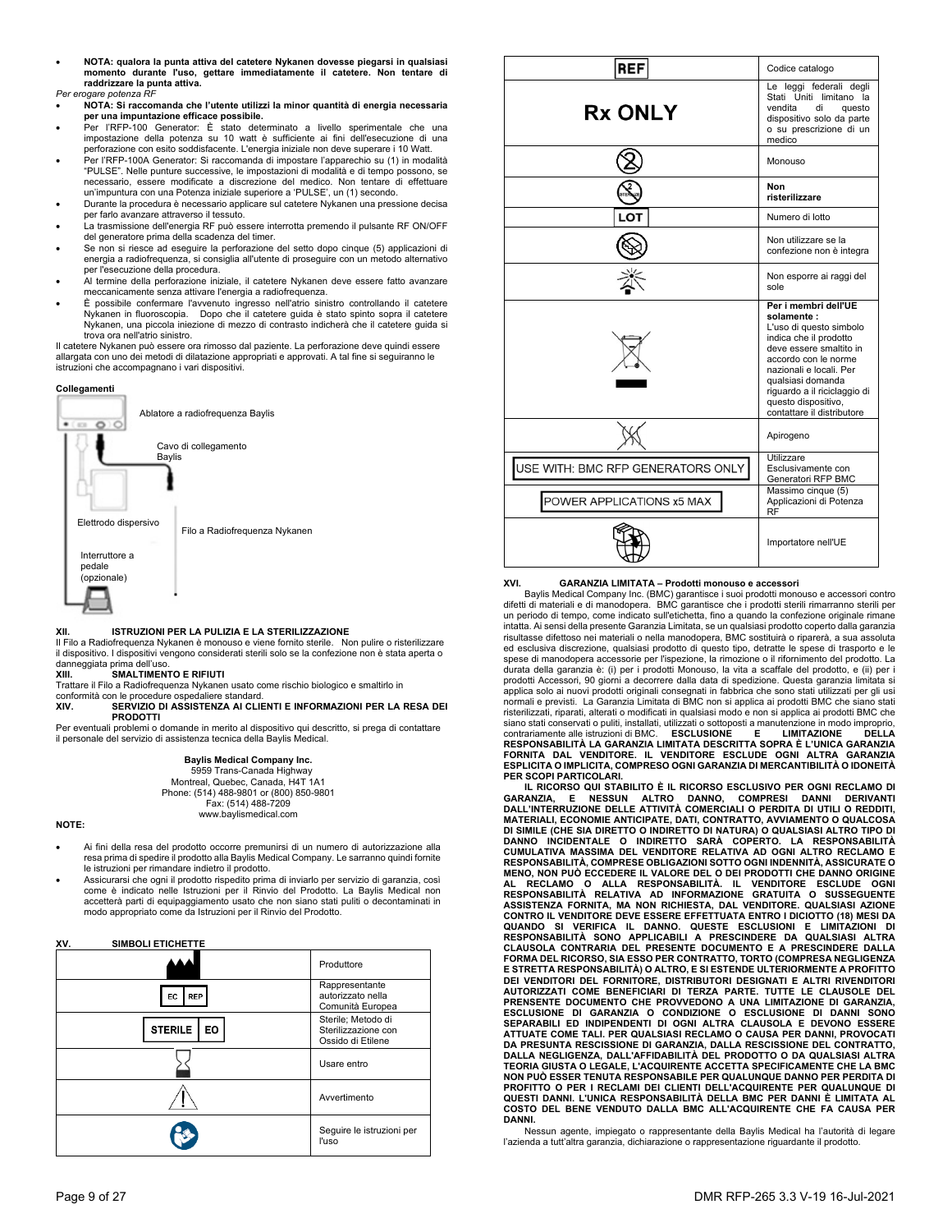- **NOTA: qualora la punta attiva del catetere Nykanen dovesse piegarsi in qualsiasi momento durante l'uso, gettare immediatamente il catetere. Non tentare di raddrizzare la punta attiva.**

*Per erogare potenza RF*

- **NOTA: Si raccomanda che l'utente utilizzi la minor quantità di energia necessaria per una impuntazione efficace possibile.**
- Per l'RFP-100 Generator: È stato determinato a livello sperimentale che una impostazione della potenza su 10 watt è sufficiente ai fini dell'esecuzione di una perforazione con esito soddisfacente. L'energia iniziale non deve superare i 10 Watt.
- Per l'RFP-100A Generator: Si raccomanda di impostare l'apparecchio su (1) in modalità "PULSE". Nelle punture successive, le impostazioni di modalità e di tempo possono, se necessario, essere modificate a discrezione del medico. Non tentare di effettuare un'impuntura con una Potenza iniziale superiore a 'PULSE', un (1) secondo.
- Durante la procedura è necessario applicare sul catetere Nykanen una pressione decisa per farlo avanzare attraverso il tessuto.
- La trasmissione dell'energia RF può essere interrotta premendo il pulsante RF ON/OFF del generatore prima della scadenza del timer.
- Se non si riesce ad eseguire la perforazione del setto dopo cinque (5) applicazioni di energia a radiofrequenza, si consiglia all'utente di proseguire con un metodo alternativo per l'esecuzione della procedura.
- Al termine della perforazione iniziale, il catetere Nykanen deve essere fatto avanzare meccanicamente senza attivare l'energia a radiofrequenza.
- È possibile confermare l'avvenuto ingresso nell'atrio sinistro controllando il catetere Nykanen in fluoroscopia. Dopo che il catetere guida è stato spinto sopra il catetere Nykanen, una piccola iniezione di mezzo di contrasto indicherà che il catetere guida si trova ora nell'atrio sinistro.

Il catetere Nykanen può essere ora rimosso dal paziente. La perforazione deve quindi essere allargata con uno dei metodi di dilatazione appropriati e approvati. A tal fine si seguiranno le istruzioni che accompagnano i vari dispositivi.

**Collegamenti**

Ablatore a radiofrequenza Baylis

Cavo di collegamento Baylis

Elettrodo dispersivo

Filo a Radiofrequenza Nykanen

Interruttore a pedale (opzionale)

## XII. ISTRUZIONI PER LA PULIZIA E LA STERILIZZAZIONE

Il Filo a Radiofrequenza Nykanen è monouso e viene fornito sterile. Non pulire o risterilizzare il dispositivo. I dispositivi vengono considerati sterili solo se la confezione non è stata aperta o danneggiata prima dell'uso.

## XIII. SMALTIMENTO E RIFIUTI

Trattare il Filo a Radiofrequenza Nykanen usato come rischio biologico e smaltirlo in conformità con le procedure ospedaliere standard.

## XIV. SERVIZIO DI ASSISTENZA AI CLIENTI E INFORMAZIONI PER LA RESA DEI PRODOTTI

Per eventuali problemi o domande in merito al dispositivo qui descritto, si prega di contattare il personale del servizio di assistenza tecnica della Baylis Medical.

**Baylis Medical Company Inc.**
5959 Trans-Canada Highway
Montreal, Quebec, Canada, H4T 1A1
Phone: (514) 488-9801 or (800) 850-9801
Fax: (514) 488-7209
www.baylismedical.com

**NOTE:**

- Ai fini della resa del prodotto occorre premunirsi di un numero di autorizzazione alla resa prima di spedire il prodotto alla Baylis Medical Company. Le saranno quindi fornite le istruzioni per rimandare indietro il prodotto.
- Assicurarsi che ogni il prodotto rispedito prima di inviarlo per servizio di garanzia, così come è indicato nelle Istruzioni per il Rinvio del Prodotto. La Baylis Medical non accetterà parti di equipaggiamento usato che non siano stati puliti o decontaminati in modo appropriato come da Istruzioni per il Rinvio del Prodotto.

## XV. SIMBOLI ETICHETTE

| Simbolo | Descrizione |
|---|---|
| [simbolo produttore] | Produttore |
| EC REP | Rappresentante autorizzato nella Comunità Europea |
| STERILE EO | Sterile; Metodo di Sterilizzazione con Ossido di Etilene |
| [clessidra] | Usare entro |
| [triangolo di avvertenza] | Avvertimento |
| [icona istruzioni] | Seguire le istruzioni per l'uso |
| REF | Codice catalogo |
| Rx ONLY | Le leggi federali degli Stati Uniti limitano la vendita di questo dispositivo solo da parte o su prescrizione di un medico |
| [simbolo 2 barrato] | Monouso |
| [simbolo STERILIZE barrato] | **Non risterilizzare** |
| LOT | Numero di lotto |
| [simbolo confezione danneggiata] | Non utilizzare se la confezione non è integra |
| [simbolo sole] | Non esporre ai raggi del sole |
| [simbolo cassonetto barrato] | **Per i membri dell'UE solamente :** L'uso di questo simbolo indica che il prodotto deve essere smaltito in accordo con le norme nazionali e locali. Per qualsiasi domanda riguardo a il riciclaggio di questo dispositivo, contattare il distributore |
| [simbolo apirogeno] | Apirogeno |
| USE WITH: BMC RFP GENERATORS ONLY | Utilizzare Esclusivamente con Generatori RFP BMC |
| POWER APPLICATIONS x5 MAX | Massimo cinque (5) Applicazioni di Potenza RF |
| [simbolo importatore] | Importatore nell'UE |

## XVI. GARANZIA LIMITATA – Prodotti monouso e accessori

Baylis Medical Company Inc. (BMC) garantisce i suoi prodotti monouso e accessori contro difetti di materiali e di manodopera. BMC garantisce che i prodotti sterili rimarranno sterili per un periodo di tempo, come indicato sull'etichetta, fino a quando la confezione originale rimane intatta. Ai sensi della presente Garanzia Limitata, se un qualsiasi prodotto coperto dalla garanzia risultasse difettoso nei materiali o nella manodopera, BMC sostituirà o riparerà, a sua assoluta ed esclusiva discrezione, qualsiasi prodotto di questo tipo, detratte le spese di trasporto e le spese di manodopera accessorie per l'ispezione, la rimozione o il rifornimento del prodotto. La durata della garanzia è: (i) per i prodotti Monouso, la vita a scaffale del prodotto, e (ii) per i prodotti Accessori, 90 giorni a decorrere dalla data di spedizione. Questa garanzia limitata si applica solo ai nuovi prodotti originali consegnati in fabbrica che sono stati utilizzati per gli usi normali e previsti. La Garanzia Limitata di BMC non si applica ai prodotti BMC che siano stati risterilizzati, riparati, alterati o modificati in qualsiasi modo e non si applica ai prodotti BMC che siano stati conservati o puliti, installati, utilizzati o sottoposti a manutenzione in modo improprio, contrariamente alle istruzioni di BMC. **ESCLUSIONE E LIMITAZIONE DELLA RESPONSABILITÀ LA GARANZIA LIMITATA DESCRITTA SOPRA È L'UNICA GARANZIA FORNITA DAL VENDITORE. IL VENDITORE ESCLUDE OGNI ALTRA GARANZIA ESPLICITA O IMPLICITA, COMPRESO OGNI GARANZIA DI MERCANTIBILITÀ O IDONEITÀ PER SCOPI PARTICOLARI.**

**IL RICORSO QUI STABILITO È IL RICORSO ESCLUSIVO PER OGNI RECLAMO DI GARANZIA, E NESSUN ALTRO DANNO, COMPRESI DANNI DERIVANTI DALL'INTERRUZIONE DELLE ATTIVITÀ COMMERCIALI O PERDITA DI UTILI O REDDITI, MATERIALI, ECONOMIE ANTICIPATE, DATI, CONTRATTO, AVVIAMENTO O QUALCOSA DI SIMILE (CHE SIA DIRETTO O INDIRETTO DI NATURA) O QUALSIASI ALTRO TIPO DI DANNO INCIDENTALE O INDIRETTO SARÀ COPERTO. LA RESPONSABILITÀ CUMULATIVA MASSIMA DEL VENDITORE RELATIVA AD OGNI ALTRO RECLAMO E RESPONSABILITÀ, COMPRESE OBBLIGAZIONI SOTTO OGNI INDENNITÀ, ASSICURATE O MENO, NON PUÒ ECCEDERE IL VALORE DEL O DEI PRODOTTI CHE DANNO ORIGINE AL RECLAMO O ALLA RESPONSABILITÀ. IL VENDITORE ESCLUDE OGNI RESPONSABILITÀ RELATIVA AD INFORMAZIONE GRATUITA O SUSSEGUENTE ASSISTENZA FORNITA, MA NON RICHIESTA, DAL VENDITORE. QUALSIASI AZIONE CONTRO IL VENDITORE DEVE ESSERE EFFETTUATA ENTRO I DICIOTTO (18) MESI DA QUANDO SI VERIFICA IL DANNO. QUESTE ESCLUSIONI E LIMITAZIONI DI RESPONSABILITÀ SONO APPLICABILI A PRESCINDERE DA QUALSIASI ALTRA CLAUSOLA CONTRARIA DEL PRESENTE DOCUMENTO E A PRESCINDERE DALLA FORMA DEL RICORSO, SIA ESSO PER CONTRATTO, TORTO (COMPRESA NEGLIGENZA E STRETTA RESPONSABILITÀ) O ALTRO, E SI ESTENDE ULTERIORMENTE A PROFITTO DEI VENDITORI DEL FORNITORE, DISTRIBUTORI DESIGNATI E ALTRI RIVENDITORI AUTORIZZATI COME BENEFICIARI DI TERZA PARTE. TUTTE LE CLAUSOLE DEL PRENSENTE DOCUMENTO CHE PROVVEDONO A UNA LIMITAZIONE DI GARANZIA, ESCLUSIONE DI GARANZIA O CONDIZIONE O ESCLUSIONE DI DANNI SONO SEPARABILI ED INDIPENDENTI DI OGNI ALTRA CLAUSOLA E DEVONO ESSERE ATTUATE COME TALI. PER QUALSIASI RECLAMO O CAUSA PER DANNI, PROVOCATI DA PRESUNTA RESCISSIONE DI GARANZIA, DALLA RESCISSIONE DEL CONTRATTO, DALLA NEGLIGENZA, DALL'AFFIDABILITÀ DEL PRODOTTO O DA QUALSIASI ALTRA TEORIA GIUSTA O LEGALE, L'ACQUIRENTE ACCETTA SPECIFICAMENTE CHE LA BMC NON PUÒ ESSER TENUTA RESPONSABILE PER QUALUNQUE DANNO PER PERDITA DI PROFITTO O PER I RECLAMI DEI CLIENTI DELL'ACQUIRENTE PER QUALUNQUE DI QUESTI DANNI. L'UNICA RESPONSABILITÀ DELLA BMC PER DANNI È LIMITATA AL COSTO DEL BENE VENDUTO DALLA BMC ALL'ACQUIRENTE CHE FA CAUSA PER DANNI.**

Nessun agente, impiegato o rappresentante della Baylis Medical ha l'autorità di legare l'azienda a tutt'altra garanzia, dichiarazione o rappresentazione riguardante il prodotto.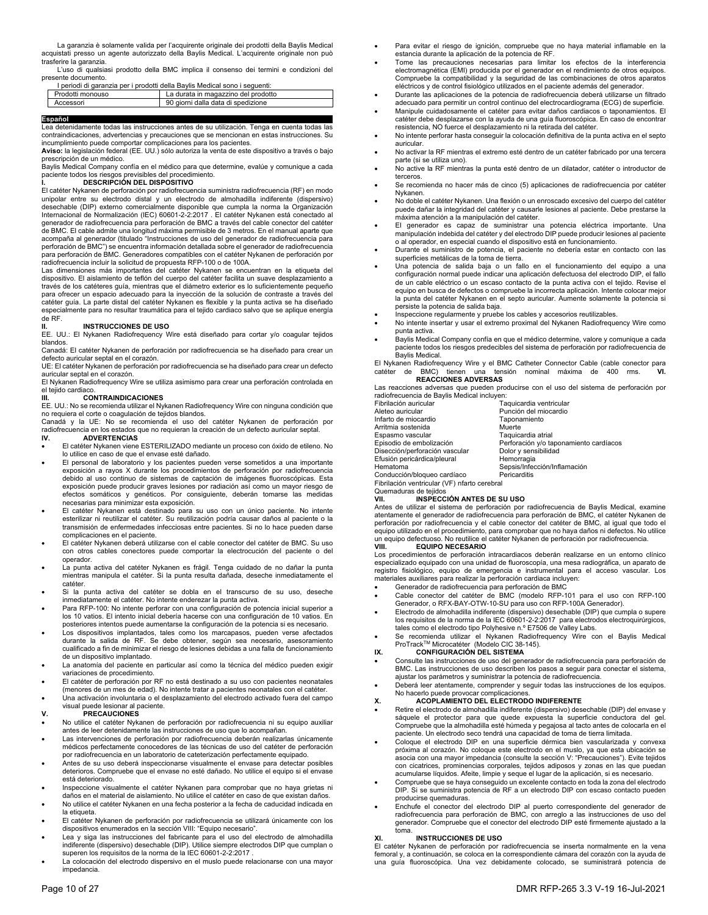La garanzia è solamente valida per l'acquirente originale dei prodotti della Baylis Medical acquistati presso un agente autorizzato della Baylis Medical. L'acquirente originale non può trasferire la garanzia.

L'uso di qualsiasi prodotto della BMC implica il consenso dei termini e condizioni del presente documento.

I periodi di garanzia per i prodotti della Baylis Medical sono i seguenti:

| Prodotti monouso | La durata in magazzino del prodotto |
|---|---|
| Accessori | 90 giorni dalla data di spedizione |

## Español

Lea detenidamente todas las instrucciones antes de su utilización. Tenga en cuenta todas las contraindicaciones, advertencias y precauciones que se mencionan en estas instrucciones. Su incumplimiento puede comportar complicaciones para los pacientes.

**Aviso:** la legislación federal (EE. UU.) sólo autoriza la venta de este dispositivo a través o bajo prescripción de un médico.

Baylis Medical Company confía en el médico para que determine, evalúe y comunique a cada paciente todos los riesgos previsibles del procedimiento.

### I. DESCRIPCIÓN DEL DISPOSITIVO

El catéter Nykanen de perforación por radiofrecuencia suministra radiofrecuencia (RF) en modo unipolar entre su electrodo distal y un electrodo de almohadilla indiferente (dispersivo) desechable (DIP) externo comercialmente disponible que cumpla la norma la Organización Internacional de Normalización (IEC) 60601-2-2:2017 . El catéter Nykanen está conectado al generador de radiofrecuencia para perforación de BMC a través del cable conector del catéter de BMC. El cable admite una longitud máxima permisible de 3 metros. En el manual aparte que acompaña al generador (titulado "Instrucciones de uso del generador de radiofrecuencia para perforación de BMC") se encuentra información detallada sobre el generador de radiofrecuencia para perforación de BMC. Generadores compatibles con el catéter Nykanen de perforación por radiofrecuencia incluir la solicitud de propuesta RFP-100 o de 100A.

Las dimensiones más importantes del catéter Nykanen se encuentran en la etiqueta del dispositivo. El aislamiento de teflón del cuerpo del catéter facilita un suave desplazamiento a través de los catéteres guía, mientras que el diámetro exterior es lo suficientemente pequeño para ofrecer un espacio adecuado para la inyección de la solución de contraste a través del catéter guía. La parte distal del catéter Nykanen es flexible y la punta activa se ha diseñado especialmente para no resultar traumática para el tejido cardiaco salvo que se aplique energía de RF.

### II. INSTRUCCIONES DE USO

EE. UU.: El Nykanen Radiofrequency Wire está diseñado para cortar y/o coagular tejidos blandos.

Canadá: El catéter Nykanen de perforación por radiofrecuencia se ha diseñado para crear un defecto auricular septal en el corazón.

UE: El catéter Nykanen de perforación por radiofrecuencia se ha diseñado para crear un defecto auricular septal en el corazón.

El Nykanen Radiofrequency Wire se utiliza asimismo para crear una perforación controlada en el tejido cardiaco.

### III. CONTRAINDICACIONES

EE. UU.: No se recomienda utilizar el Nykanen Radiofrequency Wire con ninguna condición que no requiera el corte o coagulación de tejidos blandos.

Canadá y la UE: No se recomienda el uso del catéter Nykanen de perforación por radiofrecuencia en los estados que no requieran la creación de un defecto auricular septal.

### IV. ADVERTENCIAS

- El catéter Nykanen viene ESTERILIZADO mediante un proceso con óxido de etileno. No lo utilice en caso de que el envase esté dañado.
- El personal de laboratorio y los pacientes pueden verse sometidos a una importante exposición a rayos X durante los procedimientos de perforación por radiofrecuencia debido al uso continuo de sistemas de captación de imágenes fluoroscópicas. Esta exposición puede producir graves lesiones por radiación así como un mayor riesgo de efectos somáticos y genéticos. Por consiguiente, deberán tomarse las medidas necesarias para minimizar esta exposición.
- El catéter Nykanen está destinado para su uso con un único paciente. No intente esterilizar ni reutilizar el catéter. Su reutilización podría causar daños al paciente o la transmisión de enfermedades infecciosas entre pacientes. Si no lo hace pueden darse complicaciones en el paciente.
- El catéter Nykanen deberá utilizarse con el cable conector del catéter de BMC. Su uso con otros cables conectores puede comportar la electrocución del paciente o del operador.
- La punta activa del catéter Nykanen es frágil. Tenga cuidado de no dañar la punta mientras manipula el catéter. Si la punta resulta dañada, deseche inmediatamente el catéter.
- Si la punta activa del catéter se dobla en el transcurso de su uso, deseche inmediatamente el catéter. No intente enderezar la punta activa.
- Para RFP-100: No intente perforar con una configuración de potencia inicial superior a los 10 vatios. El intento inicial debería hacerse con una configuración de 10 vatios. En posteriores intentos puede aumentarse la configuración de la potencia si es necesario.
- Los dispositivos implantados, tales como los marcapasos, pueden verse afectados durante la salida de RF. Se debe obtener, según sea necesario, asesoramiento cualificado a fin de minimizar el riesgo de lesiones debidas a una falla de funcionamiento de un dispositivo implantado.
- La anatomía del paciente en particular así como la técnica del médico pueden exigir variaciones de procedimiento.
- El catéter de perforación por RF no está destinado a su uso con pacientes neonatales (menores de un mes de edad). No intente tratar a pacientes neonatales con el catéter.
- Una activación involuntaria o el desplazamiento del electrodo activado fuera del campo visual puede lesionar al paciente.

### V. PRECAUCIONES

- No utilice el catéter Nykanen de perforación por radiofrecuencia ni su equipo auxiliar antes de leer detenidamente las instrucciones de uso que lo acompañan.
- Las intervenciones de perforación por radiofrecuencia deberán realizarlas únicamente médicos perfectamente conocedores de las técnicas de uso del catéter de perforación por radiofrecuencia en un laboratorio de cateterización perfectamente equipado.
- Antes de su uso deberá inspeccionarse visualmente el envase para detectar posibles deterioros. Compruebe que el envase no esté dañado. No utilice el equipo si el envase está deteriorado.
- Inspeccione visualmente el catéter Nykanen para comprobar que no haya grietas ni daños en el material de aislamiento. No utilice el catéter en caso de que existan daños.
- No utilice el catéter Nykanen en una fecha posterior a la fecha de caducidad indicada en la etiqueta.
- El catéter Nykanen de perforación por radiofrecuencia se utilizará únicamente con los dispositivos enumerados en la sección VIII: "Equipo necesario".
- Lea y siga las instrucciones del fabricante para el uso del electrodo de almohadilla indiferente (dispersivo) desechable (DIP). Utilice siempre electrodos DIP que cumplan o superen los requisitos de la norma de la IEC 60601-2-2:2017 .
- La colocación del electrodo dispersivo en el muslo puede relacionarse con una mayor impedancia.
- Para evitar el riesgo de ignición, compruebe que no haya material inflamable en la estancia durante la aplicación de la potencia de RF.
- Tome las precauciones necesarias para limitar los efectos de la interferencia electromagnética (EMI) producida por el generador en el rendimiento de otros equipos. Compruebe la compatibilidad y la seguridad de las combinaciones de otros aparatos eléctricos y de control fisiológico utilizados en el paciente además del generador.
- Durante las aplicaciones de la potencia de radiofrecuencia deberá utilizarse un filtrado adecuado para permitir un control continuo del electrocardiograma (ECG) de superficie.
- Manipule cuidadosamente el catéter para evitar daños cardiacos o taponamientos. El catéter debe desplazarse con la ayuda de una guía fluoroscópica. En caso de encontrar resistencia, NO fuerce el desplazamiento ni la retirada del catéter.
- No intente perforar hasta conseguir la colocación definitiva de la punta activa en el septo auricular.
- No activar la RF mientras el extremo esté dentro de un catéter fabricado por una tercera parte (si se utiliza uno).
- No active la RF mientras la punta esté dentro de un dilatador, catéter o introductor de terceros.
- Se recomienda no hacer más de cinco (5) aplicaciones de radiofrecuencia por catéter Nykanen.
- No doble el catéter Nykanen. Una flexión o un enroscado excesivo del cuerpo del catéter puede dañar la integridad del catéter y causarle lesiones al paciente. Debe prestarse la máxima atención a la manipulación del catéter.
- El generador es capaz de suministrar una potencia eléctrica importante. Una manipulación indebida del catéter y del electrodo DIP puede producir lesiones al paciente o al operador, en especial cuando el dispositivo está en funcionamiento.
- Durante el suministro de potencia, el paciente no debería estar en contacto con las superficies metálicas de la toma de tierra.
- Una potencia de salida baja o un fallo en el funcionamiento del equipo a una configuración normal puede indicar una aplicación defectuosa del electrodo DIP, el fallo de un cable eléctrico o un escaso contacto de la punta activa con el tejido. Revise el equipo en busca de defectos o compruebe la incorrecta aplicación. Intente colocar mejor la punta del catéter Nykanen en el septo auricular. Aumente solamente la potencia si persiste la potencia de salida baja.
- Inspeccione regularmente y pruebe los cables y accesorios reutilizables.
- No intente insertar y usar el extremo proximal del Nykanen Radiofrequency Wire como punta activa.
- Baylis Medical Company confía en que el médico determine, valore y comunique a cada paciente todos los riesgos predecibles del sistema de perforación por radiofrecuencia de Baylis Medical.

El Nykanen Radiofrequency Wire y el BMC Catheter Connector Cable (cable conector para catéter de BMC) tienen una tensión nominal máxima de 400 rms.

### VI. REACCIONES ADVERSAS

Las reacciones adversas que pueden producirse con el uso del sistema de perforación por radiofrecuencia de Baylis Medical incluyen:

| | |
|---|---|
| Fibrilación auricular | Taquicardia ventricular |
| Aleteo auricular | Punción del miocardio |
| Infarto de miocardio | Taponamiento |
| Arritmia sostenida | Muerte |
| Espasmo vascular | Taquicardia atrial |
| Episodio de embolización | Perforación y/o taponamiento cardíacos |
| Disección/perforación vascular | Dolor y sensibilidad |
| Efusión pericárdica/pleural | Hemorragia |
| Hematoma | Sepsis/Infección/Inflamación |
| Conducción/bloqueo cardíaco | Pericarditis |
| Fibrilación ventricular (VF) nfarto cerebral | |
| Quemaduras de tejidos | |

### VII. INSPECCIÓN ANTES DE SU USO

Antes de utilizar el sistema de perforación por radiofrecuencia de Baylis Medical, examine atentamente el generador de radiofrecuencia para perforación de BMC, el catéter Nykanen de perforación por radiofrecuencia y el cable conector del catéter de BMC, al igual que todo el equipo utilizado en el procedimiento, para comprobar que no haya daños ni defectos. No utilice un equipo defectuoso. No reutilice el catéter Nykanen de perforación por radiofrecuencia.

### VIII. EQUIPO NECESARIO

Los procedimientos de perforación intracardiacos deberán realizarse en un entorno clínico especializado equipado con una unidad de fluoroscopia, una mesa radiográfica, un aparato de registro fisiológico, equipo de emergencia e instrumental para el acceso vascular. Los materiales auxiliares para realizar la perforación cardiaca incluyen:

- Generador de radiofrecuencia para perforación de BMC
- Cable conector del catéter de BMC (modelo RFP-101 para el uso con RFP-100 Generador, o RFX-BAY-OTW-10-SU para uso con RFP-100A Generador).
- Electrodo de almohadilla indiferente (dispersivo) desechable (DIP) que cumpla o supere los requisitos de la norma de la IEC 60601-2-2:2017 para electrodos electroquirúrgicos, tales como el electrodo tipo Polyhesive n.º E7506 de Valley Labs.
- Se recomienda utilizar el Nykanen Radiofrequency Wire con el Baylis Medical ProTrack™ Microcatéter (Modelo CIC 38-145).

### IX. CONFIGURACIÓN DEL SISTEMA

- Consulte las instrucciones de uso del generador de radiofrecuencia para perforación de BMC. Las instrucciones de uso describen los pasos a seguir para conectar el sistema, ajustar los parámetros y suministrar la potencia de radiofrecuencia.
- Deberá leer atentamente, comprender y seguir todas las instrucciones de los equipos. No hacerlo puede provocar complicaciones.

### X. ACOPLAMIENTO DEL ELECTRODO INDIFERENTE

- Retire el electrodo de almohadilla indiferente (dispersivo) desechable (DIP) del envase y sáquele el protector para que quede expuesta la superficie conductora del gel. Compruebe que la almohadilla esté húmeda y pegajosa al tacto antes de colocarla en el paciente. Un electrodo seco tendrá una capacidad de toma de tierra limitada.
- Coloque el electrodo DIP en una superficie dérmica bien vascularizada y convexa próxima al corazón. No coloque este electrodo en el muslo, ya que esta ubicación se asocia con una mayor impedancia (consulte la sección V: "Precauciones"). Evite tejidos con cicatrices, prominencias corporales, tejidos adiposos y zonas en las que puedan acumularse líquidos. Afeite, limpie y seque el lugar de la aplicación, si es necesario.
- Compruebe que se haya conseguido un excelente contacto en toda la zona del electrodo DIP. Si se suministra potencia de RF a un electrodo DIP con escaso contacto pueden producirse quemaduras.
- Enchufe el conector del electrodo DIP al puerto correspondiente del generador de radiofrecuencia para perforación de BMC, con arreglo a las instrucciones de uso del generador. Compruebe que el conector del electrodo DIP esté firmemente ajustado a la toma.

### XI. INSTRUCCIONES DE USO

El catéter Nykanen de perforación por radiofrecuencia se inserta normalmente en la vena femoral y, a continuación, se coloca en la correspondiente cámara del corazón con la ayuda de una guía fluoroscópica. Una vez debidamente colocado, se suministrará potencia de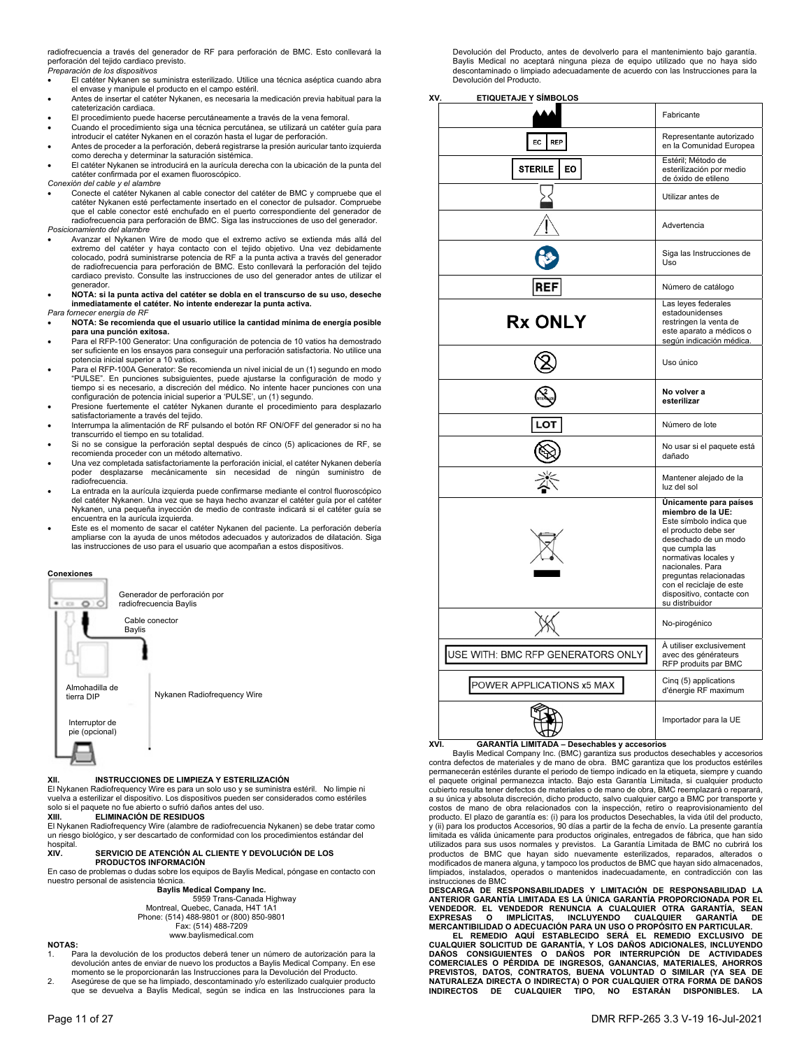radiofrecuencia a través del generador de RF para perforación de BMC. Esto conllevará la perforación del tejido cardiaco previsto.

*Preparación de los dispositivos*

- El catéter Nykanen se suministra esterilizado. Utilice una técnica aséptica cuando abra el envase y manipule el producto en el campo estéril.
- Antes de insertar el catéter Nykanen, es necesaria la medicación previa habitual para la cateterización cardiaca.
- El procedimiento puede hacerse percutáneamente a través de la vena femoral.
- Cuando el procedimiento siga una técnica percutánea, se utilizará un catéter guía para introducir el catéter Nykanen en el corazón hasta el lugar de perforación.
- Antes de proceder a la perforación, deberá registrarse la presión auricular tanto izquierda como derecha y determinar la saturación sistémica.
- El catéter Nykanen se introducirá en la aurícula derecha con la ubicación de la punta del catéter confirmada por el examen fluoroscópico.

*Conexión del cable y el alambre*

- Conecte el catéter Nykanen al cable conector del catéter de BMC y compruebe que el catéter Nykanen esté perfectamente insertado en el conector de pulsador. Compruebe que el cable conector esté enchufado en el puerto correspondiente del generador de radiofrecuencia para perforación de BMC. Siga las instrucciones de uso del generador.

*Posicionamiento del alambre*

- Avanzar el Nykanen Wire de modo que el extremo activo se extienda más allá del extremo del catéter y haya contacto con el tejido objetivo. Una vez debidamente colocado, podrá suministrarse potencia de RF a la punta activa a través del generador de radiofrecuencia para perforación de BMC. Esto conllevará la perforación del tejido cardiaco previsto. Consulte las instrucciones de uso del generador antes de utilizar el generador.
- **NOTA: si la punta activa del catéter se dobla en el transcurso de su uso, deseche inmediatamente el catéter. No intente enderezar la punta activa.**

*Para fornecer energía de RF*

- **NOTA: Se recomienda que el usuario utilice la cantidad mínima de energía posible para una punción exitosa.**
- Para el RFP-100 Generator: Una configuración de potencia de 10 vatios ha demostrado ser suficiente en los ensayos para conseguir una perforación satisfactoria. No utilice una potencia inicial superior a 10 vatios.
- Para el RFP-100A Generator: Se recomienda un nivel inicial de un (1) segundo en modo "PULSE". En punciones subsiguientes, puede ajustarse la configuración de modo y tiempo si es necesario, a discreción del médico. No intente hacer punciones con una configuración de potencia inicial superior a 'PULSE', un (1) segundo.
- Presione fuertemente el catéter Nykanen durante el procedimiento para desplazarlo satisfactoriamente a través del tejido.
- Interrumpa la alimentación de RF pulsando el botón RF ON/OFF del generador si no ha transcurrido el tiempo en su totalidad.
- Si no se consigue la perforación septal después de cinco (5) aplicaciones de RF, se recomienda proceder con un método alternativo.
- Una vez completada satisfactoriamente la perforación inicial, el catéter Nykanen debería poder desplazarse mecánicamente sin necesidad de ningún suministro de radiofrecuencia.
- La entrada en la aurícula izquierda puede confirmarse mediante el control fluoroscópico del catéter Nykanen. Una vez que se haya hecho avanzar el catéter guía por el catéter Nykanen, una pequeña inyección de medio de contraste indicará si el catéter guía se encuentra en la aurícula izquierda.
- Este es el momento de sacar el catéter Nykanen del paciente. La perforación debería ampliarse con la ayuda de unos métodos adecuados y autorizados de dilatación. Siga las instrucciones de uso para el usuario que acompañan a estos dispositivos.

**Conexiones**

Generador de perforación por radiofrecuencia Baylis

Cable conector Baylis

Almohadilla de tierra DIP

Nykanen Radiofrequency Wire

Interruptor de pie (opcional)

## XII. INSTRUCCIONES DE LIMPIEZA Y ESTERILIZACIÓN

El Nykanen Radiofrequency Wire es para un solo uso y se suministra estéril. No limpie ni vuelva a esterilizar el dispositivo. Los dispositivos pueden ser considerados como estériles solo si el paquete no fue abierto o sufrió daños antes del uso.

## XIII. ELIMINACIÓN DE RESIDUOS

El Nykanen Radiofrequency Wire (alambre de radiofrecuencia Nykanen) se debe tratar como un riesgo biológico, y ser descartado de conformidad con los procedimientos estándar del hospital.

## XIV. SERVICIO DE ATENCIÓN AL CLIENTE Y DEVOLUCIÓN DE LOS PRODUCTOS INFORMACIÓN

En caso de problemas o dudas sobre los equipos de Baylis Medical, póngase en contacto con nuestro personal de asistencia técnica.

**Baylis Medical Company Inc.**
5959 Trans-Canada Highway
Montreal, Quebec, Canada, H4T 1A1
Phone: (514) 488-9801 or (800) 850-9801
Fax: (514) 488-7209
www.baylismedical.com

**NOTAS:**

1. Para la devolución de los productos deberá tener un número de autorización para la devolución antes de enviar de nuevo los productos a Baylis Medical Company. En ese momento se le proporcionarán las Instrucciones para la Devolución del Producto.
2. Asegúrese de que se ha limpiado, descontaminado y/o esterilizado cualquier producto que se devuelva a Baylis Medical, según se indica en las Instrucciones para la Devolución del Producto, antes de devolverlo para el mantenimiento bajo garantía. Baylis Medical no aceptará ninguna pieza de equipo utilizado que no haya sido descontaminado o limpiado adecuadamente de acuerdo con las Instrucciones para la Devolución del Producto.

## XV. ETIQUETAJE Y SÍMBOLOS

| Símbolo | Significado |
|---|---|
| (símbolo de fabricante) | Fabricante |
| EC REP | Representante autorizado en la Comunidad Europea |
| STERILE EO | Estéril; Método de esterilización por medio de óxido de etileno |
| (reloj de arena) | Utilizar antes de |
| (triángulo de advertencia) | Advertencia |
| (símbolo de instrucciones) | Siga las Instrucciones de Uso |
| REF | Número de catálogo |
| Rx ONLY | Las leyes federales estadounidenses restringen la venta de este aparato a médicos o según indicación médica. |
| (2 tachado) | Uso único |
| (STERILIZE tachado) | **No volver a esterilizar** |
| LOT | Número de lote |
| (paquete dañado tachado) | No usar si el paquete está dañado |
| (sol) | Mantener alejado de la luz del sol |
| (contenedor tachado) | **Únicamente para países miembro de la UE:** Este símbolo indica que el producto debe ser desechado de un modo que cumpla las normativas locales y nacionales. Para preguntas relacionadas con el reciclaje de este dispositivo, contacte con su distribuidor |
| (pirógeno tachado) | No-pirogénico |
| USE WITH: BMC RFP GENERATORS ONLY | À utiliser exclusivement avec des générateurs RFP produits par BMC |
| POWER APPLICATIONS x5 MAX | Cinq (5) applications d'énergie RF maximum |
| (símbolo de importador) | Importador para la UE |

## XVI. GARANTÍA LIMITADA – Desechables y accesorios

Baylis Medical Company Inc. (BMC) garantiza sus productos desechables y accesorios contra defectos de materiales y de mano de obra. BMC garantiza que los productos estériles permanecerán estériles durante el periodo de tiempo indicado en la etiqueta, siempre y cuando el paquete original permanezca intacto. Bajo esta Garantía Limitada, si cualquier producto cubierto resulta tener defectos de materiales o de mano de obra, BMC reemplazará o reparará, a su única y absoluta discreción, dicho producto, salvo cualquier cargo a BMC por transporte y costos de mano de obra relacionados con la inspección, retiro o reaprovisionamiento del producto. El plazo de garantía es: (i) para los productos Desechables, la vida útil del producto, y (ii) para los productos Accesorios, 90 días a partir de la fecha de envío. La presente garantía limitada es válida únicamente para productos originales, entregados de fábrica, que han sido utilizados para sus usos normales y previstos. La Garantía Limitada de BMC no cubrirá los productos de BMC que hayan sido nuevamente esterilizados, reparados, alterados o modificados de manera alguna, y tampoco los productos de BMC que hayan sido almacenados, limpiados, instalados, operados o mantenidos inadecuadamente, en contradicción con las instrucciones de BMC

**DESCARGA DE RESPONSABILIDADES Y LIMITACIÓN DE RESPONSABILIDAD LA ANTERIOR GARANTÍA LIMITADA ES LA ÚNICA GARANTÍA PROPORCIONADA POR EL VENDEDOR. EL VENDEDOR RENUNCIA A CUALQUIER OTRA GARANTÍA, SEAN EXPRESAS O IMPLÍCITAS, INCLUYENDO CUALQUIER GARANTÍA DE MERCANTIBILIDAD O ADECUACIÓN PARA UN USO O PROPÓSITO EN PARTICULAR.**

**EL REMEDIO AQUÍ ESTABLECIDO SERÁ EL REMEDIO EXCLUSIVO DE CUALQUIER SOLICITUD DE GARANTÍA, Y LOS DAÑOS ADICIONALES, INCLUYENDO DAÑOS CONSIGUIENTES O DAÑOS POR INTERRUPCIÓN DE ACTIVIDADES COMERCIALES O PÉRDIDA DE INGRESOS, GANANCIAS, MATERIALES, AHORROS PREVISTOS, DATOS, CONTRATOS, BUENA VOLUNTAD O SIMILAR (YA SEA DE NATURALEZA DIRECTA O INDIRECTA) O POR CUALQUIER OTRA FORMA DE DAÑOS INDIRECTOS DE CUALQUIER TIPO, NO ESTARÁN DISPONIBLES. LA**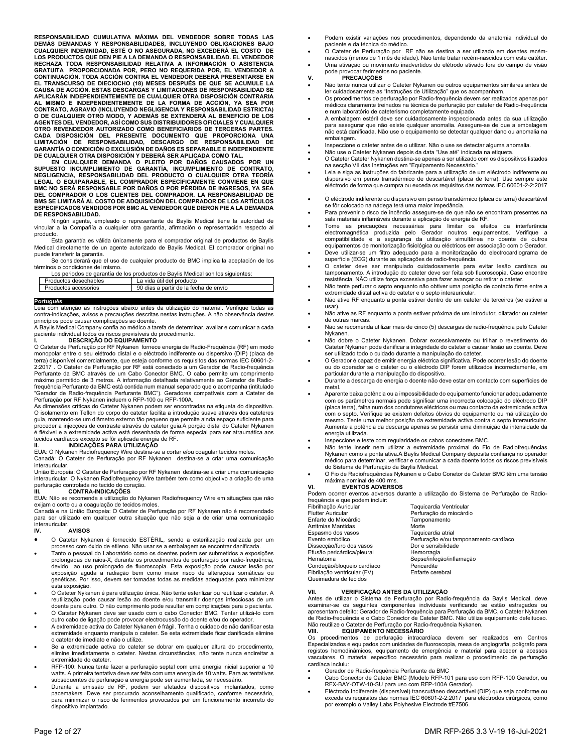**RESPONSABILIDAD CUMULATIVA MÁXIMA DEL VENDEDOR SOBRE TODAS LAS DEMÁS DEMANDAS Y RESPONSABILIDADES, INCLUYENDO OBLIGACIONES BAJO CUALQUIER INDEMNIDAD, ESTÉ O NO ASEGURADA, NO EXCEDERÁ EL COSTO DE LOS PRODUCTOS QUE DEN PIE A LA DEMANDA O RESPONSABILIDAD. EL VENDEDOR RECHAZA TODA RESPONSABILIDAD RELATIVA A INFORMACIÓN O ASISTENCIA GRATUITA PROPORCIONADA POR, PERO NO REQUERIDA POR, EL VENDEDOR A CONTINUACIÓN. TODA ACCIÓN CONTRA EL VENDEDOR DEBERÁ PRESENTARSE EN EL TRANSCURSO DE DIECIOCHO (18) MESES DESPUÉS DE QUE SE ACUMULE LA CAUSA DE ACCIÓN. ESTAS DESCARGAS Y LIMITACIONES DE RESPONSABILIDAD SE APLICARÁN INDEPENDIENTEMENTE DE CUALQUIER OTRA DISPOSICIÓN CONTRARIA AL MISMO E INDEPENDIENTEMENTE DE LA FORMA DE ACCIÓN, YA SEA POR CONTRATO, AGRAVIO (INCLUYENDO NEGLIGENCIA Y RESPONSABILIDAD ESTRICTA) O DE CUALQUIER OTRO MODO, Y ADEMÁS SE EXTENDERÁ AL BENEFICIO DE LOS AGENTES DEL VENDEDOR, ASÍ COMO SUS DISTRIBUIDORES OFICIALES Y CUALQUIER OTRO REVENDEDOR AUTORIZADO COMO BENEFICIARIOS DE TERCERAS PARTES. CADA DISPOSICIÓN DEL PRESENTE DOCUMENTO QUE PROPORCIONA UNA LIMITACIÓN DE RESPONSABILIDAD, DESCARGO DE RESPONSABILIDAD DE GARANTÍA O CONDICIÓN O EXCLUSIÓN DE DAÑOS ES SEPARABLE E INDEPENDIENTE DE CUALQUIER OTRA DISPOSICIÓN Y DEBERÁ SER APLICADA COMO TAL.**

**EN CUALQUIER DEMANDA O PLEITO POR DAÑOS CAUSADOS POR UN SUPUESTO INCUMPLIMIENTO DE GARANTÍA, INCUMPLIMIENTO DE CONTRATO, NEGLIGENCIA, RESPONSABILIDAD DEL PRODUCTO O CUALQUIER OTRA TEORÍA LEGAL O EQUIPARABLE, EL COMPRADOR ESPECÍFICAMENTE CONVIENE EN QUE BMC NO SERÁ RESPONSABLE POR DAÑOS O POR PÉRDIDA DE INGRESOS, YA SEA DEL COMPRADOR O LOS CLIENTES DEL COMPRADOR. LA RESPONSABILIDAD DE BMS SE LIMITARÁ AL COSTO DE ADQUISICIÓN DEL COMPRADOR DE LOS ARTÍCULOS ESPECIFICADOS VENDIDOS POR BMC AL VENDEDOR QUE DIERON PIE A LA DEMANDA DE RESPONSABILIDAD.**

Ningún agente, empleado o representante de Baylis Medical tiene la autoridad de vincular a la Compañía a cualquier otra garantía, afirmación o representación respecto al producto.

Esta garantía es válida únicamente para el comprador original de productos de Baylis Medical directamente de un agente autorizado de Baylis Medical. El comprador original no puede transferir la garantía.

Se considerará que el uso de cualquier producto de BMC implica la aceptación de los términos o condiciones del mismo.

Los periodos de garantía de los productos de Baylis Medical son los siguientes:

| Productos desechables | La vida útil del producto |
|---|---|
| Productos accesorios | 90 días a partir de la fecha de envío |

## Português

Leia com atenção as instruções abaixo antes da utilização do material. Verifique todas as contra-indicações, avisos e precauções descritas nestas instruções. A não observância destes princípios pode causar complicações ao doente.

A Baylis Medical Company confia ao médico a tarefa de determinar, avaliar e comunicar a cada paciente individual todos os riscos previsíveis do procedimento.

### I. DESCRIÇÃO DO EQUIPAMENTO

O Cateter de Perfuração por RF Nykanen fornece energia de Radio-Frequência (RF) em modo monopolar entre o seu elétrodo distal e o eléctrodo indiferente ou dispersivo (DIP) (placa de terra) disponível comercialmente, que esteja conforme os requisitos das normas IEC 60601-2-2:2017 . O Cateter de Perfuração por RF está conectado a um Gerador de Radio-frequência Perfurante da BMC através de um Cabo Conector BMC. O cabo permite um comprimento máximo permitido de 3 metros. A informação detalhada relativamente ao Gerador de Radio-frequência Perfurante da BMC está contida num manual separado que o acompanha (intitulado "Gerador de Radio-frequência Perfurante BMC"). Geradores compatíveis com a Cateter de Perfuração por RF Nykanen incluem o RFP-100 ou RFP-100A.

As dimensões críticas do Cateter Nykanen podem ser encontradas na etiqueta do dispositivo. O isolamento em Teflon do corpo do cateter facilita a introdução suave através dos cateteres guia, mantendo-se um diâmetro externo tão pequeno que permite ainda espaço suficiente para proceder a injecções de contraste através do cateter guia.A porção distal do Cateter Nykanen é fléxivel e a extremidade activa está desenhada de forma especial para ser atraumática aos tecidos cardíacos excepto se fôr aplicada energia de RF.

### II. INDICAÇÕES PARA UTILIZAÇÃO

EUA: O Nykanen Radiofrequency Wire destina-se a cortar e/ou coagular tecidos moles.

Canadá: O Cateter de Perfuração por RF Nykanen destina-se a criar uma comunicação interauricular.

União Europeia: O Cateter de Perfuração por RF Nykanen destina-se a criar uma comunicação interauricular. O Nykanen Radiofrequency Wire também tem como objectivo a criação de uma perfuração controlada no tecido do coração.

### III. CONTRA-INDICAÇÕES

EUA: Não se recomenda a utilização do Nykanen Radiofrequency Wire em situações que não exijam o corte ou a coagulação de tecidos moles.

Canadá e na União Europeia: O Cateter de Perfuração por RF Nykanen não é recomendado para ser utilizado em qualquer outra situação que não seja a de criar uma comunicação interauricular.

### IV. AVISOS

- O Cateter Nykanen é fornecido ESTÉRIL, sendo a esterilização realizada por um processo com óxido de etileno. Não usar se a embalagem se encontrar danificada.
- Tanto o pessoal do Laboratório como os doentes podem ser submetidos a exposições prolongadas de raios-X, durante os procedimentos de perfuração por radio-frequência, devido ao uso prolongado de fluoroscopia. Esta exposição pode causar lesão por exposição aguda a radiação bem como maior risco de alterações somáticas ou genéticas. Por isso, devem ser tomadas todas as medidas adequadas para minimizar esta exposição.
- O Cateter Nykanen é para utilização única. Não tente esterilizar ou reutilizar o cateter. A reutilização pode causar lesão ao doente e/ou transmitir doenças infecciosas de um doente para outro. O não cumprimento pode resultar em complicações para o paciente.
- O Cateter Nykanen deve ser usado com o cabo Conector BMC. Tentar utilizá-lo com outro cabo de ligação pode provocar electrocussão do doente e/ou do operador.
- A extremidade activa do Cateter Nykanen é frágil. Tenha o cuidado de não danificar esta extremidade enquanto manipula o cateter. Se esta extremidade ficar danificada elimine o cateter de imediato e não o utilize.
- Se a extremidade activa do cateter se dobrar em qualquer altura do procedimento, elimine imediatamente o cateter. Nestas circunstâncias, não tente nunca endireitar a extremidade do cateter.
- RFP-100: Nunca tente fazer a perfuração septal com uma energia inicial superior a 10 watts. A primeira tentativa deve ser feita com uma energia de 10 watts. Para as tentativas subsequentes de perfuração a energia pode ser aumentada, se necessário.
- Durante a emissão de RF, podem ser afetados dispositivos implantados, como pacemakers. Deve ser procurado aconselhamento qualificado, conforme necessário, para minimizar o risco de ferimentos provocados por um funcionamento incorreto do dispositivo implantado.
- Podem existir variações nos procedimentos, dependendo da anatomia individual do paciente e da técnica do médico.
- O Cateter de Perfuração por RF não se destina a ser utilizado em doentes recém-nascidos (menos de 1 mês de idade). Não tente tratar recém-nascidos com este catéter.
- Uma ativação ou movimento inadvertidos do elétrodo ativado fora do campo de visão pode provocar ferimentos no paciente.

### V. PRECAUÇÕES

- Não tente nunca utilizar o Cateter Nykanen ou outros equipamentos similares antes de ler cuidadosamente as "Instruções de Utilização" que os acompanham.
- Os procedimentos de perfuração por Radio-frequência devem ser realizados apenas por médicos claramente treinados na técnica de perfuração por cateter de Radio-frequência e num laboratório de cateterismo completamente equipado.
- A embalagem estéril deve ser cuidadosamente inspeccionada antes da sua utilização para assegurar que não existe qualquer anomalia. Assegure-se de que a embalagem não está danificada. Não use o equipamento se detectar qualquer dano ou anomalia na embalagem.
- Inspeccione o cateter antes de o utilizar. Não o use se detectar alguma anomalia.
- Não use o Cateter Nykanen depois da data "Use até" indicada na etiqueta.
- O Cateter Cateter Nykanen destina-se apenas a ser utilizado com os dispositivos listados na secção VII das Instruções em "Equipamento Necessário."
- Leia e siga as instruções do fabricante para a utilização de um eléctrodo indiferente ou dispersivo em penso transdérmico de descartável (placa de terra). Use sempre este eléctrodo de forma que cumpra ou exceda os requisitos das normas IEC 60601-2-2:2017 .
- O eléctrodo indiferente ou dispersivo em penso transdérmico (placa de terra) descartável se fôr colocado na nádega terá uma maior impedância.
- Para prevenir o risco de incêndio assegure-se de que não se encontram presentes na sala materiais inflamáveis durante a aplicação de energia de RF.
- Tome as precauções necessárias para limitar os efeitos da interferência electromagnética produzida pelo Gerador noutros equipamentos. Verifique a compatibilidade e a segurança da utilização simultânea no doente de outros equipamentos de monitorização fisiológica ou eléctricos em associação com o Gerador.
- Deve utilizar-se um filtro adequado para a monitorização do electrocardiograma de superfície (ECG) durante as aplicações de radio-frequência.
- O cateter deve ser manipulado cuidadosamente para evitar lesão cardíaca ou tamponamento. A introdução do cateter deve ser feita sob fluoroscopia. Caso encontre resistência, NÃO utilize força excessiva para fazer avançar ou retirar o cateter.
- Não tente perfurar o septo enquanto não obtiver uma posição de contacto firme entre a extremidade distal activa do cateter e o septo interauricular.
- Não ative RF enquanto a ponta estiver dentro de um cateter de terceiros (se estiver a usar).
- Não ative as RF enquanto a ponta estiver próxima de um introdutor, dilatador ou cateter de outras marcas.
- Não se recomenda utilizar mais de cinco (5) descargas de radio-frequência pelo Cateter Nykanen.
- Não dobre o Cateter Nykanen. Dobrar excessivamente ou trilhar o revestimento do Cateter Nykanen pode danificar a integridade do cateter e causar lesão ao doente. Deve ser utilizado todo o cuidado durante a manipulação do cateter.
- O Gerador é capaz de emitir energia eléctrica significativa. Pode ocorrer lesão do doente ou do operador se o cateter ou o eléctrodo DIP forem utilizados incorrectamente, em particular durante a manipulação do dispositivo.
- Durante a descarga de energia o doente não deve estar em contacto com superfícies de metal.
- Aparente baixa potência ou a impossibilidade do equipamento funcionar adequadamente com os parâmetros normais pode significar uma incorrecta colocação do eléctrodo DIP (placa terra), falha num dos condutores eléctricos ou mau contacto da extremidade activa com o septo. Verifique se existem defeitos óbvios do equipamento ou má utilização do mesmo. Tente uma melhor posição da extremidade activa contra o septo interauricular. Aumente a potência da descarga apenas se persistir uma diminuição da intensidade da energia utilizada.
- Inspeccione e teste com regularidade os cabos conectores BMC.
- Não tente inserir nem utilizar a extremidade proximal do Fio de Radiofrequências Nykanen como a ponta ativa.A Baylis Medical Company deposita confiança no operador médico para determinar, verificar e comunicar a cada doente todos os riscos previsíveis do Sistema de Perfuração da Baylis Medical.
- O Fio de Radiofrequências Nykanen e o Cabo Conetor de Cateter BMC têm uma tensão máxima nominal de 400 rms.

### VI. EVENTOS ADVERSOS

Podem ocorrer eventos adversos durante a utilização do Sistema de Perfuração de Radio-frequência e que podem incluir:

| | |
|---|---|
| Fibrilhação Auricular | Taquicardia Ventricular |
| Flutter Auricular | Perfuração do miocárdio |
| Enfarte do Miocárdio | Tamponamento |
| Arritmias Mantidas | Morte |
| Espasmo dos vasos | Taquicardia atrial |
| Evento embólico | Perfuração e/ou tamponamento cardíaco |
| Dissecção/furo dos vasos | Dor e sensibilidade |
| Efusão pericárdica/pleural | Hemorragia |
| Hematoma | Sepse/infeção/inflamação |
| Condução/bloqueio cardíaco | Pericardite |
| Fibrilação ventricular (FV) | Enfarte cerebral |
| Queimadura de tecidos | |

### VII. VERIFICAÇÃO ANTES DA UTILIZAÇÃO

Antes de utilizar o Sistema de Perfuração por Radio-frequência da Baylis Medical, deve examinar-se os seguintes componentes individuais verificando se estão estragados ou apresentam defeito: Gerador de Radio-frequência para Perfuração da BMC, o Cateter Nykanen de Radio-frequência e o Cabo Conector de Cateter BMC. Não utilize equipamento defeituoso. Não reutilize o Cateter de Perfuração por Radio-frequência Nykanen.

### VIII. EQUIPAMENTO NECESSÁRIO

Os procedimentos de perfuração intracardíaca devem ser realizados em Centros Especializados e equipados com unidades de fluoroscopia, mesa de angiografia, polígrafo para registos hemodinâmicos, equipamento de emergência e material para aceder a acessos vasculares. O material específico necessário para realizar o procedimento de perfuração cardíaca inclui:

- Gerador de Radio-frequência Perfurante da BMC
- Cabo Conector de Cateter BMC (Modelo RFP-101 para uso com RFP-100 Gerador, ou RFX-BAY-OTW-10-SU para uso com RFP-100A Gerador).
- Eléctrodo Indiferente (dispersivel) transcutâneo descartável (DIP) que seja conforme ou exceda os requisitos das normas IEC 60601-2-2:2017 para eléctrodos cirúrgicos, como por exemplo o Valley Labs Polyhesive Electrode #E7506.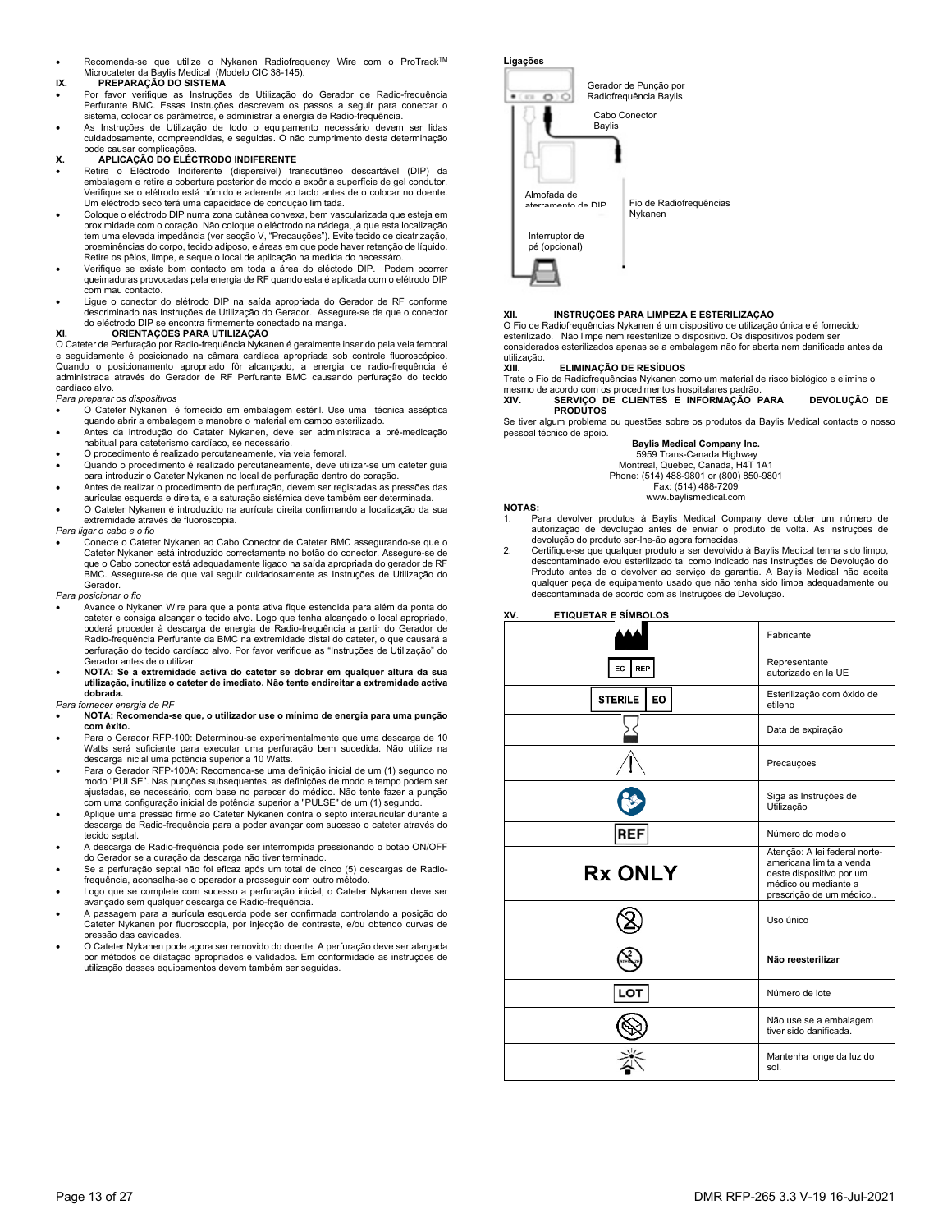- Recomenda-se que utilize o Nykanen Radiofrequency Wire com o ProTrack™ Microcateter da Baylis Medical (Modelo CIC 38-145).

### IX. PREPARAÇÃO DO SISTEMA

- Por favor verifique as Instruções de Utilização do Gerador de Radio-frequência Perfurante BMC. Essas Instruções descrevem os passos a seguir para conectar o sistema, colocar os parâmetros, e administrar a energia de Radio-frequência.
- As Instruções de Utilização de todo o equipamento necessário devem ser lidas cuidadosamente, compreendidas, e seguidas. O não cumprimento desta determinação pode causar complicações.

### X. APLICAÇÃO DO ELÉCTRODO INDIFERENTE

- Retire o Eléctrodo Indiferente (dispersível) transcutâneo descartável (DIP) da embalagem e retire a cobertura posterior de modo a expôr a superfície de gel condutor. Verifique se o elétrodo está húmido e aderente ao tacto antes de o colocar no doente. Um eléctrodo seco terá uma capacidade de condução limitada.
- Coloque o eléctrodo DIP numa zona cutânea convexa, bem vascularizada que esteja em proximidade com o coração. Não coloque o eléctrodo na nádega, já que esta localização tem uma elevada impedância (ver secção V, "Precauções"). Evite tecido de cicatrização, proeminências do corpo, tecido adiposo, e áreas em que pode haver retenção de líquido. Retire os pêlos, limpe, e seque o local de aplicação na medida do necessário.
- Verifique se existe bom contacto em toda a área do eléctodo DIP. Podem ocorrer queimaduras provocadas pela energia de RF quando esta é aplicada com o elétrodo DIP com mau contacto.
- Ligue o conector do elétrodo DIP na saída apropriada do Gerador de RF conforme descriminado nas Instruções de Utilização do Gerador. Assegure-se de que o conector do eléctrodo DIP se encontra firmemente conectado na manga.

### XI. ORIENTAÇÕES PARA UTILIZAÇÃO

O Cateter de Perfuração por Radio-frequência Nykanen é geralmente inserido pela veia femoral e seguidamente é posicionado na câmara cardíaca apropriada sob controle fluoroscópico. Quando o posicionamento apropriado fôr alcançado, a energia de radio-frequência é administrada através do Gerador de RF Perfurante BMC causando perfuração do tecido cardíaco alvo.

*Para preparar os dispositivos*

- O Cateter Nykanen é fornecido em embalagem estéril. Use uma técnica asséptica quando abrir a embalagem e manobre o material em campo esterilizado.
- Antes da introdução do Catater Nykanen, deve ser administrada a pré-medicação habitual para cateterismo cardíaco, se necessário.
- O procedimento é realizado percutaneamente, via veia femoral.
- Quando o procedimento é realizado percutaneamente, deve utilizar-se um cateter guia para introduzir o Cateter Nykanen no local de perfuração dentro do coração.
- Antes de realizar o procedimento de perfuração, devem ser registadas as pressões das aurículas esquerda e direita, e a saturação sistémica deve também ser determinada.
- O Cateter Nykanen é introduzido na aurícula direita confirmando a localização da sua extremidade através de fluoroscopia.

*Para ligar o cabo e o fio*

- Conecte o Cateter Nykanen ao Cabo Conector de Cateter BMC assegurando-se que o Cateter Nykanen está introduzido correctamente no botão do conector. Assegure-se de que o Cabo conector está adequadamente ligado na saída apropriada do gerador de RF BMC. Assegure-se de que vai seguir cuidadosamente as Instruções de Utilização do Gerador.

*Para posicionar o fio*

- Avance o Nykanen Wire para que a ponta ativa fique estendida para além da ponta do cateter e consiga alcançar o tecido alvo. Logo que tenha alcançado o local apropriado, poderá proceder à descarga de energia de Radio-frequência a partir do Gerador de Radio-frequência Perfurante da BMC na extremidade distal do cateter, o que causará a perfuração do tecido cardíaco alvo. Por favor verifique as "Instruções de Utilização" do Gerador antes de o utilizar.
- **NOTA: Se a extremidade activa do cateter se dobrar em qualquer altura da sua utilização, inutilize o cateter de imediato. Não tente endireitar a extremidade activa dobrada.**

*Para fornecer energia de RF*

- **NOTA: Recomenda-se que, o utilizador use o mínimo de energia para uma punção com êxito.**
- Para o Gerador RFP-100: Determinou-se experimentalmente que uma descarga de 10 Watts será suficiente para executar uma perfuração bem sucedida. Não utilize na descarga inicial uma potência superior a 10 Watts.
- Para o Gerador RFP-100A: Recomenda-se uma definição inicial de um (1) segundo no modo "PULSE". Nas punções subsequentes, as definições de modo e tempo podem ser ajustadas, se necessário, com base no parecer do médico. Não tente fazer a punção com uma configuração inicial de potência superior a "PULSE" de um (1) segundo.
- Aplique uma pressão firme ao Cateter Nykanen contra o septo interauricular durante a descarga de Radio-frequência para a poder avançar com sucesso o cateter através do tecido septal.
- A descarga de Radio-frequência pode ser interrompida pressionando o botão ON/OFF do Gerador se a duração da descarga não tiver terminado.
- Se a perfuração septal não foi eficaz após um total de cinco (5) descargas de Radio-frequência, aconselha-se o operador a prosseguir com outro método.
- Logo que se complete com sucesso a perfuração inicial, o Cateter Nykanen deve ser avançado sem qualquer descarga de Radio-frequência.
- A passagem para a aurícula esquerda pode ser confirmada controlando a posição do Cateter Nykanen por fluoroscopia, por injecção de contraste, e/ou obtendo curvas de pressão das cavidades.
- O Cateter Nykanen pode agora ser removido do doente. A perfuração deve ser alargada por métodos de dilatação apropriados e validados. Em conformidade as instruções de utilização desses equipamentos devem também ser seguidas.

**Ligações**

Gerador de Punção por Radiofrequência Baylis

Cabo Conector Baylis

Almofada de aterramento de DIP

Fio de Radiofrequências Nykanen

Interruptor de pé (opcional)

### XII. INSTRUÇÕES PARA LIMPEZA E ESTERILIZAÇÃO

O Fio de Radiofrequências Nykanen é um dispositivo de utilização única e é fornecido esterilizado. Não limpe nem reesterilize o dispositivo. Os dispositivos podem ser considerados esterilizados apenas se a embalagem não for aberta nem danificada antes da utilização.

### XIII. ELIMINAÇÃO DE RESÍDUOS

Trate o Fio de Radiofrequências Nykanen como um material de risco biológico e elimine o mesmo de acordo com os procedimentos hospitalares padrão.

### XIV. SERVIÇO DE CLIENTES E INFORMAÇÃO PARA DEVOLUÇÃO DE PRODUTOS

Se tiver algum problema ou questões sobre os produtos da Baylis Medical contacte o nosso pessoal técnico de apoio.

**Baylis Medical Company Inc.**
5959 Trans-Canada Highway
Montreal, Quebec, Canada, H4T 1A1
Phone: (514) 488-9801 or (800) 850-9801
Fax: (514) 488-7209
www.baylismedical.com

**NOTAS:**

1. Para devolver produtos à Baylis Medical Company deve obter um número de autorização de devolução antes de enviar o produto de volta. As instruções de devolução do produto ser-lhe-ão agora fornecidas.
2. Certifique-se que qualquer produto a ser devolvido à Baylis Medical tenha sido limpo, descontaminado e/ou esterilizado tal como indicado nas Instruções de Devolução do Produto antes de o devolver ao serviço de garantia. A Baylis Medical não aceita qualquer peça de equipamento usado que não tenha sido limpa adequadamente ou descontaminada de acordo com as Instruções de Devolução.

### XV. ETIQUETAR E SÍMBOLOS

| Símbolo | Descrição |
|---|---|
| [símbolo de fabricante] | Fabricante |
| EC REP | Representante autorizado en la UE |
| STERILE EO | Esterilização com óxido de etileno |
| [ampulheta] | Data de expiração |
| [triângulo de aviso] | Precauçoes |
| [símbolo de instruções] | Siga as Instruções de Utilização |
| REF | Número do modelo |
| Rx ONLY | Atenção: A lei federal norte-americana limita a venda deste dispositivo por um médico ou mediante a prescrição de um médico.. |
| [símbolo de uso único] | Uso único |
| [símbolo STERILIZE riscado] | **Não reesterilizar** |
| LOT | Número de lote |
| [embalagem danificada] | Não use se a embalagem tiver sido danificada. |
| [símbolo de luz solar] | Mantenha longe da luz do sol. |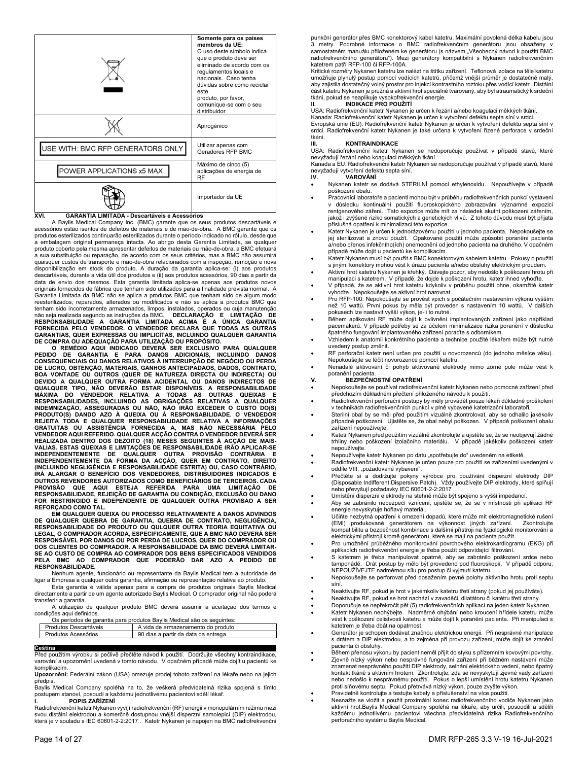| | Somente para os países membros da UE: O uso deste símbolo indica que o produto deve ser eliminado de acordo com os regulamentos locais e nacionais. Caso tenha dúvidas sobre como reciclar este produto, por favor, comunique-se com o seu distribuidor |
|---|---|
| | Apirogénico |
| USE WITH: BMC RFP GENERATORS ONLY | Utilizar apenas com Geradores RFP BMC |
| POWER APPLICATIONS x5 MAX | Máximo de cinco (5) aplicações de energia de RF |
| | Importador da UE |

## XVI. GARANTIA LIMITADA - Descartáveis e Acessórios

A Baylis Medical Company Inc. (BMC) garante que os seus produtos descartáveis e acessórios estão isentos de defeitos de materiais e de mão-de-obra. A BMC garante que os produtos esterilizados continuarão esterilizados durante o período indicado no rótulo, desde que a embalagem original permaneça intacta. Ao abrigo desta Garantia Limitada, se qualquer produto coberto pela mesma apresentar defeitos de materiais ou mão-de-obra, a BMC efetuará a sua substituição ou reparação, de acordo com os seus critérios, mas a BMC não assumirá quaisquer custos de transporte e mão-de-obra relacionados com a inspeção, remoção e nova disponibilização em stock do produto. A duração da garantia aplica-se: (i) aos produtos descartáveis, durante a vida útil dos produtos e (ii) aos produtos acessórios, 90 dias a partir da data de envio dos mesmos. Esta garantia limitada aplica-se apenas aos produtos novos originais fornecidos de fábrica que tenham sido utilizados para a finalidade prevista normal. A Garantia Limitada da BMC não se aplica a produtos BMC que tenham sido de algum modo reesterilizados, reparados, alterados ou modificados e não se aplica a produtos BMC que tenham sido incorretamente armazenados, limpos, instalados, operados ou cuja manutenção não seja realizada segundo as instruções da BMC. **DECLARAÇÃO E LIMITAÇÃO DE RESPONSABILIDADE A GARANTIA LIMITADA ACIMA É A ÚNICA GARANTIA FORNECIDA PELO VENDEDOR. O VENDEDOR DECLARA QUE TODAS AS OUTRAS GARANTIAS, QUER EXPRESSAS OU IMPLÍCITAS, INCLUINDO QUALQUER GARANTIA DE COMPRA OU ADEQUAÇÃO PARA UTILIZAÇÃO OU PROPÓSITO.**

**O REMÉDIO AQUI INDICADO DEVERÁ SER EXCLUSIVO PARA QUALQUER PEDIDO DE GARANTIA E PARA DANOS ADICIONAIS, INCLUINDO DANOS CONSEQUENCIAIS OU DANOS RELATIVOS À INTERRUPÇÃO DE NEGÓCIO OU PERDA DE LUCRO, OBTENÇÃO, MATERIAIS, GANHOS ANTECIPADAOS, DADOS, CONTRATO, BOA VONTADE OU OUTROS (QUER DE NATUREZA DIRECTA OU INDIRECTA) OU DEVIDO A QUALQUER OUTRA FORMA ACIDENTAL OU DANOS INDIRECTOS DE QUALQUER TIPO, NÃO DEVERÃO ESTAR DISPONÍVEIS. A RESPONSABILIDADE MÁXIMA DO VENDEDOR RELATIVA A TODAS AS OUTRAS QUEIXAS E RESPONSABILIDADES, INCLUINDO AS OBRIGAÇÕES RELATIVAS A QUALQUER INDEMNIZAÇÃO, ASSEGURADAS OU NÃO, NÃO IRÃO EXCEDER O CUSTO DO(S) PRODUTO(S) DANDO AZO À QUEIXA OU À RESPONSABILIDADE. O VENDEDOR REJEITA TODA E QUALQUER RESPONSABILIDADE RELATIVA A INFORMAÇÕES GRATUITAS OU ASSISTÊNCIA FORNECIDA A, MAS NÃO NECESSÁRIA PELO VENDEDOR AQUI REFERIDO. QUALQUER ACÇÃO CONTRA O VENDEDOR DEVERÁ SER REALIZADA DENTRO DOS DEZOITO (18) MESES SEGUINTES À ACÇÃO DE MAIS-VALIAS. ESTAS QUEIXAS E LIMITAÇÕES DE RESPONSABILIDADE IRÃO APLICAR-SE INDEPENDENTEMENTE DE QUALQUER OUTRA PROVISÃO CONTRÁRIA E INDEPENDENTEMENTE DA FORMA DA ACÇÃO, QUER EM CONTRATO, DIREITO (INCLUINDO NEGLIGÊNCIA E RESPONSABILIDADE ESTRITA) OU, CASO CONTRÁRIO, IRÁ ALARGAR O BENEFÍCIO DOS VENDEDORES, DISTRIBUIDORES INDICADOS E OUTROS REVENDORES AUTORIZADOS COMO BENEFICIÁRIOS DE TERCEIROS. CADA PROVISÃO QUE AQUI ESTEJA REFERIDA PARA UMA LIMITAÇÃO DE RESPONSABILIDADE, REJEIÇÃO DE GARANTIA OU CONDIÇÃO, EXCLUSÃO OU DANO FOR RESTRINGIDO E INDEPENDENTE DE QUALQUER OUTRA PROVISAO A SER REFORÇADO COMO TAL.**

**EM QUALQUER QUEIXA OU PROCESSO RELATIVAMENTE A DANOS ADVINDOS DE QUALQUER QUEBRA DE GARANTIA, QUEBRA DE CONTRATO, NEGLIGÊNCIA, RESPONSABILIDADE DO PRODUTO OU QULQUER OUTRA TEORIA EQUITATIVA OU LEGAL, O COMPRADOR ACORDA, ESPECIFICAMENTE, QUE A BMC NÃO DEVERÁ SER RESPONSÁVEL POR DANOS OU POR PERDA DE LUCROS, QUER DO COMPRADOR OU DOS CLIENTES DO COMPRADOR. A RESPONSABILIDADE DA BMC DEVERÁ LIMITAR-SE AO CUSTO DE COMPRA AO COMPRADOR DOS BENS ESPECIFICADOS VENDIDOS PELA BMC AO COMPRADOR QUE PODERÃO DAR AZO A PEDIDO DE RESPONSABILIDADE.**

Nenhum agente, funcionário ou representante da Baylis Medical tem a autoridade de ligar a Empresa a qualquer outra garantia, afirmação ou representação relativa ao produto.

Esta garantia é válida apenas para a compra de produtos originais Baylis Medical directamente a partir de um agente autorizado Baylis Medical. O comprador original não poderá transferir a garantia.

A utilização de qualquer produto BMC deverá assumir a aceitação dos termos e condições aqui definidos.

Os períodos de garantia para produtos Baylis Medical são os seguintes:

| Produtos Descartáveis | A vida de armazenamento do produto |
|---|---|
| Produtos Acessórios | 90 dias a partir da data da entrega |

# Čeština

Před použitím výrobku si pečlivě přečtěte návod k použití. Dodržujte všechny kontraindikace, varování a upozornění uvedená v tomto návodu. V opačném případě může dojít u pacientů ke komplikacím.

**Upozornění:** Federální zákon (USA) omezuje prodej tohoto zařízení na lékaře nebo na jejich předpis.

Baylis Medical Company spoléhá na to, že veškerá předvídatelná rizika spojená s tímto postupem stanoví, posoudí a každému jednotlivému pacientovi sdělí lékař.

## I. POPIS ZAŘÍZENÍ

Radiofrekvenční katetr Nykanen vyvíjí radiofrekvenční (RF) energii v monopolárním režimu mezi svou distální elektrodou a komerčně dostupnou vnější disperzní samolepicí (DIP) elektrodou, která je v souladu s IEC 60601-2-2:2017 . Katetr Nykanen je napojen na BMC radiofrekvenční punkční generátor přes BMC konektorový kabel katetru. Maximální povolená délka kabelu jsou 3 metry. Podrobné informace o BMC radiofrekvenčním generátoru jsou obsaženy v samostatném manuálu přiloženém ke generátoru (s názvem „Všeobecný návod k použití BMC radiofrekvenčního generátoru"). Mezi generátory kompatibilní s Nykanen radiofrekvenčním katetrem patří RFP-100 či RFP-100A.

Kritické rozměry Nykanen katetru lze nalézt na štítku zařízení. Teflonová izolace na těle katetru umožňuje plynulý postup pomocí vodících katetrů, přičemž vnější průměr je dostatečně malý, aby zajistila dostatečně volný prostor pro injekci kontrastního roztoku přes vodící katetr. Distální část katetru Nykanen je pružná a aktivní hrot speciálně tvarovaný, aby byl atraumatický k srdeční tkáni, pokud se neaplikuje vysokofrekvenční energie.

## II. INDIKACE PRO POUŽITÍ

USA: Radiofrekvenční katetr Nykanen je určen k řezání a/nebo koagulaci měkkých tkání.
Kanada: Radiofrekvenční katetr Nykanen je určen k vytvoření defektu septa síní v srdci.
Evropská unie (EU): Radiofrekvenční katetr Nykanen je určen k vytvoření defektu septa síní v srdci. Radiofrekvenční katetr Nykanen je také určena k vytvoření řízené perforace v srdeční tkáni.

## III. KONTRAINDIKACE

USA: Radiofrekvenční katetr Nykanen se nedoporučuje používat v případě stavů, které nevyžadují řezání nebo koagulaci měkkých tkání.
Kanada a EU: Radiofrekvenční katetr Nykanen se nedoporučuje používat v případě stavů, které nevyžadují vytvoření defektu septa síní.

## IV. VAROVÁNÍ

- Nykanen katetr se dodává STERILNÍ pomocí ethylenoxidu. Nepoužívejte v případě poškození obalu.
- Pracovníci laboratoře a pacienti mohou být v průběhu radiofrekvenčních punkcí vystaveni v důsledku kontinuální použití fluoroskopického zobrazování významné expozici rentgenového záření. Tato expozice může mít za následek akutní poškození zářením, jakož i zvýšené riziko somatických a genetických vlivů. Z tohoto důvodu musí být přijata příslušná opatření k minimalizaci této expozice.
- Katetr Nykanen je určen k jednorázovému použití u jednoho pacienta. Nepokoušejte se jej sterilizovat a znovu použít. Opakované použití může způsobit poranění pacienta a/nebo přenos infekčního(ích) onemocnění od jednoho pacienta na druhého. V opačném případě může dojít u pacientů ke komplikacím.
- Katetr Nykanen musí být použit s BMC konektorovým kabelem katetru. Pokusy o použití s jinými konektory mohou vést k úrazu pacienta a/nebo obsluhy elektrickým proudem.
- Aktivní hrot katetru Nykanen je křehký. Dávejte pozor, aby nedošlo k poškození hrotu při manipulaci s katetrem. V případě, že dojde k poškození hrotu, katetr ihned vyhoďte.
- V případě, že aktivní hrot katetru kdykoliv v průběhu použití ohne, okamžitě katetr vyhoďte. Nepokoušejte se aktivní hrot narovnat.
- Pro RFP-100: Nepokoušejte se provést vpich s počátečním nastavením výkonu vyšším než 10 wattů. První pokus by měla být proveden s nastavením 10 wattů. V dalších pokusech lze nastavit vyšší výkon, je-li to nutné.
- Během aplikování RF může dojít k ovlivnění implantovaných zařízení jako například pacemakerů. V případě potřeby se za účelem minimalizace rizika poranění v důsledku špatného fungování implantovaného zařízení poraďte s odborníkem.
- Vzhledem k anatomii konkrétního pacienta a technice použité lékařem může být nutné uvedený postup změnit.
- RF perforační katetr není určen pro použití u novorozenců (do jednoho měsíce věku). Nepokoušejte se léčit novorozence pomocí katetru.
- Nenadálé aktivování či pohyb aktivované elektrody mimo zorné pole může vést k poranění pacienta.

## V. BEZPEČNOSTNÍ OPATŘENÍ

- Nepokoušejte se používat radiofrekvenční katetr Nykanen nebo pomocné zařízení před předchozím důkladném přečtení přiloženého návodu k použití.
- Radiofrekvenční perforační postupy by měly provádět pouze lékaři důkladně proškolení v technikách radiofrekvenčních punkcí v plně vybavené katetrizační laboratoři.
- Sterilní obal by se měl před použitím vizuálně zkontrolovat, aby se odhalilo jakékoliv případné poškození. Ujistěte se, že obal nebyl poškozen. V případě poškození obalu zařízení nepoužívejte.
- Katetr Nykanen před použitím vizuálně zkontrolujte a ujistěte se, že se neobjevují žádné trhliny nebo poškození izolačního materiálu. V případě jakékoliv poškození katetr nepoužívejte.
- Nepoužívejte katetr Nykanen po datu „spotřebujte do" uvedeném na etiketě.
- Radiofrekvenční katetr Nykanen je určen pouze pro použití se zařízeními uvedenými v oddíle VIII, „požadované vybavení".
- Přečtěte si a dodržujte pokyny výrobce pro používání disperzní elektrody DIP (Disposable Indifferent Dispersive Patch). Vždy používejte DIP elektrody, které splňují nebo převyšují požadavky IEC 60601-2-2:2017 .
- Umístění disperzní elektrody na stehně může být spojeno s vyšší impedancí.
- Aby se zabránilo nebezpečí vznícení, ujistěte se, že se v místnosti při aplikaci RF energie nevyskytuje hořlavý materiál.
- Učiňte nezbytná opatření k omezení dopadů, které může mít elektromagnetické rušení (EMI) produkované generátorem na výkonnost jiných zařízení. Zkontrolujte kompatibilitu a bezpečnost kombinace s dalšími přístroji na fyziologické monitorování a elektrickými přístroji kromě generátoru, které se mají na pacienta použít.
- Pro umožnění průběžného monitorování povrchového elektrokardiogramu (EKG) při aplikacích radiofrekvenční energie je třeba použít odpovídající filtrování.
- S katetrem je třeba manipulovat opatrně, aby se zabránilo poškození srdce nebo tamponádě. Drát postup by mělo být provedeno pod fluoroskopií. V případě odporu, NEPOUŽÍVEJTE nadměrnou sílu pro postup či vyjmutí katetru.
- Nepokoušejte se perforovat před dosažením pevné polohy aktivního hrotu proti septu síní.
- Neaktivujte RF, pokud je hrot v jakémkoliv katetru třetí strany (pokud jej používáte).
- Neaktivujte RF, pokud se hrot nachází v zaváděči, dilatátoru či katetru třetí strany.
- Doporučuje se nepřekročit pět (5) radiofrekvenčních aplikací na jeden katetr Nykanen.
- Katetr Nykanen neohýbejte. Nadměrné ohýbání nebo kroucení hřídele katetru může vést k poškození celistvosti katetru a může dojít k poranění pacienta. Při manipulaci s katetrem je třeba dbát na opatrnost.
- Generátor je schopen dodávat značnou elektrickou energii. Při nesprávné manipulace s drátem a DIP elektrodou, a to zejména při provozu zařízení, může dojít ke zranění pacienta či obsluhy.
- Během přenosu výkonu by pacient neměl přijít do styku s přízemním kovovými povrchy.
- Zjevně nízký výkon nebo nesprávné fungování zařízení při běžném nastavení může znamenat nesprávného použití DIP elektrody, selhání elektrického vedení, nebo špatný kontakt tkáně s aktivním hrotem. Zkontrolujte, zda se nevyskytují zjevné vady zařízení nebo nedošlo k nesprávnému použití. Pokus o lepší umístění hrotu katetru Nykanen proti siňovému septu. Pokud přetrvává nízký výkon, pouze zvyšte výkon.
- Pravidelně kontrolujte a testujte kabely a příslušenství na více použití.
- Nesnažte se vložit a použít proximální konec radiofrekvenčního vodiče Nykanen jako aktivní hrot.Baylis Medical Company spoléhá na lékaře, aby určili, posoudili a sdělili každému jednotlivému pacientovi všechna předvídatelná rizika Radiofrekvenčního perforačního systému Baylis Medical.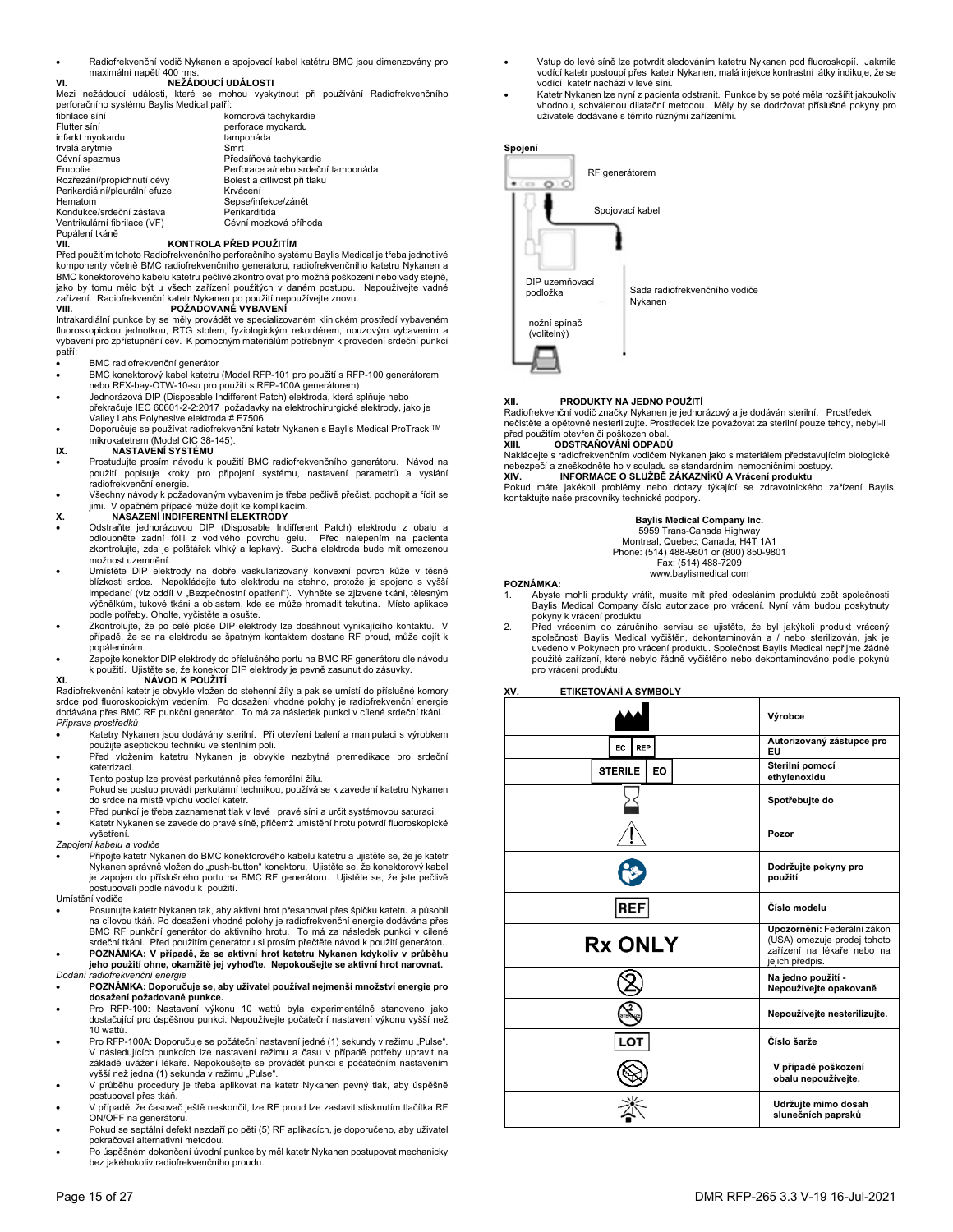- Radiofrekvenční vodič Nykanen a spojovací kabel katétru BMC jsou dimenzovány pro maximální napětí 400 rms.

## VI. NEŽÁDOUCÍ UDÁLOSTI

Mezi nežádoucí události, které se mohou vyskytnout při používání Radiofrekvenčního perforačního systému Baylis Medical patří:

| | |
|---|---|
| fibrilace síní | komorová tachykardie |
| Flutter síní | perforace myokardu |
| infarkt myokardu | tamponáda |
| trvalá arytmie | Smrt |
| Cévní spazmus | Předsíňová tachykardie |
| Embolie | Perforace a/nebo srdeční tamponáda |
| Rozřezání/propíchnutí cévy | Bolest a citlivost při tlaku |
| Perikardiální/pleurální efuze | Krvácení |
| Hematom | Sepse/infekce/zánět |
| Kondukce/srdeční zástava | Perikarditida |
| Ventrikulární fibrilace (VF) | Cévní mozková příhoda |
| Popálení tkáně | |

## VII. KONTROLA PŘED POUŽITÍM

Před použitím tohoto Radiofrekvenčního perforačního systému Baylis Medical je třeba jednotlivé komponenty včetně BMC radiofrekvenčního generátoru, radiofrekvenčního katetru Nykanen a BMC konektorového kabelu katetru pečlivě zkontrolovat pro možná poškození nebo vady stejně, jako by tomu mělo být u všech zařízení použitých v daném postupu. Nepoužívejte vadné zařízení. Radiofrekvenční katetr Nykanen po použití nepoužívejte znovu.

## VIII. POŽADOVANÉ VYBAVENÍ

Intrakardiální punkce by se měly provádět ve specializovaném klinickém prostředí vybaveném fluoroskopickou jednotkou, RTG stolem, fyziologickým rekordérem, nouzovým vybavením a vybavení pro zpřístupnění cév. K pomocným materiálům potřebným k provedení srdeční punkcí patří:

- BMC radiofrekvenční generátor
- BMC konektorový kabel katetru (Model RFP-101 pro použití s RFP-100 generátorem nebo RFX-bay-OTW-10-su pro použití s RFP-100A generátorem)
- Jednorázová DIP (Disposable Indifferent Patch) elektroda, která splňuje nebo překračuje IEC 60601-2-2:2017 požadavky na elektrochirurgické elektrody, jako je Valley Labs Polyhesive elektroda # E7506.
- Doporučuje se používat radiofrekvenční katetr Nykanen s Baylis Medical ProTrack ™ mikrokatetrem (Model CIC 38-145).

## IX. NASTAVENÍ SYSTÉMU

- Prostudujte prosím návodu k použití BMC radiofrekvenčního generátoru. Návod na použití popisuje kroky pro připojení systému, nastavení parametrů a vyslání radiofrekvenční energie.
- Všechny návody k požadovaným vybavením je třeba pečlivě přečíst, pochopit a řídit se jimi. V opačném případě může dojít ke komplikacím.

## X. NASAZENÍ INDIFERENTNÍ ELEKTRODY

- Odstraňte jednorázovou DIP (Disposable Indifferent Patch) elektrodu z obalu a odloupněte zadní fólii z vodivého povrchu gelu. Před nalepením na pacienta zkontrolujte, zda je polštářek vlhký a lepkavý. Suchá elektroda bude mít omezenou možnost uzemnění.
- Umístěte DIP elektrody na dobře vaskularizovaný konvexní povrch kůže v těsné blízkosti srdce. Nepokládejte tuto elektrodu na stehno, protože je spojeno s vyšší impedancí (viz oddíl V „Bezpečnostní opatření"). Vyhněte se zjizvené tkáni, tělesným výčnělkům, tukové tkáni a oblastem, kde se může hromadit tekutina. Místo aplikace podle potřeby. Oholte, vyčistěte a osušte.
- Zkontrolujte, že po celé ploše DIP elektrody lze dosáhnout vynikajícího kontaktu. V případě, že se na elektrodu se špatným kontaktem dostane RF proud, může dojít k popáleninám.
- Zapojte konektor DIP elektrody do příslušného portu na BMC RF generátoru dle návodu k použití. Ujistěte se, že konektor DIP elektrody je pevně zasunut do zásuvky.

## XI. NÁVOD K POUŽITÍ

Radiofrekvenční katetr je obvykle vložen do stehenní žíly a pak se umístí do příslušné komory srdce pod fluoroskopickým vedením. Po dosažení vhodné polohy je radiofrekvenční energie dodávána přes BMC RF punkční generátor. To má za následek punkci v cílené srdeční tkáni.

*Příprava prostředků*

- Katetry Nykanen jsou dodávány sterilní. Při otevření balení a manipulaci s výrobkem použijte aseptickou techniku ve sterilním poli.
- Před vložením katetru Nykanen je obvykle nezbytná premedikace pro srdeční katetrizaci.
- Tento postup lze provést perkutánně přes femorální žílu.
- Pokud se postup provádí perkutánní technikou, používá se k zavedení katetru Nykanen do srdce na místě vpichu vodicí katetr.
- Před punkcí je třeba zaznamenat tlak v levé i pravé síni a určit systémovou saturaci.
- Katetr Nykanen se zavede do pravé síně, přičemž umístění hrotu potvrdí fluoroskopické vyšetření.

*Zapojení kabelu a vodiče*

- Připojte katetr Nykanen do BMC konektorového kabelu katetru a ujistěte se, že je katetr Nykanen správně vložen do „push-button" konektoru. Ujistěte se, že konektorový kabel je zapojen do příslušného portu na BMC RF generátoru. Ujistěte se, že jste pečlivě postupovali podle návodu k použití.

Umístění vodiče

- Posunujte katetr Nykanen tak, aby aktivní hrot přesahoval přes špičku katetru a působil na cílovou tkáň. Po dosažení vhodné polohy je radiofrekvenční energie dodávána přes BMC RF punkční generátor do aktivního hrotu. To má za následek punkci v cílené srdeční tkáni. Před použitím generátoru si prosím přečtěte návod k použití generátoru.
- **POZNÁMKA: V případě, že se aktivní hrot katetru Nykanen kdykoliv v průběhu jeho použití ohne, okamžitě jej vyhoďte. Nepokoušejte se aktivní hrot narovnat.**

*Dodání radiofrekvenční energie*

- **POZNÁMKA: Doporučuje se, aby uživatel používal nejmenší množství energie pro dosažení požadované punkce.**
- Pro RFP-100: Nastavení výkonu 10 wattů byla experimentálně stanoveno jako dostačující pro úspěšnou punkci. Nepoužívejte počáteční nastavení výkonu vyšší než 10 wattů.
- Pro RFP-100A: Doporučuje se počáteční nastavení jedné (1) sekundy v režimu „Pulse". V následujících punkcích lze nastavení režimu a času v případě potřeby upravit na základě uvážení lékaře. Nepokoušejte se provádět punkci s počátečním nastavením vyšší než jedna (1) sekunda v režimu „Pulse".
- V průběhu procedury je třeba aplikovat na katetr Nykanen pevný tlak, aby úspěšně postupoval přes tkáň.
- V případě, že časovač ještě neskončil, lze RF proud lze zastavit stisknutím tlačítka RF ON/OFF na generátoru.
- Pokud se septální defekt nezdaří po pěti (5) RF aplikacích, je doporučeno, aby uživatel pokračoval alternativní metodou.
- Po úspěšném dokončení úvodní punkce by měl katetr Nykanen postupovat mechanicky bez jakéhokoliv radiofrekvenčního proudu.
- Vstup do levé síně lze potvrdit sledováním katetru Nykanen pod fluoroskopií. Jakmile vodící katetr postoupí přes katetr Nykanen, malá injekce kontrastní látky indikuje, že se vodící katetr nachází v levé síni.
- Katetr Nykanen lze nyní z pacienta odstranit. Punkce by se poté měla rozšířit jakoukoliv vhodnou, schválenou dilatační metodou. Měly by se dodržovat příslušné pokyny pro uživatele dodávané s těmito různými zařízeními.

**Spojení**

RF generátorem

Spojovací kabel

DIP uzemňovací podložka

Sada radiofrekvenčního vodiče Nykanen

nožní spínač (volitelný)

## XII. PRODUKTY NA JEDNO POUŽITÍ

Radiofrekvenční vodič značky Nykanen je jednorázový a je dodáván sterilní. Prostředek nečistěte a opětovně nesterilizujte. Prostředek lze považovat za sterilní pouze tehdy, nebyl-li před použitím otevřen či poškozen obal.

## XIII. ODSTRAŇOVÁNÍ ODPADŮ

Nakládejte s radiofrekvenčním vodičem Nykanen jako s materiálem představujícím biologické nebezpečí a zneškodněte ho v souladu se standardními nemocničními postupy.

## XIV. INFORMACE O SLUŽBĚ ZÁKAZNÍKŮ A Vrácení produktu

Pokud máte jakékoli problémy nebo dotazy týkající se zdravotnického zařízení Baylis, kontaktujte naše pracovníky technické podpory.

**Baylis Medical Company Inc.**
5959 Trans-Canada Highway
Montreal, Quebec, Canada, H4T 1A1
Phone: (514) 488-9801 or (800) 850-9801
Fax: (514) 488-7209
www.baylismedical.com

**POZNÁMKA:**

1. Abyste mohli produkty vrátit, musíte mít před odesláním produktů zpět společnosti Baylis Medical Company číslo autorizace pro vrácení. Nyní vám budou poskytnuty pokyny k vrácení produktu
2. Před vrácením do záručního servisu se ujistěte, že byl jakýkoli produkt vrácený společnosti Baylis Medical vyčištěn, dekontaminován a / nebo sterilizován, jak je uvedeno v Pokynech pro vrácení produktu. Společnost Baylis Medical nepřijme žádné použité zařízení, které nebylo řádně vyčištěno nebo dekontaminováno podle pokynů pro vrácení produktu.

## XV. ETIKETOVÁNÍ A SYMBOLY

| Symbol | Význam |
|---|---|
| (symbol výrobce) | Výrobce |
| EC REP | Autorizovaný zástupce pro EU |
| STERILE EO | Sterilní pomocí ethylenoxidu |
| (přesýpací hodiny) | Spotřebujte do |
| (trojúhelník s vykřičníkem) | Pozor |
| (symbol návodu) | Dodržujte pokyny pro použití |
| REF | Číslo modelu |
| Rx ONLY | **Upozornění:** Federální zákon (USA) omezuje prodej tohoto zařízení na lékaře nebo na jejich předpis. |
| (přeškrtnutá 2) | Na jedno použití - Nepoužívejte opakovaně |
| (STERILIZE přeškrtnuto) | Nepoužívejte nesterilizujte. |
| LOT | Číslo šarže |
| (přeškrtnutý poškozený obal) | V případě poškození obalu nepoužívejte. |
| (symbol slunce) | Udržujte mimo dosah slunečních paprsků |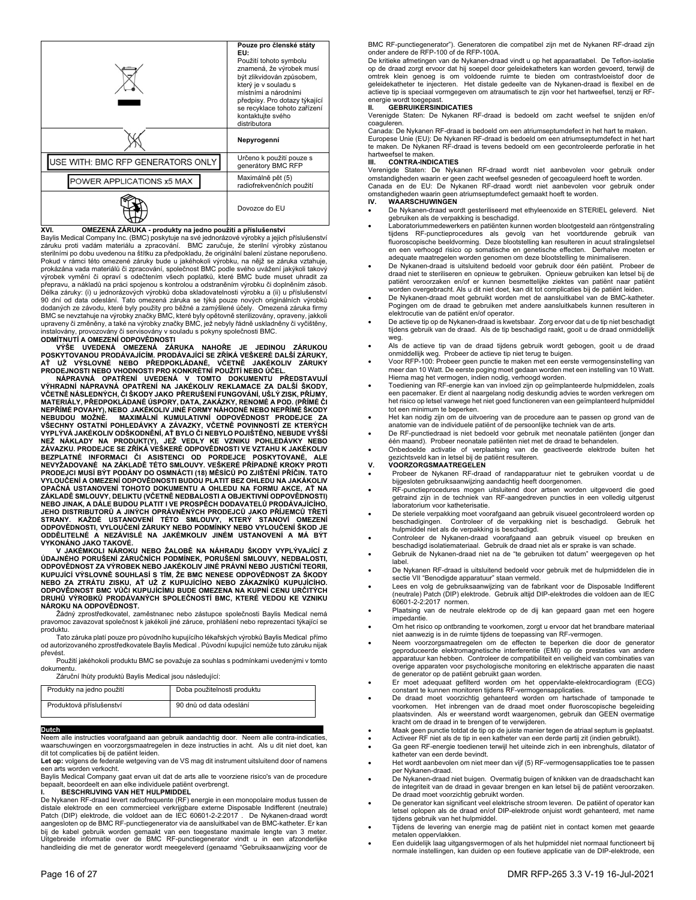| | |
|---|---|
| | **Pouze pro členské státy EU:** Použití tohoto symbolu znamená, že výrobek musí být zlikvidován způsobem, který je v souladu s místními a národními předpisy. Pro dotazy týkající se recyklace tohoto zařízení kontaktujte svého distributora |
| | **Nepyrogenní** |
| USE WITH: BMC RFP GENERATORS ONLY | Určeno k použití pouze s generátory BMC RFP |
| POWER APPLICATIONS x5 MAX | Maximálně pět (5) radiofrekvenčních použití |
| | Dovozce do EU |

**XVI. OMEZENÁ ZÁRUKA - produkty na jedno použití a příslušenství**

Baylis Medical Company Inc. (BMC) poskytuje na své jednorázové výrobky a jejich příslušenství záruku proti vadám materiálu a zpracování. BMC zaručuje, že sterilní výrobky zůstanou sterilními po dobu uvedenou na štítku za předpokladu, že originální balení zůstane neporušeno. Pokud v rámci této omezené záruky bude u jakéhokoli výrobku, na nějž se záruka vztahuje, prokázána vada materiálu či zpracování, společnost BMC podle svého uvážení jakýkoli takový výrobek vymění či opraví s odečtením všech poplatků, které BMC bude muset uhradit za přepravu, a nákladů na práci spojenou s kontrolou a odstraněním výrobku či doplněním zásob. Délka záruky: (i) u jednorázových výrobků doba skladovatelnosti výrobku a (ii) u příslušenství 90 dní od data odeslání. Tato omezená záruka se týká pouze nových originálních výrobků dodaných ze závodu, které byly použity pro běžné a zamýšlené účely. Omezená záruka firmy BMC se nevztahuje na výrobky značky BMC, které byly opětovně sterilizovány, opraveny, jakkoli upraveny či změněny, a také na výrobky značky BMC, jež nebyly řádně uskladněny či vyčištěny, instalovány, provozovány či servisovány v souladu s pokyny společnosti BMC.

**ODMÍTNUTÍ A OMEZENÍ ODPOVĚDNOSTI**

**VÝŠE UVEDENÁ OMEZENÁ ZÁRUKA NAHOŘE JE JEDINOU ZÁRUKOU POSKYTOVANOU PRODÁVAJÍCÍM. PRODÁVAJÍCÍ SE ZŘÍKÁ VEŠKERÉ DALŠÍ ZÁRUKY, AŤ UŽ VÝSLOVNÉ NEBO PŘEDPOKLÁDANÉ, VČETNĚ JAKÉKOLIV ZÁRUKY PRODEJNOSTI NEBO VHODNOSTI PRO KONKRÉTNÍ POUŽITÍ NEBO ÚČEL.**

**NÁPRAVNÁ OPATŘENÍ UVEDENÁ V TOMTO DOKUMENTU PŘEDSTAVUJÍ VÝHRADNÍ NÁPRAVNÁ OPATŘENÍ NA JAKÉKOLIV REKLAMACE ZA DALŠÍ ŠKODY, VČETNĚ NÁSLEDNÝCH, ČI ŠKODY JAKO PŘERUŠENÍ FUNGOVÁNÍ, UŠLÝ ZISK, PŘÍJMY, MATERIÁLY, PŘEDPOKLÁDANÉ ÚSPORY, DATA, ZAKÁZKY, RENOMÉ A POD. (PŘÍMÉ ČI NEPŘÍMÉ POVAHY), NEBO JAKÉKOLIV JINÉ FORMY NÁHODNÉ NEBO NEPŘÍMÉ ŠKODY NEBUDOU MOŽNÉ. MAXIMÁLNÍ KUMULATIVNÍ ODPOVĚDNOST PRODEJCE ZA VŠECHNY OSTATNÍ POHLEDÁVKY A ZÁVAZKY, VČETNĚ POVINNOSTÍ ZE KTERÝCH VYPLÝVÁ JAKÉKOLIV ODŠKODNĚNÍ, AŤ BYLO ČI NEBYLO POJIŠTĚNO, NEBUDE VYŠŠÍ NEŽ NÁKLADY NA PRODUKT(Y), JEŽ VEDLY KE VZNIKU POHLEDÁVKY NEBO ZÁVAZKU. PRODEJCE SE ZŘÍKÁ VEŠKERÉ ODPOVĚDNOSTI VE VZTAHU K JAKÉKOLIV BEZPLATNÉ INFORMACI ČI ASISTENCI OD PORDEJCE POSKYTOVANÉ, ALE NEVYŽADOVANÉ NA ZÁKLADĚ TÉTO SMLOUVY. VEŠKERÉ PŘÍPADNÉ KROKY PROTI PRODEJCI MUSÍ BÝT PODÁNY DO OSMNÁCTI (18) MĚSÍCŮ PO ZJIŠTĚNÍ PŘÍČIN. TATO VYLOUČENÍ A OMEZENÍ ODPOVĚDNOSTI BUDOU PLATIT BEZ OHLEDU NA JAKÁKOLIV OPAČNÁ USTANOVENÍ TOHOTO DOKUMENTU A OHLEDU NA FORMU AKCE, AŤ NA ZÁKLADĚ SMLOUVY, DELIKTU (VČETNĚ NEDBALOSTI A OBJEKTIVNÍ ODPOVĚDNOSTI) NEBO JINAK, A DÁLE BUDOU PLATIT I VE PROSPĚCH DODAVATELŮ PRODÁVAJÍCÍHO, JEHO DISTRIBUTORŮ A JINÝCH OPRÁVNĚNÝCH PRODEJCŮ JAKO PŘÍJEMCŮ TŘETÍ STRANY. KAŽDÉ USTANOVENÍ TÉTO SMLOUVY, KTERÝ STANOVÍ OMEZENÍ ODPOVĚDNOSTI, VYLOUČENÍ ZÁRUKY NEBO PODMÍNKY NEBO VYLOUČENÍ ŠKOD JE ODDĚLITELNÉ A NEZÁVISLÉ NA JAKÉMKOLIV JINÉM USTANOVENÍ A MÁ BÝT VYKONÁNO JAKO TAKOVÉ.**

**V JAKÉMKOLI NÁROKU NEBO ŽALOBĚ NA NÁHRADU ŠKODY VYPLÝVAJÍCÍ Z ÚDAJNÉHO PORUŠENÍ ZÁRUČNÍCH PODMÍNEK, PORUŠENÍ SMLOUVY, NEDBALOSTI, ODPOVĚDNOST ZA VÝROBEK NEBO JAKÉKOLIV JINÉ PRÁVNÍ NEBO JUSTIČNÍ TEORII, KUPUJÍCÍ VÝSLOVNĚ SOUHLASÍ S TÍM, ŽE BMC NENESE ODPOVĚDNOST ZA ŠKODY NEBO ZA ZTRÁTU ZISKU, AŤ UŽ Z KUPUJÍCÍHO NEBO ZÁKAZNÍKŮ KUPUJÍCÍHO. ODPOVĚDNOST BMC VŮČI KUPUJÍCÍMU BUDE OMEZENA NA KUPNÍ CENU URČITÝCH DRUHŮ VÝROBKŮ PRODÁVANÝCH SPOLEČNOSTÍ BMC, KTERÉ VEDOU KE VZNIKU NÁROKU NA ODPOVĚDNOST.**

Žádný zprostředkovatel, zaměstnanec nebo zástupce společnosti Baylis Medical nemá pravomoc zavazovat společnost k jakékoli jiné záruce, prohlášení nebo reprezentaci týkající se produktu.

Tato záruka platí pouze pro původního kupujícího lékařských výrobků Baylis Medical přímo od autorizovaného zprostředkovatele Baylis Medical . Původní kupující nemůže tuto záruku nijak převést.

Použití jakéhokoli produktu BMC se považuje za souhlas s podmínkami uvedenými v tomto dokumentu.

Záruční lhůty produktů Baylis Medical jsou následující:

| Produkty na jedno použití | Doba použitelnosti produktu |
|---|---|
| Produktová příslušenství | 90 dnů od data odeslání |

**Dutch**

Neem alle instructies voorafgaand aan gebruik aandachtig door. Neem alle contra-indicaties, waarschuwingen en voorzorgsmaatregelen in deze instructies in acht. Als u dit niet doet, kan dit tot complicaties bij de patiënt leiden.

**Let op:** volgens de federale wetgeving van de VS mag dit instrument uitsluitend door of namens een arts worden verkocht.

Baylis Medical Company gaat ervan uit dat de arts alle te voorziene risico's van de procedure bepaalt, beoordeelt en aan elke individuele patiënt overbrengt.

**I. BESCHRIJVING VAN HET HULPMIDDEL**

De Nykanen RF-draad levert radiofrequente (RF) energie in een monopolaire modus tussen de distale elektrode en een commercieel verkrijgbare externe Disposable Indifferent (neutrale) Patch (DIP) elektrode, die voldoet aan de IEC 60601-2-2:2017 . De Nykanen-draad wordt aangesloten op de BMC RF-punctiegenerator via de aansluitkabel van de BMC-katheter. Er kan bij de kabel gebruik worden gemaakt van een toegestane maximale lengte van 3 meter. Uitgebreide informatie over de BMC RF-punctiegenerator vindt u in een afzonderlijke handleiding die met de generator wordt meegeleverd (genaamd "Gebruiksaanwijzing voor de BMC RF-punctiegenerator"). Generatoren die compatibel zijn met de Nykanen RF-draad zijn onder andere de RFP-100 of de RFP-100A.

De kritieke afmetingen van de Nykanen-draad vindt u op het apparaatlabel. De Teflon-isolatie op de draad zorgt ervoor dat hij soepel door geleidekatheters kan worden gevoerd, terwijl de omtrek klein genoeg is om voldoende ruimte te bieden om contrastvloeistof door de geleidekatheter te injecteren. Het distale gedeelte van de Nykanen-draad is flexibel en de actieve tip is speciaal vormgegeven om atraumatisch te zijn voor het hartweefsel, tenzij er RF-energie wordt toegepast.

**II. GEBRUIKERSINDICATIES**

Verenigde Staten: De Nykanen RF-draad is bedoeld om zacht weefsel te snijden en/of coaguleren.

Canada: De Nykanen RF-draad is bedoeld om een atriumseptumdefect in het hart te maken.

Europese Unie (EU): De Nykanen RF-draad is bedoeld om een atriumseptumdefect in het hart te maken. De Nykanen RF-draad is tevens bedoeld om een gecontroleerde perforatie in het hartweefsel te maken.

**III. CONTRA-INDICATIES**

Verenigde Staten: De Nykanen RF-draad wordt niet aanbevolen voor gebruik onder omstandigheden waarin er geen zacht weefsel gesneden of gecoaguleerd hoeft te worden.

Canada en de EU: De Nykanen RF-draad wordt niet aanbevolen voor gebruik onder omstandigheden waarin geen atriumseptumdefect gemaakt hoeft te worden.

**IV. WAARSCHUWINGEN**

- De Nykanen-draad wordt gesteriliseerd met ethyleenoxide en STERIEL geleverd. Niet gebruiken als de verpakking is beschadigd.
- Laboratoriummedewerkers en patiënten kunnen worden blootgesteld aan röntgenstraling tijdens RF-punctieprocedures als gevolg van het voortdurende gebruik van fluoroscopische beeldvorming. Deze blootstelling kan resulteren in acuut stralingsletsel en een verhoogd risico op somatische en genetische effecten. Derhalve moeten er adequate maatregelen worden genomen om deze blootstelling te minimaliseren.
- De Nykanen-draad is uitsluitend bedoeld voor gebruik door één patiënt. Probeer de draad niet te steriliseren en opnieuw te gebruiken. Opnieuw gebruiken kan letsel bij de patiënt veroorzaken en/of er kunnen besmettelijke ziektes van patiënt naar patiënt worden overgebracht. Als u dit niet doet, kan dit tot complicaties bij de patiënt leiden.
- De Nykanen-draad moet gebruikt worden met de aansluitkabel van de BMC-katheter. Pogingen om de draad te gebruiken met andere aansluitkabels kunnen resulteren in elektrocutie van de patiënt en/of operator.
- De actieve tip op de Nykanen-draad is kwetsbaar. Zorg ervoor dat u de tip niet beschadigt tijdens gebruik van de draad. Als de tip beschadigd raakt, gooi u de draad onmiddellijk weg.
- Als de actieve tip van de draad tijdens gebruik wordt gebogen, gooi u de draad onmiddellijk weg. Probeer de actieve tip niet terug te buigen.
- Voor RFP-100: Probeer geen punctie te maken met een eerste vermogensinstelling van meer dan 10 Watt. De eerste poging moet gedaan worden met een instelling van 10 Watt. Hierna mag het vermogen, indien nodig, verhoogd worden.
- Toediening van RF-energie kan van invloed zijn op geïmplanteerde hulpmiddelen, zoals een pacemaker. Er dient al naargelang nodig deskundig advies te worden verkregen om het risico op letsel vanwege het niet goed functioneren van een geïmplanteerd hulpmiddel tot een minimum te beperken.
- Het kan nodig zijn om de uitvoering van de procedure aan te passen op grond van de anatomie van de individuele patiënt of de persoonlijke techniek van de arts.
- De RF-punctiedraad is niet bedoeld voor gebruik met neonatale patiënten (jonger dan één maand). Probeer neonatale patiënten niet met de draad te behandelen.
- Onbedoelde activatie of verplaatsing van de geactiveerde elektrode buiten het gezichtsveld kan in letsel bij de patiënt resulteren.

**V. VOORZORGSMAATREGELEN**

- Probeer de Nykanen RF-draad of randapparatuur niet te gebruiken voordat u de bijgesloten gebruiksaanwijzing aandachtig heeft doorgenomen.
- RF-punctieprocedures mogen uitsluitend door artsen worden uitgevoerd die goed getraind zijn in de techniek van RF-aangedreven puncties in een volledig uitgerust laboratorium voor katheterisatie.
- De steriele verpakking moet voorafgaand aan gebruik visueel gecontroleerd worden op beschadigingen. Controleer of de verpakking niet is beschadigd. Gebruik het hulpmiddel niet als de verpakking is beschadigd.
- Controleer de Nykanen-draad voorafgaand aan gebruik visueel op breuken en beschadigd isolatiemateriaal. Gebruik de draad niet als er sprake is van schade.
- Gebruik de Nykanen-draad niet na de "te gebruiken tot datum" weergegeven op het label.
- De Nykanen RF-draad is uitsluitend bedoeld voor gebruik met de hulpmiddelen die in sectie VII "Benodigde apparatuur" staan vermeld.
- Lees en volg de gebruiksaanwijzing van de fabrikant voor de Disposable Indifferent (neutrale) Patch (DIP) elektrode. Gebruik altijd DIP-elektrodes die voldoen aan de IEC 60601-2-2:2017 normen.
- Plaatsing van de neutrale elektrode op de dij kan gepaard gaan met een hogere impedantie.
- Om het risico op ontbranding te voorkomen, zorgt u ervoor dat het brandbare materiaal niet aanwezig is in de ruimte tijdens de toepassing van RF-vermogen.
- Neem voorzorgsmaatregelen om de effecten te beperken die door de generator geproduceerde elektromagnetische interferentie (EMI) op de prestaties van andere apparatuur kan hebben. Controleer de compatibiliteit en veiligheid van combinaties van overige apparaten voor psychologische monitoring en elektrische apparaten die naast de generator op de patiënt gebruikt gaan worden.
- Er moet adequaat gefilterd worden om het oppervlakte-elektrocardiogram (ECG) constant te kunnen monitoren tijdens RF-vermogensapplicaties.
- De draad moet voorzichtig gehanteerd worden om hartschade of tamponade te voorkomen. Het inbrengen van de draad moet onder fluoroscopische begeleiding plaatsvinden. Als er weerstand wordt waargenomen, gebruik dan GEEN overmatige kracht om de draad in te brengen of te verwijderen.
- Maak geen punctie totdat de tip op de juiste manier tegen de atriaal septum is geplaatst.
- Activeer RF niet als de tip in een katheter van een derde partij zit (indien gebruikt).
- Ga geen RF-energie toedienen terwijl het uiteinde zich in een inbrenghuls, dilatator of katheter van een derde bevindt.
- Het wordt aanbevolen om niet meer dan vijf (5) RF-vermogensapplicaties toe te passen per Nykanen-draad.
- De Nykanen-draad niet buigen. Overmatig buigen of knikken van de draadschacht kan de integriteit van de draad in gevaar brengen en kan letsel bij de patiënt veroorzaken. De draad moet voorzichtig gebruikt worden.
- De generator kan significant veel elektrische stroom leveren. De patiënt of operator kan letsel oplopen als de draad en/of DIP-elektrode onjuist wordt gehanteerd, met name tijdens gebruik van het hulpmiddel.
- Tijdens de levering van energie mag de patiënt niet in contact komen met geaarde metalen oppervlakken.
- Een duidelijk laag uitgangsvermogen of als het hulpmiddel niet normaal functioneert bij normale instellingen, kan duiden op een foutieve applicatie van de DIP-elektrode, een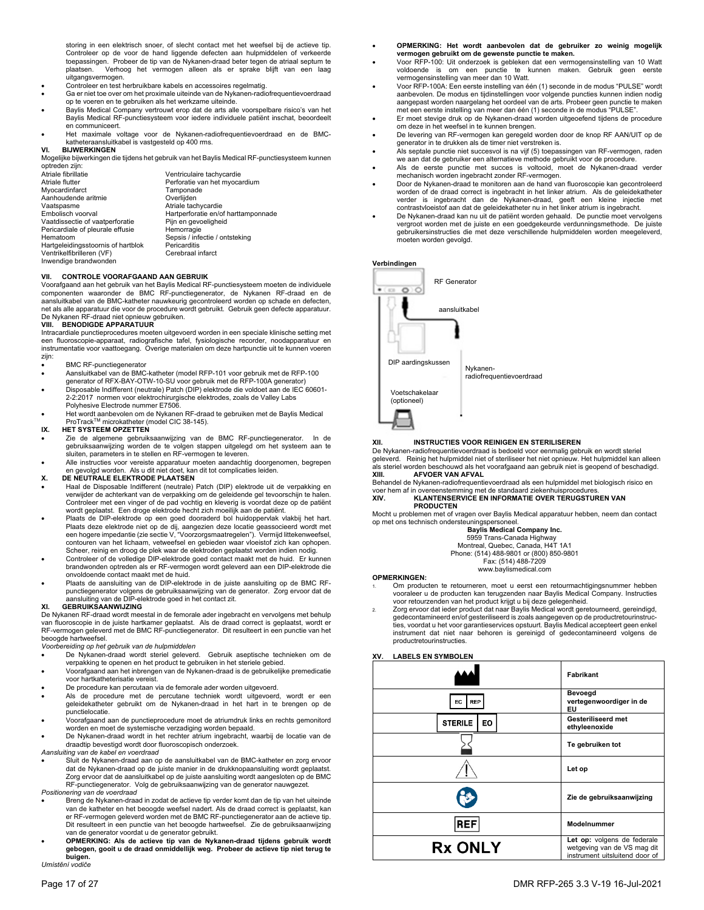storing in een elektrisch snoer, of slecht contact met het weefsel bij de actieve tip. Controleer op de voor de hand liggende defecten aan hulpmiddelen of verkeerde toepassingen. Probeer de tip van de Nykanen-draad beter tegen de atriaal septum te plaatsen. Verhoog het vermogen alleen als er sprake blijft van een laag uitgangsvermogen.

- Controleer en test herbruikbare kabels en accessoires regelmatig.
- Ga er niet toe over om het proximale uiteinde van de Nykanen-radiofrequentievoerdraad op te voeren en te gebruiken als het werkzame uiteinde.
- Baylis Medical Company vertrouwt erop dat de arts alle voorspelbare risico's van het Baylis Medical RF-punctiesysteem voor iedere individuele patiënt inschat, beoordeelt en communiceert.
- Het maximale voltage voor de Nykanen-radiofrequentievoerdraad en de BMC-katheteraansluitkabel is vastgesteld op 400 rms.

## VI. BIJWERKINGEN

Mogelijke bijwerkingen die tijdens het gebruik van het Baylis Medical RF-punctiesysteem kunnen optreden zijn:

| | |
|---|---|
| Atriale fibrillatie | Ventriculaire tachycardie |
| Atriale flutter | Perforatie van het myocardium |
| Myocardinfarct | Tamponade |
| Aanhoudende aritmie | Overlijden |
| Vaatspasme | Atriale tachycardie |
| Embolisch voorval | Hartperforatie en/of harttamponnade |
| Vaatdissectie of vaatperforatie | Pijn en gevoeligheid |
| Pericardiale of pleurale effusie | Hemorragie |
| Hematoom | Sepsis / infectie / ontsteking |
| Hartgeleidingsstoornis of hartblok | Pericarditis |
| Ventrikelfibrilleren (VF) | Cerebraal infarct |
| Inwendige brandwonden | |

## VII. CONTROLE VOORAFGAAND AAN GEBRUIK

Voorafgaand aan het gebruik van het Baylis Medical RF-punctiesysteem moeten de individuele componenten waaronder de BMC RF-punctiegenerator, de Nykanen RF-draad en de aansluitkabel van de BMC-katheter nauwkeurig gecontroleerd worden op schade en defecten, net als alle apparatuur die voor de procedure wordt gebruikt. Gebruik geen defecte apparatuur. De Nykanen RF-draad niet opnieuw gebruiken.

## VIII. BENODIGDE APPARATUUR

Intracardiale punctieprocedures moeten uitgevoerd worden in een speciale klinische setting met een fluoroscopie-apparaat, radiografische tafel, fysiologische recorder, noodapparatuur en instrumentatie voor vaattoegang. Overige materialen om deze hartpunctie uit te kunnen voeren zijn:

- BMC RF-punctiegenerator
- Aansluitkabel van de BMC-katheter (model RFP-101 voor gebruik met de RFP-100 generator of RFX-BAY-OTW-10-SU voor gebruik met de RFP-100A generator)
- Disposable Indifferent (neutrale) Patch (DIP) elektrode die voldoet aan de IEC 60601-2-2:2017 normen voor elektrochirurgische elektrodes, zoals de Valley Labs Polyhesive Electrode nummer E7506.
- Het wordt aanbevolen om de Nykanen RF-draad te gebruiken met de Baylis Medical ProTrack™ microkatheter (model CIC 38-145).

## IX. HET SYSTEEM OPZETTEN

- Zie de algemene gebruiksaanwijzing van de BMC RF-punctiegenerator. In de gebruiksaanwijzing worden de te volgen stappen uitgelegd om het systeem aan te sluiten, parameters in te stellen en RF-vermogen te leveren.
- Alle instructies voor vereiste apparatuur moeten aandachtig doorgenomen, begrepen en gevolgd worden. Als u dit niet doet, kan dit tot complicaties leiden.

## X. DE NEUTRALE ELEKTRODE PLAATSEN

- Haal de Disposable Indifferent (neutrale) Patch (DIP) elektrode uit de verpakking en verwijder de achterkant van de verpakking om de geleidende gel tevoorschijn te halen. Controleer met een vinger of de pad vochtig en kleverig is voordat deze op de patiënt wordt geplaatst. Een droge elektrode hecht zich moeilijk aan de patiënt.
- Plaats de DIP-elektrode op een goed dooraderd bol huidoppervlak vlakbij het hart. Plaats deze elektrode niet op de dij, aangezien deze locatie geassocieerd wordt met een hogere impedantie (zie sectie V, "Voorzorgsmaatregelen"). Vermijd littekenweefsel, contouren van het lichaam, vetweefsel en gebieden waar vloeistof zich kan ophopen. Scheer, reinig en droog de plek waar de elektroden geplaatst worden indien nodig.
- Controleer of de volledige DIP-elektrode goed contact maakt met de huid. Er kunnen brandwonden optreden als er RF-vermogen wordt geleverd aan een DIP-elektrode die onvoldoende contact maakt met de huid.
- Plaats de aansluiting van de DIP-elektrode in de juiste aansluiting op de BMC RF-punctiegenerator volgens de gebruiksaanwijzing van de generator. Zorg ervoor dat de aansluiting van de DIP-elektrode goed in het contact zit.

## XI. GEBRUIKSAANWIJZING

De Nykanen RF-draad wordt meestal in de femorale ader ingebracht en vervolgens met behulp van fluoroscopie in de juiste hartkamer geplaatst. Als de draad correct is geplaatst, wordt er RF-vermogen geleverd met de BMC RF-punctiegenerator. Dit resulteert in een punctie van het beoogde hartweefsel.

*Voorbereiding op het gebruik van de hulpmiddelen*

- De Nykanen-draad wordt steriel geleverd. Gebruik aseptische technieken om de verpakking te openen en het product te gebruiken in het steriele gebied.
- Voorafgaand aan het inbrengen van de Nykanen-draad is de gebruikelijke premedicatie voor hartkatheterisatie vereist.
- De procedure kan percutaan via de femorale ader worden uitgevoerd.
- Als de procedure met de percutane techniek wordt uitgevoerd, wordt er een geleidekatheter gebruikt om de Nykanen-draad in het hart in te brengen op de punctielocatie.
- Voorafgaand aan de punctieprocedure moet de atriumdruk links en rechts gemonitord worden en moet de systemische verzadiging worden bepaald.
- De Nykanen-draad wordt in het rechter atrium ingebracht, waarbij de locatie van de draadtip bevestigd wordt door fluoroscopisch onderzoek.

*Aansluiting van de kabel en voerdraad*

- Sluit de Nykanen-draad aan op de aansluitkabel van de BMC-katheter en zorg ervoor dat de Nykanen-draad op de juiste manier in de drukknopaansluiting wordt geplaatst. Zorg ervoor dat de aansluitkabel op de juiste aansluiting wordt aangesloten op de BMC RF-punctiegenerator. Volg de gebruiksaanwijzing van de generator nauwgezet.

*Positionering van de voerdraad*

- Breng de Nykanen-draad in zodat de actieve tip verder komt dan de tip van het uiteinde van de katheter en het beoogde weefsel nadert. Als de draad correct is geplaatst, kan er RF-vermogen geleverd worden met de BMC RF-punctiegenerator aan de actieve tip. Dit resulteert in een punctie van het beoogde hartweefsel. Zie de gebruiksaanwijzing van de generator voordat u de generator gebruikt.
- **OPMERKING: Als de actieve tip van de Nykanen-draad tijdens gebruik wordt gebogen, gooi u de draad onmiddellijk weg. Probeer de actieve tip niet terug te buigen.**

*Umístění vodiče*

- **OPMERKING: Het wordt aanbevolen dat de gebruiker zo weinig mogelijk vermogen gebruikt om de gewenste punctie te maken.**
- Voor RFP-100: Uit onderzoek is gebleken dat een vermogensinstelling van 10 Watt voldoende is om een punctie te kunnen maken. Gebruik geen eerste vermogensinstelling van meer dan 10 Watt.
- Voor RFP-100A: Een eerste instelling van één (1) seconde in de modus "PULSE" wordt aanbevolen. De modus en tijdinstellingen voor volgende puncties kunnen indien nodig aangepast worden naargelang het oordeel van de arts. Probeer geen punctie te maken met een eerste instelling van meer dan één (1) seconde in de modus "PULSE".
- Er moet stevige druk op de Nykanen-draad worden uitgeoefend tijdens de procedure om deze in het weefsel in te kunnen brengen.
- De levering van RF-vermogen kan geregeld worden door de knop RF AAN/UIT op de generator in te drukken als de timer niet verstreken is.
- Als septale punctie niet succesvol is na vijf (5) toepassingen van RF-vermogen, raden we aan dat de gebruiker een alternatieve methode gebruikt voor de procedure.
- Als de eerste punctie met succes is voltooid, moet de Nykanen-draad verder mechanisch worden ingebracht zonder RF-vermogen.
- Door de Nykanen-draad te monitoren aan de hand van fluoroscopie kan gecontroleerd worden of de draad correct is ingebracht in het linker atrium. Als de geleidekatheter verder is ingebracht dan de Nykanen-draad, geeft een kleine injectie met contrastvloeistof aan dat de geleidekatheter nu in het linker atrium is ingebracht.
- De Nykanen-draad kan nu uit de patiënt worden gehaald. De punctie moet vervolgens vergroot worden met de juiste en een goedgekeurde verdunningsmethode. De juiste gebruikersinstructies die met deze verschillende hulpmiddelen worden meegeleverd, moeten worden gevolgd.

**Verbindingen**

RF Generator

aansluitkabel

DIP aardingskussen

Nykanen-radiofrequentievoerdraad

Voetschakelaar (optioneel)

## XII. INSTRUCTIES VOOR REINIGEN EN STERILISEREN

De Nykanen-radiofrequentievoerdraad is bedoeld voor eenmalig gebruik en wordt steriel geleverd. Reinig het hulpmiddel niet of steriliseer het niet opnieuw. Het hulpmiddel kan alleen als steriel worden beschouwd als het voorafgaand aan gebruik niet is geopend of beschadigd.

## XIII. AFVOER VAN AFVAL

Behandel de Nykanen-radiofrequentievoerdraad als een hulpmiddel met biologisch risico en voer hem af in overeenstemming met de standaard ziekenhuisprocedures.

## XIV. KLANTENSERVICE EN INFORMATIE OVER TERUGSTUREN VAN PRODUCTEN

Mocht u problemen met of vragen over Baylis Medical apparatuur hebben, neem dan contact op met ons technisch ondersteuningspersoneel.

**Baylis Medical Company Inc.**
5959 Trans-Canada Highway
Montreal, Quebec, Canada, H4T 1A1
Phone: (514) 488-9801 or (800) 850-9801
Fax: (514) 488-7209
www.baylismedical.com

**OPMERKINGEN:**

1. Om producten te retourneren, moet u eerst een retourmachtigingsnummer hebben vooraleer u de producten kan terugzenden naar Baylis Medical Company. Instructies voor retourzenden van het product krijgt u bij deze gelegenheid.
2. Zorg ervoor dat ieder product dat naar Baylis Medical wordt geretourneerd, gereinigd, gedecontamineerd en/of gesteriliseerd is zoals aangegeven op de productretourinstructies, voordat u het voor garantieservices opstuurt. Baylis Medical accepteert geen enkel instrument dat niet naar behoren is gereinigd of gedecontamineerd volgens de productretourinstructies.

## XV. LABELS EN SYMBOLEN

| Symbool | Betekenis |
|---|---|
| (symbool fabrikant) | **Fabrikant** |
| EC REP | **Bevoegd vertegenwoordiger in de EU** |
| STERILE EO | **Gesteriliseerd met ethyleenoxide** |
| (zandloper) | **Te gebruiken tot** |
| (waarschuwingsdriehoek) | **Let op** |
| (symbool gebruiksaanwijzing) | **Zie de gebruiksaanwijzing** |
| REF | **Modelnummer** |
| Rx ONLY | **Let op:** volgens de federale wetgeving van de VS mag dit instrument uitsluitend door of |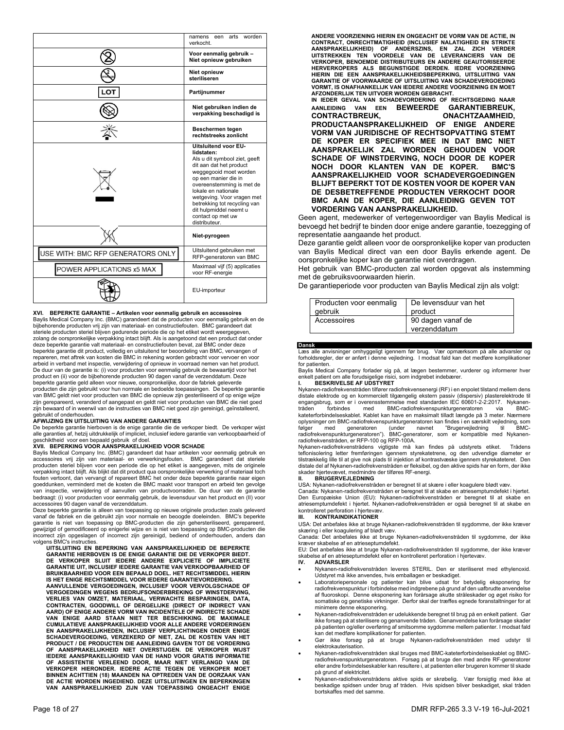| | |
|---|---|
| | namens een arts worden verkocht. |
| | **Voor eenmalig gebruik – Niet opnieuw gebruiken** |
| | **Niet opnieuw steriliseren** |
| LOT | **Partijnummer** |
| | **Niet gebruiken indien de verpakking beschadigd is** |
| | **Beschermen tegen rechtstreeks zonlicht** |
| | **Uitsluitend voor EU-lidstaten:** Als u dit symbool ziet, geeft dit aan dat het product weggegooid moet worden op een manier die in overeenstemming is met de lokale en nationale wetgeving. Voor vragen met betrekking tot recycling van dit hulpmiddel neemt u contact op met uw distributeur. |
| | **Niet-pyrogeen** |
| USE WITH: BMC RFP GENERATORS ONLY | Uitsluitend gebruiken met RFP-generatoren van BMC |
| POWER APPLICATIONS x5 MAX | Maximaal vijf (5) applicaties voor RF-energie |
| | EU-importeur |

**XVI. BEPERKTE GARANTIE – Artikelen voor eenmalig gebruik en accessoires**

Baylis Medical Company Inc. (BMC) garandeert dat de producten voor eenmalig gebruik en de bijbehorende producten vrij zijn van materiaal- en constructiefouten. BMC garandeert dat steriele producten steriel blijven gedurende periode die op het etiket wordt weergegeven, zolang de oorspronkelijke verpakking intact blijft. Als is aangetoond dat een product dat onder deze beperkte garantie valt materiaal- en constructiefouten bevat, zal BMC onder deze beperkte garantie dit product, volledig en uitsluitend ter beoordeling van BMC, vervangen of repareren, met aftrek van kosten die BMC in rekening worden gebracht voor vervoer en voor arbeid in verband met inspectie, verwijdering of opnieuw in voorraad nemen van het product. De duur van de garantie is: (i) voor producten voor eenmalig gebruik de bewaartijd voor het product en (ii) voor de bijbehorende producten 90 dagen vanaf de verzenddatum. Deze beperkte garantie geld alleen voor nieuwe, oorspronkelijke, door de fabriek geleverde producten die zijn gebruikt voor hun normale en bedoelde toepassingen. De beperkte garantie van BMC geldt niet voor producten van BMC die opnieuw zijn gesteriliseerd of op enige wijze zijn gerepareerd, veranderd of aangepast en geldt niet voor producten van BMC die niet goed zijn bewaard of in weerwil van de instructies van BMC niet goed zijn gereinigd, geïnstalleerd, gebruikt of onderhouden.

**AFWIJZING EN UITSLUITING VAN ANDERE GARANTIES**

De beperkte garantie hierboven is de enige garantie die de verkoper biedt. De verkoper wijst alle garanties af, hetzij uitdrukkelijk of impliciet, inclusief iedere garantie van verkoopbaarheid of geschiktheid voor een bepaald gebruik of doel.

**XVII. BEPERKING VOOR AANSPRAKELIJKHEID VOOR SCHADE**

Baylis Medical Company Inc. (BMC) garandeert dat haar artikelen voor eenmalig gebruik en accessoires vrij zijn van materiaal- en verwerkingsfouten. BMC garandeert dat steriele producten steriel blijven voor een periode die op het etiket is aangegeven, mits de originele verpakking intact blijft. Als blijkt dat dit product qua oorspronkelijke verwerking of materiaal toch fouten vertoont, dan vervangt of repareert BMC het onder deze beperkte garantie naar eigen goeddunken, verminderd met de kosten die BMC maakt voor transport en arbeid ten gevolge van inspectie, verwijdering of aanvullen van productvoorraden. De duur van de garantie bedraagt: (i) voor producten voor eenmalig gebruik, de levensduur van het product en (II) voor accessoires 90 dagen vanaf de verzenddatum.

Deze beperkte garantie is alleen van toepassing op nieuwe originele producten zoals geleverd vanaf de fabriek en die gebruikt zijn voor normale en beoogde doeleinden. BMC's beperkte garantie is niet van toepassing op BMC-producten die zijn gehersteriliseerd, gerepareerd, gewijzigd of gemodificeerd op enigerlei wijze en is niet van toepassing op BMC-producten die incorrect zijn opgeslagen of incorrect zijn gereinigd, bediend of onderhouden, anders dan volgens BMC's instructies.

**UITSLUITING EN BEPERKING VAN AANSPRAKELIJKHEID DE BEPERKTE GARANTIE HIERBOVEN IS DE ENIGE GARANTIE DIE DE VERKOPER BIEDT. DE VERKOPER SLUIT IEDERE ANDERE EXPLICIETE OF IMPLICIETE GARANTIE UIT, INCLUSIEF IEDERE GARANTIE VAN VERKOOPBAARHEID OF BRUIKBAARHEID VOOR EEN BEPAALD DOEL. HET RECHTSMIDDEL HIERIN IS HET ENIGE RECHTSMIDDEL VOOR IEDERE GARANTIEVORDERING. AANVULLENDE VERGOEDINGEN, INCLUSIEF VOOR VERVOLGSCHADE OF VERGOEDINGEN WEGENS BEDRIJFSONDERBREKING OF WINSTDERVING, VERLIES VAN OMZET, MATERIAAL, VERWACHTE BESPARINGEN, DATA, CONTRACTEN, GOODWILL OF DERGELIJKE (DIRECT OF INDIRECT VAN AARD) OF ENIGE ANDERE VORM VAN INCIDENTELE OF INDIRECTE SCHADE VAN ENIGE AARD STAAN NIET TER BESCHIKKING. DE MAXIMALE CUMULATIEVE AANSPRAKELIJKHEID VOOR ALLE ANDERE VORDERINGEN EN AANSPRAKELIJKHEDEN, INCLUSIEF VERPLICHTINGEN ONDER ENIGE SCHADEVERGOEDING, VERZEKERD OF NIET, ZAL DE KOSTEN VAN HET PRODUCT / DE PRODUCTEN DIE AANLEIDING GAVEN TOT DE VORDERING OF AANSPRAKELIJKHEID NIET OVERSTIJGEN. DE VERKOPER WIJST IEDERE AANSPRAKELIJKHEID VAN DE HAND VOOR GRATIS INFORMATIE OF ASSISTENTIE VERLEEND DOOR, MAAR NIET VERLANGD VAN DE VERKOPER HIERONDER. IEDERE ACTIE TEGEN DE VERKOPER MOET BINNEN ACHTTIEN (18) MAANDEN NA OPTREDEN VAN DE OORZAAK VAN DE ACTIE WORDEN INGEDIEND. DEZE UITSLUITINGEN EN BEPERKINGEN VAN AANSPRAKELIJKHEID ZIJN VAN TOEPASSING ONGEACHT ENIGE ANDERE VOORZIENING HIERIN EN ONGEACHT DE VORM VAN DE ACTIE, IN CONTRACT, ONRECHTMATIGHEID (INCLUSIEF NALATIGHEID EN STRIKTE AANSPRAKELIJKHEID) OF ANDERSZINS, EN ZAL ZICH VERDER UITSTREKKEN TEN VOORDELE VAN DE LEVERANCIERS VAN DE VERKOPER, BENOEMDE DISTRIBUTEURS EN ANDERE GEAUTORISEERDE HERVERKOPERS ALS BEGUNSTIGDE DERDEN. IEDRE VOORZIENING HIERIN DIE EEN AANSPRAKELIJKHEIDSBEPERKING, UITSLUITING VAN GARANTIE OF VOORWAARDE OF UITSLUITING VAN SCHADEVERGOEDING VORMT, IS ONAFHANKELIJK VAN IEDERE ANDERE VOORZIENING EN MOET AFZONDERLIJK TEN UITVOER WORDEN GEBRACHT.**

**IN IEDER GEVAL VAN SCHADEVORDERING OF RECHTSGEDING NAAR AANLEIDING VAN EEN BEWEERDE GARANTIEBREUK, CONTRACTBREUK, ONACHTZAAMHEID, PRODUCTAANSPRAKELIJKHEID OF ENIGE ANDERE VORM VAN JURIDISCHE OF RECHTSOPVATTING STEMT DE KOPER ER SPECIFIEK MEE IN DAT BMC NIET AANSPRAKELIJK ZAL WORDEN GEHOUDEN VOOR SCHADE OF WINSTDERVING, NOCH DOOR DE KOPER NOCH DOOR KLANTEN VAN DE KOPER. BMC'S AANSPRAKELIJKHEID VOOR SCHADEVERGOEDINGEN BLIJFT BEPERKT TOT DE KOSTEN VOOR DE KOPER VAN DE DESBETREFFENDE PRODUCTEN VERKOCHT DOOR BMC AAN DE KOPER, DIE AANLEIDING GEVEN TOT VORDERING VAN AANSPRAKELIJKHEID.**

Geen agent, medewerker of vertegenwoordiger van Baylis Medical is bevoegd het bedrijf te binden door enige andere garantie, toezegging of representatie aangaande het product.

Deze garantie geldt alleen voor de oorspronkelijke koper van producten van Baylis Medical direct van een door Baylis erkende agent. De oorspronkelijke koper kan de garantie niet overdragen.

Het gebruik van BMC-producten zal worden opgevat als instemming met de gebruiksvoorwaarden hierin.

De garantieperiode voor producten van Baylis Medical zijn als volgt:

| Producten voor eenmalig gebruik | De levensduur van het product |
|---|---|
| Accessoires | 90 dagen vanaf de verzenddatum |

## Dansk

Læs alle anvisninger omhyggeligt igennem før brug. Vær opmærksom på alle advarsler og forholdsregler, der er anført i denne vejledning. I modsat fald kan det medføre komplikationer for patienten.

Baylis Medical Company forlader sig på, at lægen bestemmer, vurderer og informerer hver enkelt patient om alle forudsigelige risici, som indgrebet indebærer.

### I. BESKRIVELSE AF UDSTYRET

Nykanen-radiofrekvenstråden tilfører radiofrekvensenergi (RF) i en enpolet tilstand mellem dens distale elektrode og en kommercielt tilgængelig ekstern passiv (dispersiv) plasterelektrode til engangsbrug, som er i overensstemmelse med standarden IEC 60601-2-2:2017. Nykanen-tråden forbindes med BMC-radiofrekvenspunkturgeneratoren via BMC-kateterforbindelseskablet. Kablet kan have en maksimalt tilladt længde på 3 meter. Nærmere oplysninger om BMC-radiofrekvenspunkturgeneratoren kan findes i en særskilt vejledning, som følger med generatoren (under navnet "Brugervejledning til BMC-radiofrekvenspunkturgeneratoren"). BMC-generatorer, som er kompatible med Nykanen-radiofrekvenstråden, er RFP-100 og RFP-100A.

Nykanen-radiofrekvenstrådens vigtigste mål kan findes på udstyrets etiket. Trådens teflonisolering letter fremføringen igennem styrekatetrene, og den udvendige diameter er tilstrækkelig lille til at give nok plads til injektion af kontrastvæske igennem styrekateteret. Den distale del af Nykanen-radiofrekvenstråden er fleksibel, og den aktive spids har en form, der ikke skader hjertevævet, medmindre der tilføres RF-energi.

### II. BRUGERVEJLEDNING

USA: Nykanen-radiofrekvenstråden er beregnet til at skære i eller koagulere blødt væv.

Canada: Nykanen-radiofrekvenstråden er beregnet til at skabe en atrieseptumdefekt i hjertet.

Den Europæiske Union (EU): Nykanen-radiofrekvenstråden er beregnet til at skabe en atrieseptumdefekt i hjertet. Nykanen-radiofrekvenstråden er også beregnet til at skabe en kontrolleret perforation i hjertevæv.

### III. KONTRAINDIKATIONER

USA: Det anbefales ikke at bruge Nykanen-radiofrekvenstråden til sygdomme, der ikke kræver skæring i eller koagulering af blødt væv.

Canada: Det anbefales ikke at bruge Nykanen-radiofrekvenstråden til sygdomme, der ikke kræver skabelse af en atrieseptumdefekt.

EU: Det anbefales ikke at bruge Nykanen-radiofrekvenstråden til sygdomme, der ikke kræver skabelse af en atrieseptumdefekt eller en kontrolleret perforation i hjertevæv.

### IV. ADVARSLER

- Nykanen-radiofrekvenstråden leveres STERIL. Den er steriliseret med ethylenoxid. Udstyret må ikke anvendes, hvis emballagen er beskadiget.
- Laboratoriepersonale og patienter kan blive udsat for betydelig eksponering for radiofrekvenspunktur i forbindelse med indgrebene på grund af den uafbrudte anvendelse af fluoroskopi. Denne eksponering kan forårsage akutte stråleskader og øget risiko for somatiske og genetiske virkninger. Derfor skal der træffes egnede foranstaltninger for at minimere denne eksponering.
- Nykanen-radiofrekvenstråden er udelukkende beregnet til brug på en enkelt patient. Gør ikke forsøg på at sterilisere og genanvende tråden. Genanvendelse kan forårsage skader på patienten og/eller overføring af smitsomme sygdomme mellem patienter. I modsat fald kan det medføre komplikationer for patienten.
- Gør ikke forsøg på at bruge Nykanen-radiofrekvenstråden med udstyr til elektrokauterisation.
- Nykanen-radiofrekvenstråden skal bruges med BMC-kateterforbindelseskablet og BMC-radiofrekvenspunkturgeneratoren. Forsøg på at bruge den med andre RF-generatorer eller andre forbindelseskabler kan resultere i, at patienten eller brugeren kommer til skade på grund af elektricitet.
- Nykanen-radiofrekvenstrådens aktive spids er skrøbelig. Vær forsigtig med ikke at beskadige spidsen under brug af tråden. Hvis spidsen bliver beskadiget, skal tråden bortskaffes med det samme.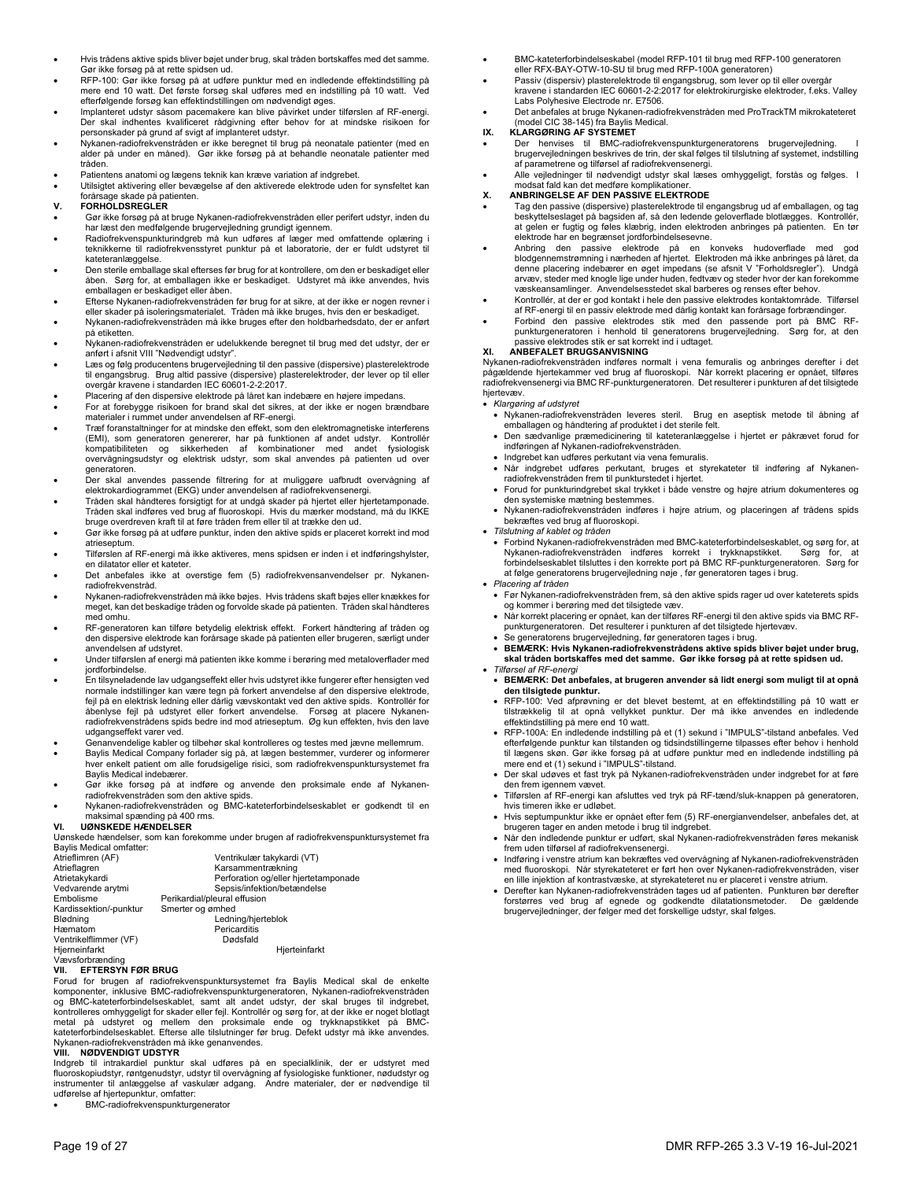- Hvis trådens aktive spids bliver bøjet under brug, skal tråden bortskaffes med det samme. Gør ikke forsøg på at rette spidsen ud.
- RFP-100: Gør ikke forsøg på at udføre punktur med en indledende effektindstilling på mere end 10 watt. Det første forsøg skal udføres med en indstilling på 10 watt. Ved efterfølgende forsøg kan effektindstillingen om nødvendigt øges.
- Implanteret udstyr såsom pacemakere kan blive påvirket under tilførslen af RF-energi. Der skal indhentes kvalificeret rådgivning efter behov for at mindske risikoen for personskader på grund af svigt af implanteret udstyr.
- Nykanen-radiofrekvenstråden er ikke beregnet til brug på neonatale patienter (med en alder på under en måned). Gør ikke forsøg på at behandle neonatale patienter med tråden.
- Patientens anatomi og lægens teknik kan kræve variation af indgrebet.
- Utilsigtet aktivering eller bevægelse af den aktiverede elektrode uden for synsfeltet kan forårsage skade på patienten.

## V. FORHOLDSREGLER

- Gør ikke forsøg på at bruge Nykanen-radiofrekvenstråden eller perifert udstyr, inden du har læst den medfølgende brugervejledning grundigt igennem.
- Radiofrekvenspunkturindgreb må kun udføres af læger med omfattende oplæring i teknikkerne til radiofrekvensstyret punktur på et laboratorie, der er fuldt udstyret til kateteranlæggelse.
- Den sterile emballage skal efterses før brug for at kontrollere, om den er beskadiget eller åben. Sørg for, at emballagen ikke er beskadiget. Udstyret må ikke anvendes, hvis emballagen er beskadiget eller åben.
- Efterse Nykanen-radiofrekvenstråden før brug for at sikre, at der ikke er nogen revner i eller skader på isoleringsmaterialet. Tråden må ikke bruges, hvis den er beskadiget.
- Nykanen-radiofrekvenstråden må ikke bruges efter den holdbarhedsdato, der er anført på etiketten.
- Nykanen-radiofrekvenstråden er udelukkende beregnet til brug med det udstyr, der er anført i afsnit VIII "Nødvendigt udstyr".
- Læs og følg producentens brugervejledning til den passive (dispersive) plasterelektrode til engangsbrug. Brug altid passive (dispersive) plasterelektroder, der lever op til eller overgår kravene i standarden IEC 60601-2-2:2017.
- Placering af den dispersive elektrode på låret kan indebære en højere impedans.
- For at forebygge risikoen for brand skal det sikres, at der ikke er nogen brændbare materialer i rummet under anvendelsen af RF-energi.
- Træf foranstaltninger for at mindske den effekt, som den elektromagnetiske interferens (EMI), som generatoren genererer, har på funktionen af andet udstyr. Kontrollér kompatibiliteten og sikkerheden af kombinationer med andet fysiologisk overvågningsudstyr og elektrisk udstyr, som skal anvendes på patienten ud over generatoren.
- Der skal anvendes passende filtrering for at muliggøre uafbrudt overvågning af elektrokardiogrammet (EKG) under anvendelsen af radiofrekvensenergi.
- Tråden skal håndteres forsigtigt for at undgå skader på hjertet eller hjertetamponade. Tråden skal indføres ved brug af fluoroskopi. Hvis du mærker modstand, må du IKKE bruge overdreven kraft til at føre tråden frem eller til at trække den ud.
- Gør ikke forsøg på at udføre punktur, inden den aktive spids er placeret korrekt ind mod atrieseptum.
- Tilførslen af RF-energi må ikke aktiveres, mens spidsen er inden i et indføringshylster, en dilatator eller et kateter.
- Det anbefales ikke at overstige fem (5) radiofrekvensanvendelser pr. Nykanen-radiofrekvenstråd.
- Nykanen-radiofrekvenstråden må ikke bøjes. Hvis trådens skaft bøjes eller knækkes for meget, kan det beskadige tråden og forvolde skade på patienten. Tråden skal håndteres med omhu.
- RF-generatoren kan tilføre betydelig elektrisk effekt. Forkert håndtering af tråden og den dispersive elektrode kan forårsage skade på patienten eller brugeren, særligt under anvendelsen af udstyret.
- Under tilførslen af energi må patienten ikke komme i berøring med metaloverflader med jordforbindelse.
- En tilsyneladende lav udgangseffekt eller hvis udstyret ikke fungerer efter hensigten ved normale indstillinger kan være tegn på forkert anvendelse af den dispersive elektrode, fejl på en elektrisk ledning eller dårlig vævskontakt ved den aktive spids. Kontrollér for åbenlyse fejl på udstyret eller forkert anvendelse. Forsøg at placere Nykanen-radiofrekvenstrådens spids bedre ind mod atrieseptum. Øg kun effekten, hvis den lave udgangseffekt varer ved.
- Genanvendelige kabler og tilbehør skal kontrolleres og testes med jævne mellemrum.
- Baylis Medical Company forlader sig på, at lægen bestemmer, vurderer og informerer hver enkelt patient om alle forudsigelige risici, som radiofrekvenspunktursystemet fra Baylis Medical indebærer.
- Gør ikke forsøg på at indføre og anvende den proksimale ende af Nykanen-radiofrekvenstråden som den aktive spids.
- Nykanen-radiofrekvenstråden og BMC-kateterforbindelseskablet er godkendt til en maksimal spænding på 400 rms.

## VI. UØNSKEDE HÆNDELSER

Uønskede hændelser, som kan forekomme under brugen af radiofrekvenspunktursystemet fra Baylis Medical omfatter:

| | |
|---|---|
| Atrieflimren (AF) | Ventrikulær takykardi (VT) |
| Atrieflagren | Karsammentrækning |
| Atrietakykardi | Perforation og/eller hjertetamponade |
| Vedvarende arytmi | Sepsis/infektion/betændelse |
| Embolisme | Perikardial/pleural effusion |
| Kardissektion/-punktur | Smerter og ømhed |
| Blødning | Ledning/hjerteblok |
| Hæmatom | Pericarditis |
| Ventrikelflimmer (VF) | Dødsfald |
| Hjerneinfarkt | Hjerteinfarkt |
| Vævsforbrænding | |

## VII. EFTERSYN FØR BRUG

Forud for brugen af radiofrekvenspunktursystemet fra Baylis Medical skal de enkelte komponenter, inklusive BMC-radiofrekvenspunkturgeneratoren, Nykanen-radiofrekvenstråden og BMC-kateterforbindelseskablet, samt alt andet udstyr, der skal bruges til indgrebet, kontrolleres omhyggeligt for skader eller fejl. Kontrollér og sørg for, at der ikke er noget blotlagt metal på udstyret og mellem den proksimale ende og trykknapstikket på BMC-kateterforbindelseskablet. Efterse alle tilslutninger før brug. Defekt udstyr må ikke anvendes. Nykanen-radiofrekvenstråden må ikke genanvendes.

## VIII. NØDVENDIGT UDSTYR

Indgreb til intrakardiel punktur skal udføres på en specialklinik, der er udstyret med fluoroskopiudstyr, røntgenudstyr, udstyr til overvågning af fysiologiske funktioner, nødudstyr og instrumenter til anlæggelse af vaskulær adgang. Andre materialer, der er nødvendige til udførelse af hjertepunktur, omfatter:

- BMC-radiofrekvenspunkturgenerator
- BMC-kateterforbindelseskabel (model RFP-101 til brug med RFP-100 generatoren eller RFX-BAY-OTW-10-SU til brug med RFP-100A generatoren)
- Passiv (dispersiv) plasterelektrode til engangsbrug, som lever op til eller overgår kravene i standarden IEC 60601-2-2:2017 for elektrokirurgiske elektroder, f.eks. Valley Labs Polyhesive Electrode nr. E7506.
- Det anbefales at bruge Nykanen-radiofrekvenstråden med ProTrackTM mikrokateteret (model CIC 38-145) fra Baylis Medical.

## IX. KLARGØRING AF SYSTEMET

- Der henvises til BMC-radiofrekvenspunkturgeneratorens brugervejledning. I brugervejledningen beskrives de trin, der skal følges til tilslutning af systemet, indstilling af parametrene og tilførsel af radiofrekvensenergi.
- Alle vejledninger til nødvendigt udstyr skal læses omhyggeligt, forstås og følges. I modsat fald kan det medføre komplikationer.

## X. ANBRINGELSE AF DEN PASSIVE ELEKTRODE

- Tag den passive (dispersive) plasterelektrode til engangsbrug ud af emballagen, og tag beskyttelseslaget på bagsiden af, så den ledende geloverflade blotlægges. Kontrollér, at gelen er fugtig og føles klæbrig, inden elektroden anbringes på patienten. En tør elektrode har en begrænset jordforbindelsesevne.
- Anbring den passive elektrode på en konveks hudoverflade med god blodgennemstrømning i nærheden af hjertet. Elektroden må ikke anbringes på låret, da denne placering indebærer en øget impedans (se afsnit V "Forholdsregler"). Undgå arvæv, steder med knogle lige under huden, fedtvæv og steder hvor der kan forekomme væskeansamlinger. Anvendelsesstedet skal barberes og renses efter behov.
- Kontrollér, at der er god kontakt i hele den passive elektrodes kontaktområde. Tilførsel af RF-energi til en passiv elektrode med dårlig kontakt kan forårsage forbrændinger.
- Forbind den passive elektrodes stik med den passende port på BMC RF-punkturgeneratoren i henhold til generatorens brugervejledning. Sørg for, at den passive elektrodes stik er sat korrekt ind i udtaget.

## XI. ANBEFALET BRUGSANVISNING

Nykanen-radiofrekvenstråden indføres normalt i vena femuralis og anbringes derefter i det pågældende hjertekammer ved brug af fluoroskopi. Når korrekt placering er opnået, tilføres radiofrekvensenergi via BMC RF-punkturgeneratoren. Det resulterer i punkturen af det tilsigtede hjertevæv.

- *Klargøring af udstyret*
  - Nykanen-radiofrekvenstråden leveres steril. Brug en aseptisk metode til åbning af emballagen og håndtering af produktet i det sterile felt.
  - Den sædvanlige præmedicinering til kateteranlæggelse i hjertet er påkrævet forud for indføringen af Nykanen-radiofrekvenstråden.
  - Indgrebet kan udføres perkutant via vena femuralis.
  - Når indgrebet udføres perkutant, bruges et styrekateter til indføring af Nykanen-radiofrekvenstråden frem til punkturstedet i hjertet.
  - Forud for punkturindgrebet skal trykket i både venstre og højre atrium dokumenteres og den systemiske mætning bestemmes.
  - Nykanen-radiofrekvenstråden indføres i højre atrium, og placeringen af trådens spids bekræftes ved brug af fluoroskopi.
- *Tilslutning af kablet og tråden*
  - Forbind Nykanen-radiofrekvenstråden med BMC-kateterforbindelseskablet, og sørg for, at Nykanen-radiofrekvenstråden indføres korrekt i trykknapstikket. Sørg for, at forbindelseskablet tilsluttes i den korrekte port på BMC RF-punkturgeneratoren. Sørg for at følge generatorens brugervejledning nøje , før generatoren tages i brug.
- *Placering af tråden*
  - Før Nykanen-radiofrekvenstråden frem, så den aktive spids rager ud over kateterets spids og kommer i berøring med det tilsigtede væv.
  - Når korrekt placering er opnået, kan der tilføres RF-energi til den aktive spids via BMC RF-punkturgeneratoren. Det resulterer i punkturen af det tilsigtede hjertevæv.
  - Se generatorens brugervejledning, før generatoren tages i brug.
  - **BEMÆRK: Hvis Nykanen-radiofrekvenstrådens aktive spids bliver bøjet under brug, skal tråden bortskaffes med det samme. Gør ikke forsøg på at rette spidsen ud.**
- *Tilførsel af RF-energi*
  - **BEMÆRK: Det anbefales, at brugeren anvender så lidt energi som muligt til at opnå den tilsigtede punktur.**
  - RFP-100: Ved afprøvning er det blevet bestemt, at en effektindstilling på 10 watt er tilstrækkelig til at opnå vellykket punktur. Der må ikke anvendes en indledende effektindstilling på mere end 10 watt.
  - RFP-100A: En indledende indstilling på et (1) sekund i "IMPULS"-tilstand anbefales. Ved efterfølgende punktur kan tilstanden og tidsindstillingerne tilpasses efter behov i henhold til lægens skøn. Gør ikke forsøg på at udføre punktur med en indledende indstilling på mere end et (1) sekund i "IMPULS"-tilstand.
  - Der skal udøves et fast tryk på Nykanen-radiofrekvenstråden under indgrebet for at føre den frem igennem vævet.
  - Tilførslen af RF-energi kan afsluttes ved tryk på RF-tænd/sluk-knappen på generatoren, hvis timeren ikke er udløbet.
  - Hvis septumpunktur ikke er opnået efter fem (5) RF-energianvendelser, anbefales det, at brugeren tager en anden metode i brug til indgrebet.
  - Når den indledende punktur er udført, skal Nykanen-radiofrekvenstråden føres mekanisk frem uden tilførsel af radiofrekvensenergi.
  - Indføring i venstre atrium kan bekræftes ved overvågning af Nykanen-radiofrekvenstråden med fluoroskopi. Når styrekateteret er ført hen over Nykanen-radiofrekvenstråden, viser en lille injektion af kontrastvæske, at styrekateteret nu er placeret i venstre atrium.
  - Derefter kan Nykanen-radiofrekvenstråden tages ud af patienten. Punkturen bør derefter forstørres ved brug af egnede og godkendte dilatationsmetoder. De gældende brugervejledninger, der følger med det forskellige udstyr, skal følges.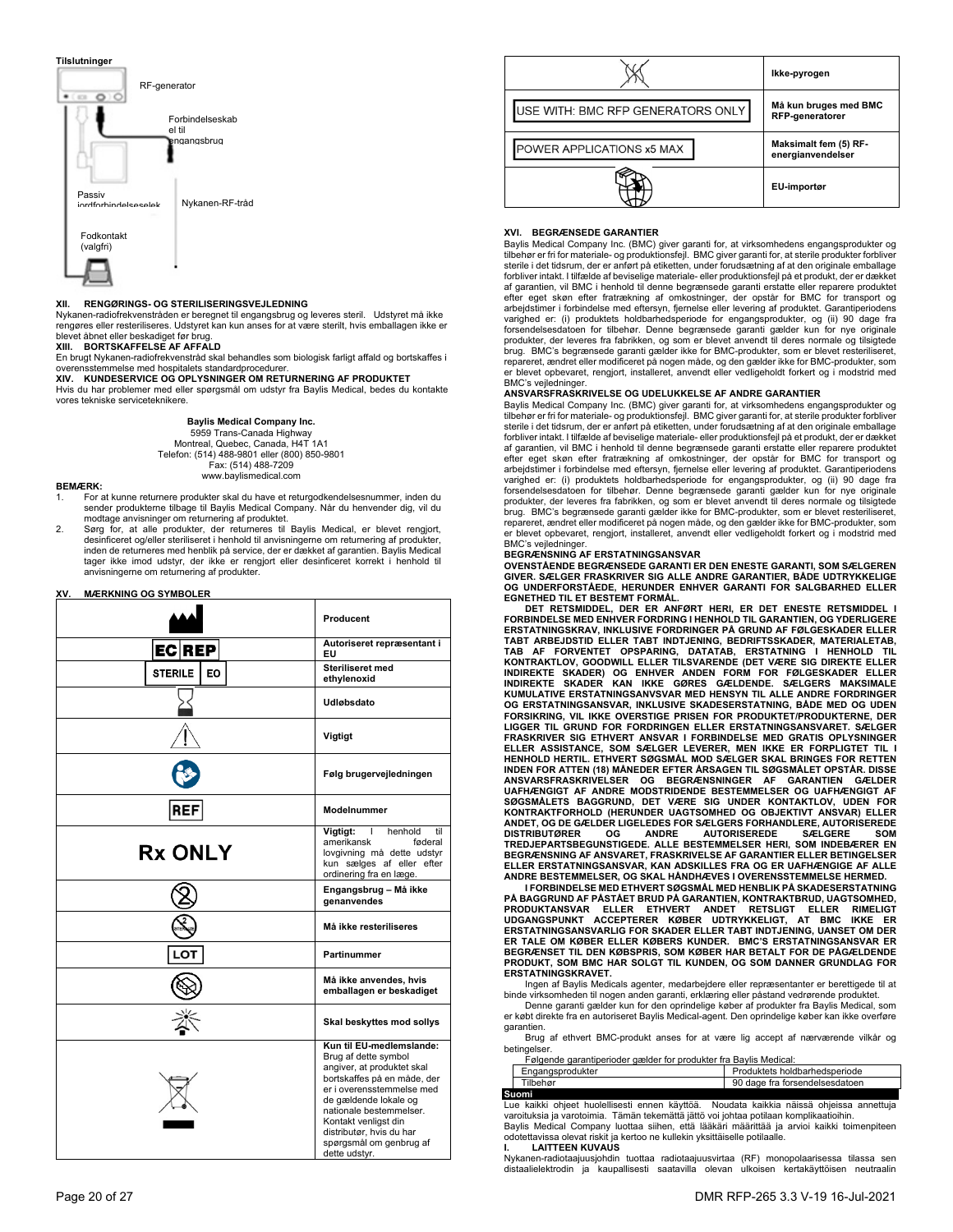**Tilslutninger**

RF-generator

Forbindelseskabel til engangsbrug

Passiv jordforbindelseselek

Nykanen-RF-tråd

Fodkontakt (valgfri)

### XII. RENGØRINGS- OG STERILISERINGSVEJLEDNING

Nykanen-radiofrekvenstråden er beregnet til engangsbrug og leveres steril. Udstyret må ikke rengøres eller resteriliseres. Udstyret kan kun anses for at være sterilt, hvis emballagen ikke er blevet åbnet eller beskadiget før brug.

### XIII. BORTSKAFFELSE AF AFFALD

En brugt Nykanen-radiofrekvenstråd skal behandles som biologisk farligt affald og bortskaffes i overensstemmelse med hospitalets standardprocedurer.

### XIV. KUNDESERVICE OG OPLYSNINGER OM RETURNERING AF PRODUKTET

Hvis du har problemer med eller spørgsmål om udstyr fra Baylis Medical, bedes du kontakte vores tekniske serviceteknikere.

**Baylis Medical Company Inc.**
5959 Trans-Canada Highway
Montreal, Quebec, Canada, H4T 1A1
Telefon: (514) 488-9801 eller (800) 850-9801
Fax: (514) 488-7209
www.baylismedical.com

**BEMÆRK:**

1. For at kunne returnere produkter skal du have et returgodkendelsesnummer, inden du sender produkterne tilbage til Baylis Medical Company. Når du henvender dig, vil du modtage anvisninger om returnering af produktet.
2. Sørg for, at alle produkter, der returneres til Baylis Medical, er blevet rengjort, desinficeret og/eller steriliseret i henhold til anvisningerne om returnering af produkter, inden de returneres med henblik på service, der er dækket af garantien. Baylis Medical tager ikke imod udstyr, der ikke er rengjort eller desinficeret korrekt i henhold til anvisningerne om returnering af produkter.

### XV. MÆRKNING OG SYMBOLER

| Symbol | Betydning |
|---|---|
| | Producent |
| EC REP | Autoriseret repræsentant i EU |
| STERILE EO | Steriliseret med ethylenoxid |
| | Udløbsdato |
| | Vigtigt |
| | Følg brugervejledningen |
| REF | Modelnummer |
| Rx ONLY | Vigtigt: I henhold til amerikansk føderal lovgivning må dette udstyr kun sælges af eller efter ordinering fra en læge. |
| | Engangsbrug – Må ikke genanvendes |
| | Må ikke resteriliseres |
| LOT | Partinummer |
| | Må ikke anvendes, hvis emballagen er beskadiget |
| | Skal beskyttes mod sollys |
| | **Kun til EU-medlemslande:** Brug af dette symbol angiver, at produktet skal bortskaffes på en måde, der er i overensstemmelse med de gældende lokale og nationale bestemmelser. Kontakt venligst din distributør, hvis du har spørgsmål om genbrug af dette udstyr. |
| | Ikke-pyrogen |
| USE WITH: BMC RFP GENERATORS ONLY | Må kun bruges med BMC RFP-generatorer |
| POWER APPLICATIONS x5 MAX | Maksimalt fem (5) RF-energianvendelser |
| | EU-importør |

### XVI. BEGRÆNSEDE GARANTIER

Baylis Medical Company Inc. (BMC) giver garanti for, at virksomhedens engangsprodukter og tilbehør er fri for materiale- og produktionsfejl. BMC giver garanti for, at sterile produkter forbliver sterile i det tidsrum, der er anført på etiketten, under forudsætning af at den originale emballage forbliver intakt. I tilfælde af beviselige materiale- eller produktionsfejl på et produkt, der er dækket af garantien, vil BMC i henhold til denne begrænsede garanti erstatte eller reparere produktet efter eget skøn efter fratrækning af omkostninger, der opstår for BMC for transport og arbejdstimer i forbindelse med eftersyn, fjernelse eller levering af produktet. Garantiperiodens varighed er: (i) produktets holdbarhedsperiode for engangsprodukter, og (ii) 90 dage fra forsendelsesdatoen for tilbehør. Denne begrænsede garanti gælder kun for nye originale produkter, der leveres fra fabrikken, og som er blevet anvendt til deres normale og tilsigtede brug. BMC's begrænsede garanti gælder ikke for BMC-produkter, som er blevet resteriliseret, repareret, ændret eller modificeret på nogen måde, og den gælder ikke for BMC-produkter, som er blevet opbevaret, rengjort, installeret, anvendt eller vedligeholdt forkert og i modstrid med BMC's vejledninger.

**ANSVARSFRASKRIVELSE OG UDELUKKELSE AF ANDRE GARANTIER**

Baylis Medical Company Inc. (BMC) giver garanti for, at virksomhedens engangsprodukter og tilbehør er fri for materiale- og produktionsfejl. BMC giver garanti for, at sterile produkter forbliver sterile i det tidsrum, der er anført på etiketten, under forudsætning af at den originale emballage forbliver intakt. I tilfælde af beviselige materiale- eller produktionsfejl på et produkt, der er dækket af garantien, vil BMC i henhold til denne begrænsede garanti erstatte eller reparere produktet efter eget skøn efter fratrækning af omkostninger, der opstår for BMC for transport og arbejdstimer i forbindelse med eftersyn, fjernelse eller levering af produktet. Garantiperiodens varighed er: (i) produktets holdbarhedsperiode for engangsprodukter, og (ii) 90 dage fra forsendelsesdatoen for tilbehør. Denne begrænsede garanti gælder kun for nye originale produkter, der leveres fra fabrikken, og som er blevet anvendt til deres normale og tilsigtede brug. BMC's begrænsede garanti gælder ikke for BMC-produkter, som er blevet resteriliseret, repareret, ændret eller modificeret på nogen måde, og den gælder ikke for BMC-produkter, som er blevet opbevaret, rengjort, installeret, anvendt eller vedligeholdt forkert og i modstrid med BMC's vejledninger.

**BEGRÆNSNING AF ERSTATNINGSANSVAR**

**OVENSTÅENDE BEGRÆNSEDE GARANTI ER DEN ENESTE GARANTI, SOM SÆLGEREN GIVER. SÆLGER FRASKRIVER SIG ALLE ANDRE GARANTIER, BÅDE UDTRYKKELIGE OG UNDERFORSTÅEDE, HERUNDER ENHVER GARANTI FOR SALGBARHED ELLER EGNETHED TIL ET BESTEMT FORMÅL.**

**DET RETSMIDDEL, DER ER ANFØRT HERI, ER DET ENESTE RETSMIDDEL I FORBINDELSE MED ENHVER FORDRING I HENHOLD TIL GARANTIEN, OG YDERLIGERE ERSTATNINGSKRAV, INKLUSIVE FORDRINGER PÅ GRUND AF FØLGESKADER ELLER TABT ARBEJDSTID ELLER TABT INDTJENING, BEDRIFTSSKADER, MATERIALETAB, TAB AF FORVENTET OPSPARING, DATATAB, ERSTATNING I HENHOLD TIL KONTRAKTLOV, GOODWILL ELLER TILSVARENDE (DET VÆRE SIG DIREKTE ELLER INDIREKTE SKADER) OG ENHVER ANDEN FORM FOR FØLGESKADER ELLER INDIREKTE SKADER KAN IKKE GØRES GÆLDENDE. SÆLGERS MAKSIMALE KUMULATIVE ERSTATNINGSANSVAR MED HENSYN TIL ALLE ANDRE FORDRINGER OG ERSTATNINGSANSVAR, INKLUSIVE SKADESERSTATNING, BÅDE MED OG UDEN FORSIKRING, VIL IKKE OVERSTIGE PRISEN FOR PRODUKTET/PRODUKTERNE, DER LIGGER TIL GRUND FOR FORDRINGEN ELLER ERSTATNINGSANSVARET. SÆLGER FRASKRIVER SIG ETHVERT ANSVAR I FORBINDELSE MED GRATIS OPLYSNINGER ELLER ASSISTANCE, SOM SÆLGER LEVERER, MEN IKKE ER FORPLIGTET TIL I HENHOLD HERTIL. ETHVERT SØGSMÅL MOD SÆLGER SKAL BRINGES FOR RETTEN INDEN FOR ATTEN (18) MÅNEDER EFTER ÅRSAGEN TIL SØGSMÅLET OPSTÅR. DISSE ANSVARSFRASKRIVELSER OG BEGRÆNSNINGER AF GARANTIEN GÆLDER UAFHÆNGIGT AF ANDRE MODSTRIDENDE BESTEMMELSER OG UAFHÆNGIGT AF SØGSMÅLETS BAGGRUND, DET VÆRE SIG UNDER KONTAKTLOV, UDEN FOR KONTRAKTFORHOLD (HERUNDER UAGTSOMHED OG OBJEKTIVT ANSVAR) ELLER ANDET, OG DE GÆLDER LIGELEDES FOR SÆLGERS FORHANDLERE, AUTORISEREDE DISTRIBUTØRER OG ANDRE AUTORISEREDE SÆLGERE SOM TREDJEPARTSBEGUNSTIGEDE. ALLE BESTEMMELSER HERI, SOM INDEBÆRER EN BEGRÆNSNING AF ANSVARET, FRASKRIVELSE AF GARANTIER ELLER BETINGELSER ELLER ERSTATNINGSANSVAR, KAN ADSKILLES FRA OG ER UAFHÆNGIGE AF ALLE ANDRE BESTEMMELSER, OG SKAL HÅNDHÆVES I OVERENSSTEMMELSE HERMED.**

**I FORBINDELSE MED ETHVERT SØGSMÅL MED HENBLIK PÅ SKADESERSTATNING PÅ BAGGRUND AF PÅSTÅET BRUD PÅ GARANTIEN, KONTRAKTBRUD, UAGTSOMHED, PRODUKTANSVAR ELLER ETHVERT ANDET RETSLIGT ELLER RIMELIGT UDGANGSPUNKT ACCEPTERER KØBER UDTRYKKELIGT, AT BMC IKKE ER ERSTATNINGSANSVARLIG FOR SKADER ELLER TABT INDTJENING, UANSET OM DER ER TALE OM KØBER ELLER KØBERS KUNDER. BMC'S ERSTATNINGSANSVAR ER BEGRÆNSET TIL DEN KØBSPRIS, SOM KØBER HAR BETALT FOR DE PÅGÆLDENDE PRODUKT, SOM BMC HAR SOLGT TIL KUNDEN, OG SOM DANNER GRUNDLAG FOR ERSTATNINGSKRAVET.**

Ingen af Baylis Medicals agenter, medarbejdere eller repræsentanter er berettigede til at binde virksomheden til nogen anden garanti, erklæring eller påstand vedrørende produktet.

Denne garanti gælder kun for den oprindelige køber af produkter fra Baylis Medical, som er købt direkte fra en autoriseret Baylis Medical-agent. Den oprindelige køber kan ikke overføre garantien.

Brug af ethvert BMC-produkt anses for at være lig accept af nærværende vilkår og betingelser.

Følgende garantiperioder gælder for produkter fra Baylis Medical:

| | |
|---|---|
| Engangsprodukter | Produktets holdbarhedsperiode |
| Tilbehør | 90 dage fra forsendelsesdatoen |

## Suomi

Lue kaikki ohjeet huolellisesti ennen käyttöä. Noudata kaikkia näissä ohjeissa annettuja varoituksia ja varotoimia. Tämän tekemättä jättö voi johtaa potilaan komplikaatioihin.

Baylis Medical Company luottaa siihen, että lääkäri määrittää ja arvioi kaikki toimenpiteen odotettavissa olevat riskit ja kertoo ne kullekin yksittäiselle potilaalle.

### I. LAITTEEN KUVAUS

Nykanen-radiotaajuusjohdin tuottaa radiotaajuusvirtaa (RF) monopolaarisessa tilassa sen distaalielektrodin ja kaupallisesti saatavilla olevan ulkoisen kertakäyttöisen neutraalin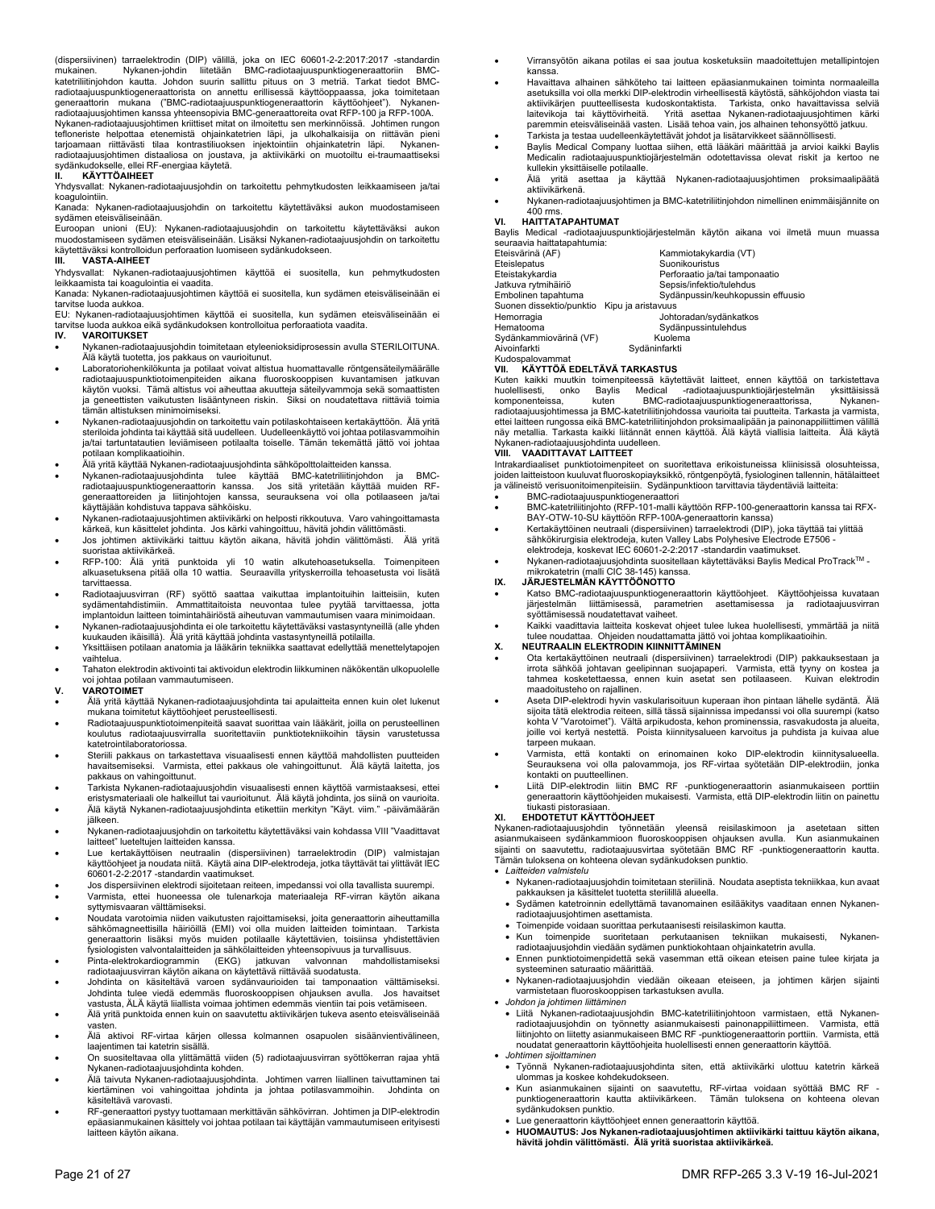(dispersiivinen) tarraelektrodin (DIP) välillä, joka on IEC 60601-2-2:2017:2017 -standardin mukainen. Nykanen-johdin liitetään BMC-radiotaajuuspunktiogeneraattoriin BMC-katetriliitinjohdon kautta. Johdon suurin sallittu pituus on 3 metriä. Tarkat tiedot BMC-radiotaajuuspunktiogeneraattorista on annettu erillisessä käyttöoppaassa, joka toimitetaan generaattorin mukana ("BMC-radiotaajuuspunktiogeneraattorin käyttöohjeet"). Nykanen-radiotaajuusjohtimen kanssa yhteensopivia BMC-generaattoreita ovat RFP-100 ja RFP-100A.

Nykanen-radiotaajuusjohtimen kriittiset mitat on ilmoitettu sen merkinnöissä. Johtimen rungon teflonieriste helpottaa etenemistä ohjainkatetrien läpi, ja ulkohalkaisija on riittävän pieni tarjoamaan riittävästi tilaa kontrastiliuoksen injektointiin ohjainkatetrin läpi. Nykanen-radiotaajuusjohtimen distaaliosa on joustava, ja aktiivikärki on muotoiltu ei-traumaattiseksi sydänkudokselle, ellei RF-energiaa käytetä.

## II. KÄYTTÖAIHEET

Yhdysvallat: Nykanen-radiotaajuusjohdin on tarkoitettu pehmytkudosten leikkaamiseen ja/tai koagulointiin.

Kanada: Nykanen-radiotaajuusjohdin on tarkoitettu käytettäväksi aukon muodostamiseen sydämen eteisväliseinään.

Euroopan unioni (EU): Nykanen-radiotaajuusjohdin on tarkoitettu käytettäväksi aukon muodostamiseen sydämen eteisväliseinään. Lisäksi Nykanen-radiotaajuusjohdin on tarkoitettu käytettäväksi kontrolloidun perforaation luomiseen sydänkudokseen.

## III. VASTA-AIHEET

Yhdysvallat: Nykanen-radiotaajuusjohtimen käyttöä ei suositella, kun pehmytkudosten leikkaamista tai koagulointia ei vaadita.

Kanada: Nykanen-radiotaajuusjohtimen käyttöä ei suositella, kun sydämen eteisväliseinään ei tarvitse luoda aukkoa.

EU: Nykanen-radiotaajuusjohtimen käyttöä ei suositella, kun sydämen eteisväliseinään ei tarvitse luoda aukkoa eikä sydänkudokseen kontrolloitua perforaatiota vaadita.

## IV. VAROITUKSET

- Nykanen-radiotaajuusjohdin toimitetaan etyleenioksidiprosessin avulla STERILOITUNA. Älä käytä tuotetta, jos pakkaus on vaurioitunut.
- Laboratoriohenkilökunta ja potilaat voivat altistua huomattavalle röntgensäteilymäärälle radiotaajuuspunktiotoimenpiteiden aikana fluoroskooppisen kuvantamisen jatkuvan käytön vuoksi. Tämä altistus voi aiheuttaa akuutteja säteilyvammoja sekä somaattisten ja geneettisten vaikutusten lisääntyneen riskin. Siksi on noudatettava riittäviä toimia tämän altistuksen minimoimiseksi.
- Nykanen-radiotaajuusjohdin on tarkoitettu vain potilaskohtaiseen kertakäyttöön. Älä yritä steriloida johdinta tai käyttää sitä uudelleen. Uudelleenkäyttö voi johtaa potilasvammoihin ja/tai tartuntatautien leviämiseen potilaalta toiselle. Tämän tekemättä jättö voi johtaa potilaan komplikaatioihin.
- Älä yritä käyttää Nykanen-radiotaajuusjohdinta sähköpolttolaitteiden kanssa.
- Nykanen-radiotaajuusjohdinta tulee käyttää BMC-katetriliitinjohdon ja BMC-radiotaajuuspunktiogeneraattorin kanssa. Jos sitä yritetään käyttää muiden RF-generaattoreiden ja liitinjohtojen kanssa, seurauksena voi olla potilaaseen ja/tai käyttäjään kohdistuva tappava sähköisku.
- Nykanen-radiotaajuusjohtimen aktiivikärki on helposti rikkoutuva. Varo vahingoittamasta kärkeä, kun käsittelet johdinta. Jos kärki vahingoittuu, hävitä johdin välittömästi.
- Jos johtimen aktiivikärki taittuu käytön aikana, hävitä johdin välittömästi. Älä yritä suoristaa aktiivikärkeä.
- RFP-100: Älä yritä punktoida yli 10 watin alkutehoasetuksella. Toimenpiteen alkuasetuksena pitää olla 10 wattia. Seuraavilla yrityskerroilla tehoasetusta voi lisätä tarvittaessa.
- Radiotaajuusvirran (RF) syöttö saattaa vaikuttaa implantoituihin laitteisiin, kuten sydämentahdistimiin. Ammattitaitoista neuvontaa tulee pyytää tarvittaessa, jotta implantoidun laitteen toimintahäiriöstä aiheutuvan vammautumisen vaara minimoidaan.
- Nykanen-radiotaajuusjohdinta ei ole tarkoitettu käytettäväksi vastasyntyneillä (alle yhden kuukauden ikäisillä). Älä yritä käyttää johdinta vastasyntyneillä potilailla.
- Yksittäisen potilaan anatomia ja lääkärin tekniikka saattavat edellyttää menettelytapojen vaihtelua.
- Tahaton elektrodin aktivointi tai aktivoidun elektrodin liikkuminen näkökentän ulkopuolelle voi johtaa potilaan vammautumiseen.

## V. VAROTOIMET

- Älä yritä käyttää Nykanen-radiotaajuusjohdinta tai apulaitteita ennen kuin olet lukenut mukana toimitetut käyttöohjeet perusteellisesti.
- Radiotaajuuspunktiotoimenpiteitä saavat suorittaa vain lääkärit, joilla on perusteellinen koulutus radiotaajuusvirralla suoritettaviin punktiotekniikoihin täysin varustetussa katetrointilaboratoriossa.
- Steriili pakkaus on tarkastettava visuaalisesti ennen käyttöä mahdollisten puutteiden havaitsemiseksi. Varmista, ettei pakkaus ole vahingoittunut. Älä käytä laitetta, jos pakkaus on vahingoittunut.
- Tarkista Nykanen-radiotaajuusjohdin visuaalisesti ennen käyttöä varmistaaksesi, ettei eristysmateriaali ole halkeillut tai vaurioitunut. Älä käytä johdinta, jos siinä on vaurioita.
- Älä käytä Nykanen-radiotaajuusjohdinta etikettiin merkityn "Käyt. viim." -päivämäärän jälkeen.
- Nykanen-radiotaajuusjohdin on tarkoitettu käytettäväksi vain kohdassa VIII "Vaadittavat laitteet" lueteltujen laitteiden kanssa.
- Lue kertakäyttöisen neutraalin (dispersiivinen) tarraelektrodin (DIP) valmistajan käyttöohjeet ja noudata niitä. Käytä aina DIP-elektrodeja, jotka täyttävät tai ylittävät IEC 60601-2-2:2017 -standardin vaatimukset.
- Jos dispersiivinen elektrodi sijoitetaan reiteen, impedanssi voi olla tavallista suurempi.
- Varmista, ettei huoneessa ole tulenarkoja materiaaleja RF-virran käytön aikana syttymisvaaran välttämiseksi.
- Noudata varotoimia niiden vaikutusten rajoittamiseksi, joita generaattorin aiheuttamilla sähkömagneettisilla häiriöillä (EMI) voi olla muiden laitteiden toimintaan. Tarkista generaattorin lisäksi myös muiden potilaalle käytettävien, toisiinsa yhdistettävien fysiologisten valvontalaitteiden yhteensopivuus ja turvallisuus.
- Pinta-elektrokardiogrammin (EKG) jatkuvan valvonnan mahdollistamiseksi radiotaajuusvirran käytön aikana on käytettävä riittävää suodatusta.
- Johdinta on käsiteltävä varoen sydänvaurioiden tai tamponaation välttämiseksi. Johdinta tulee viedä edemmäs fluoroskooppisen ohjauksen avulla. Jos havaitset vastusta, ÄLÄ käytä liiallista voimaa johtimen edemmäs vientiin tai pois vetämiseen.
- Älä yritä punktoida ennen kuin on saavutettu aktiivikärjen tukeva asento eteisväliseinää vasten.
- Älä aktivoi RF-virtaa kärjen ollessa kolmannen osapuolen sisäänvientivälineen, laajentimen tai katetrin sisällä.
- On suositeltavaa olla ylittämättä viiden (5) radiotaajuusvirran syöttökerran rajaa yhtä Nykanen-radiotaajuusjohdinta kohden.
- Älä taivuta Nykanen-radiotaajuusjohdinta. Johtimen varren liiallinen taivuttaminen tai kiertäminen voi vahingoittaa johdinta ja johtaa potilasvammoihin. Johdinta on käsiteltävä varovasti.
- RF-generaattori pystyy tuottamaan merkittävän sähkövirran. Johtimen ja DIP-elektrodin epäasianmukainen käsittely voi johtaa potilaan tai käyttäjän vammautumiseen erityisesti laitteen käytön aikana.
- Virransyötön aikana potilas ei saa joutua kosketuksiin maadoitettujen metallipintojen kanssa.
- Havaittava alhainen sähköteho tai laitteen epäasianmukainen toiminta normaaleilla asetuksilla voi olla merkki DIP-elektrodin virheellisestä käytöstä, sähköjohdon viasta tai aktiivikärjen puutteellisesta kudoskontaktista. Tarkista, onko havaittavissa selviä laitevikoja tai käyttövirheitä. Yritä asettaa Nykanen-radiotaajuusjohtimen kärki paremmin eteisväliseinää vasten. Lisää tehoa vain, jos alhainen tehonsyöttö jatkuu.
- Tarkista ja testaa uudelleenkäytettävät johdot ja lisätarvikkeet säännöllisesti.
- Baylis Medical Company luottaa siihen, että lääkäri määrittää ja arvioi kaikki Baylis Medicalin radiotaajuuspunktiojärjestelmän odotettavissa olevat riskit ja kertoo ne kullekin yksittäiselle potilaalle.
- Älä yritä asettaa ja käyttää Nykanen-radiotaajuusjohtimen proksimaalipäätä aktiivikärkenä.
- Nykanen-radiotaajuusjohtimen ja BMC-katetriliitinjohdon nimellinen enimmäisjännite on 400 rms.

## VI. HAITTATAPAHTUMAT

Baylis Medical -radiotaajuuspunktiojärjestelmän käytön aikana voi ilmetä muun muassa seuraavia haittatapahtumia:

| | |
|---|---|
| Eteisvärinä (AF) | Kammiotakykardia (VT) |
| Eteislepatus | Suonikouristus |
| Eteistakykardia | Perforaatio ja/tai tamponaatio |
| Jatkuva rytmihäiriö | Sepsis/infektio/tulehdus |
| Embolinen tapahtuma | Sydänpussin/keuhkopussin effuusio |
| Suonen dissektio/punktio | Kipu ja aristavuus |
| Hemorragia | Johtoradan/sydänkatkos |
| Hematooma | Sydänpussintulehdus |
| Sydänkammiovärinä (VF) | Kuolema |
| Aivoinfarkti | Sydäninfarkti |
| Kudospalovammat | |

## VII. KÄYTTÖÄ EDELTÄVÄ TARKASTUS

Kuten kaikki muutkin toimenpiteessä käytettävät laitteet, ennen käyttöä on tarkistettava huolellisesti, onko Baylis Medical -radiotaajuuspunktiojärjestelmän yksittäisissä komponenteissa, kuten BMC-radiotaajuuspunktiogeneraattorissa, Nykanen-radiotaajuusjohtimessa ja BMC-katetriliitinjohdossa vaurioita tai puutteita. Tarkasta ja varmista, ettei laitteen rungossa eikä BMC-katetriliitinjohdon proksimaalipään ja painonappiliittimen välillä näy metallia. Tarkasta kaikki liitännät ennen käyttöä. Älä käytä viallisia laitteita. Älä käytä Nykanen-radiotaajuusjohdinta uudelleen.

## VIII. VAADITTAVAT LAITTEET

Intrakardiaaliset punktiotoimenpiteet on suoritettava erikoistuneissa kliinisissä olosuhteissa, joiden laitteistoon kuuluvat fluoroskopiayksikkö, röntgenpöytä, fysiologinen tallennin, hätälaitteet ja välineistö verisuonitoimenpiteisiin. Sydänpunktioon tarvittavia täydentäviä laitteita:

- BMC-radiotaajuuspunktiogeneraattori
- BMC-katetriliitinjohto (RFP-101-mallia käytetään RFP-100-generaattorin kanssa tai RFX-BAY-OTW-10-SU käyttöön RFP-100A-generaattorin kanssa)
- Kertakäyttöinen neutraali (dispersiivinen) tarraelektrodi (DIP), joka täyttää tai ylittää sähkökirurgisia elektrodeja, kuten Valley Labs Polyhesive Electrode E7506 -elektrodeja, koskevat IEC 60601-2-2:2017 -standardin vaatimukset.
- Nykanen-radiotaajuusjohdinta suositellaan käytettäväksi Baylis Medical ProTrack™ -mikrokatetrin (malli CIC 38-145) kanssa.

## IX. JÄRJESTELMÄN KÄYTTÖÖNOTTO

- Katso BMC-radiotaajuuspunktiogeneraattorin käyttöohjeet. Käyttöohjeissa kuvataan järjestelmän liittämisessä, parametrien asettamisessa ja radiotaajuusvirran syöttämisessä noudatettavat vaiheet.
- Kaikki vaadittavia laitteita koskevat ohjeet tulee lukea huolellisesti, ymmärtää ja niitä tulee noudattaa. Ohjeiden noudattamatta jättö voi johtaa komplikaatioihin.

## X. NEUTRAALIN ELEKTRODIN KIINNITTÄMINEN

- Ota kertakäyttöinen neutraali (dispersiivinen) tarraelektrodi (DIP) pakkauksestaan ja irrota sähköä johtavan geelipinnan suojapaperi. Varmista, että tyyny on kostea ja tahmea koskettaessa, ennen kuin asetat sen potilaaseen. Kuivan elektrodin maadoitusteho on rajallinen.
- Aseta DIP-elektrodi hyvin vaskularisoituun kuperaan ihon pintaan lähelle sydäntä. Älä sijoita tätä elektrodia reiteen, sillä tässä sijainnissa impedanssi voi olla suurempi (katso kohta V "Varotoimet"). Vältä arpikudosta, kehon prominenssia, rasvakudosta ja alueita, joille voi kertyä nestettä. Poista kiinnitysalueen karvoitus ja puhdista ja kuivaa alue tarpeen mukaan.
- Varmista, että kontakti on erinomainen koko DIP-elektrodin kiinnitysalueella. Seurauksena voi olla palovammoja, jos RF-virtaa syötetään DIP-elektrodiin, jonka kontakti on puutteellinen.
- Liitä DIP-elektrodin liitin BMC RF -punktiogeneraattorin asianmukaiseen porttiin generaattorin käyttöohjeiden mukaisesti. Varmista, että DIP-elektrodin liitin on painettu tiukasti pistorasiaan.

## XI. EHDOTETUT KÄYTTÖOHJEET

Nykanen-radiotaajuusjohdin työnnetään yleensä reisilaskimoon ja asetetaan sitten asianmukaiseen sydänkammioon fluoroskooppisen ohjauksen avulla. Kun asianmukainen sijainti on saavutettu, radiotaajuusvirtaa syötetään BMC RF -punktiogeneraattorin kautta. Tämän tuloksena on kohteena olevan sydänkudoksen punktio.

- *Laitteiden valmistelu*
  - Nykanen-radiotaajuusjohdin toimitetaan steriilinä. Noudata aseptista tekniikkaa, kun avaat pakkauksen ja käsittelet tuotetta steriilillä alueella.
  - Sydämen katetroinnin edellyttämä tavanomainen esilääkitys vaaditaan ennen Nykanen-radiotaajuusjohtimen asettamista.
  - Toimenpide voidaan suorittaa perkutaanisesti reisilaskimon kautta.
  - Kun toimenpide suoritetaan perkutaanisen tekniikan mukaisesti, Nykanen-radiotaajuusjohdin viedään sydämen punktiokohtaan ohjainkatetrin avulla.
  - Ennen punktiotoimenpidettä sekä vasemman että oikean eteisen paine tulee kirjata ja systeeminen saturaatio määrittää.
  - Nykanen-radiotaajuusjohdin viedään oikeaan eteiseen, ja johtimen kärjen sijainti varmistetaan fluoroskooppisen tarkastuksen avulla.
- *Johdon ja johtimen liittäminen*
  - Liitä Nykanen-radiotaajuusjohdin BMC-katetriliitinjohtoon varmistaen, että Nykanen-radiotaajuusjohdin on työnnetty asianmukaisesti painonappiliittimeen. Varmista, että liitinjohto on liitetty asianmukaiseen BMC RF -punktiogeneraattorin porttiin. Varmista, että noudatat generaattorin käyttöohjeita huolellisesti ennen generaattorin käyttöä.
- *Johtimen sijoittaminen*
  - Työnnä Nykanen-radiotaajuusjohdinta siten, että aktiivikärki ulottuu katetrin kärkeä ulommas ja koskee kohdekudokseen.
  - Kun asianmukainen sijainti on saavutettu, RF-virtaa voidaan syöttää BMC RF -punktiogeneraattorin kautta aktiivikärkeen. Tämän tuloksena on kohteena olevan sydänkudoksen punktio.
  - Lue generaattorin käyttöohjeet ennen generaattorin käyttöä.
  - **HUOMAUTUS: Jos Nykanen-radiotaajuusjohtimen aktiivikärki taittuu käytön aikana, hävitä johdin välittömästi. Älä yritä suoristaa aktiivikärkeä.**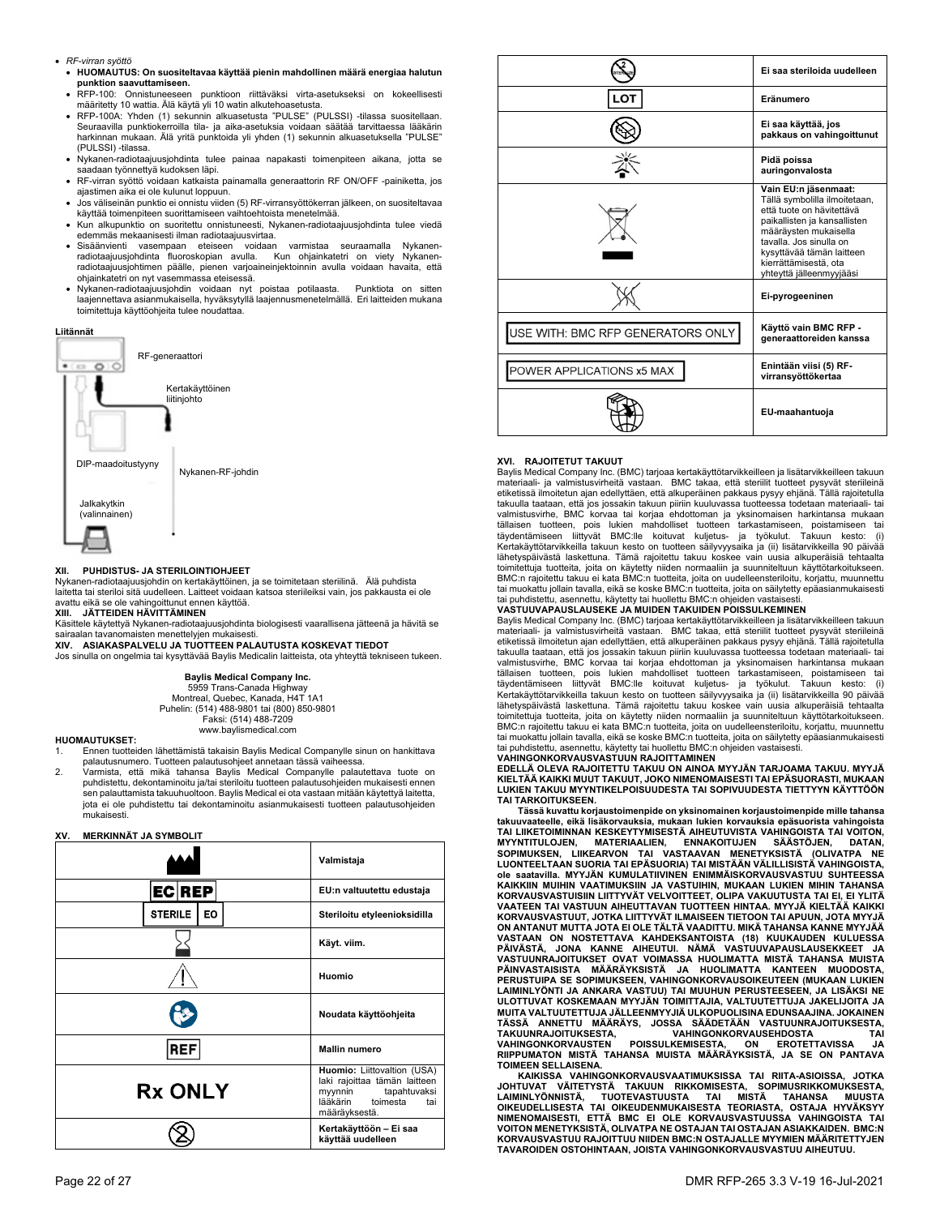- *RF-virran syöttö*
  - **HUOMAUTUS: On suositeltavaa käyttää pienin mahdollinen määrä energiaa halutun punktion saavuttamiseen.**
  - RFP-100: Onnistuneeseen punktioon riittäväksi virta-asetukseksi on kokeellisesti määritetty 10 wattia. Älä käytä yli 10 watin alkutehoasetusta.
  - RFP-100A: Yhden (1) sekunnin alkuasetusta "PULSE" (PULSSI) -tilassa suositellaan. Seuraavilla punktiokerroilla tila- ja aika-asetuksia voidaan säätää tarvittaessa lääkärin harkinnan mukaan. Älä yritä punktiota yli yhden (1) sekunnin alkuasetuksella "PULSE" (PULSSI) -tilassa.
  - Nykanen-radiotaajuusjohdinta tulee painaa napakasti toimenpiteen aikana, jotta se saadaan työnnettyä kudoksen läpi.
  - RF-virran syöttö voidaan katkaista painamalla generaattorin RF ON/OFF -painiketta, jos ajastimen aika ei ole kulunut loppuun.
  - Jos väliseinän punktio ei onnistu viiden (5) RF-virransyöttökerran jälkeen, on suositeltavaa käyttää toimenpiteen suorittamiseen vaihtoehtoista menetelmää.
  - Kun alkupunktio on suoritettu onnistuneesti, Nykanen-radiotaajuusjohdinta tulee viedä edemmäs mekaanisesti ilman radiotaajuusvirtaa.
  - Sisäänvienti vasempaan eteiseen voidaan varmistaa seuraamalla Nykanen-radiotaajuusjohdinta fluoroskopian avulla. Kun ohjainkatetri on viety Nykanen-radiotaajuusjohtimen päälle, pienen varjoaineinjektoinnin avulla voidaan havaita, että ohjainkatetri on nyt vasemmassa eteisessä.
  - Nykanen-radiotaajuusjohdin voidaan nyt poistaa potilaasta. Punktiota on sitten laajennettava asianmukaisella, hyväksytyllä laajennusmenetelmällä. Eri laitteiden mukana toimitettuja käyttöohjeita tulee noudattaa.

**Liitännät**

RF-generaattori

Kertakäyttöinen liitinjohto

DIP-maadoitustyyny

Nykanen-RF-johdin

Jalkakytkin (valinnainen)

## XII. PUHDISTUS- JA STERILOINTIOHJEET

Nykanen-radiotaajuusjohdin on kertakäyttöinen, ja se toimitetaan steriilinä. Älä puhdista laitetta tai steriloi sitä uudelleen. Laitteet voidaan katsoa steriileiksi vain, jos pakkausta ei ole avattu eikä se ole vahingoittunut ennen käyttöä.

## XIII. JÄTTEIDEN HÄVITTÄMINEN

Käsittele käytettyä Nykanen-radiotaajuusjohdinta biologisesti vaarallisena jätteenä ja hävitä se sairaalan tavanomaisten menettelyjen mukaisesti.

## XIV. ASIAKASPALVELU JA TUOTTEEN PALAUTUSTA KOSKEVAT TIEDOT

Jos sinulla on ongelmia tai kysyttävää Baylis Medicalin laitteista, ota yhteyttä tekniseen tukeen.

**Baylis Medical Company Inc.**
5959 Trans-Canada Highway
Montreal, Quebec, Kanada, H4T 1A1
Puhelin: (514) 488-9801 tai (800) 850-9801
Faksi: (514) 488-7209
www.baylismedical.com

**HUOMAUTUKSET:**

1. Ennen tuotteiden lähettämistä takaisin Baylis Medical Companylle sinun on hankittava palautusnumero. Tuotteen palautusohjeet annetaan tässä vaiheessa.
2. Varmista, että mikä tahansa Baylis Medical Companylle palautettava tuote on puhdistettu, dekontaminoitu ja/tai steriloitu tuotteen palautusohjeiden mukaisesti ennen sen palauttamista takuuhuoltoon. Baylis Medical ei ota vastaan mitään käytettyä laitetta, jota ei ole puhdistettu tai dekontaminoitu asianmukaisesti tuotteen palautusohjeiden mukaisesti.

## XV. MERKINNÄT JA SYMBOLIT

| Symboli | Merkitys |
|---|---|
| (valmistajan symboli) | Valmistaja |
| EC REP | EU:n valtuutettu edustaja |
| STERILE EO | Steriloitu etyleenioksidilla |
| (tiimalasi) | Käyt. viim. |
| (varoituskolmio) | Huomio |
| (käyttöohjesymboli) | Noudata käyttöohjeita |
| REF | Mallin numero |
| Rx ONLY | **Huomio:** Liittovaltion (USA) laki rajoittaa tämän laitteen myynnin tapahtuvaksi lääkärin toimesta tai määräyksestä. |
| (2 yliviivattuna) | **Kertakäyttöön – Ei saa käyttää uudelleen** |
| (STERILIZE yliviivattuna) | **Ei saa steriloida uudelleen** |
| LOT | **Eränumero** |
| (vahingoittunut pakkaus) | **Ei saa käyttää, jos pakkaus on vahingoittunut** |
| (aurinko) | **Pidä poissa auringonvalosta** |
| (yliviivattu jäteastia) | **Vain EU:n jäsenmaat:** Tällä symbolilla ilmoitetaan, että tuote on hävitettävä paikallisten ja kansallisten määräysten mukaisella tavalla. Jos sinulla on kysyttävää tämän laitteen kierrättämisestä, ota yhteyttä jälleenmyyjääsi |
| (pyrogeeni yliviivattuna) | **Ei-pyrogeeninen** |
| USE WITH: BMC RFP GENERATORS ONLY | **Käyttö vain BMC RFP -generaattoreiden kanssa** |
| POWER APPLICATIONS x5 MAX | **Enintään viisi (5) RF-virransyöttökertaa** |
| (maahantuojan symboli) | **EU-maahantuoja** |

## XVI. RAJOITETUT TAKUUT

Baylis Medical Company Inc. (BMC) tarjoaa kertakäyttötarvikkeilleen ja lisätarvikkeilleen takuun materiaali- ja valmistusvirheitä vastaan. BMC takaa, että steriilit tuotteet pysyvät steriileinä etiketissä ilmoitetun ajan edellyttäen, että alkuperäinen pakkaus pysyy ehjänä. Tällä rajoitetulla takuulla taataan, että jos jossakin takuun piiriin kuuluvassa tuotteessa todetaan materiaali- tai valmistusvirhe, BMC korvaa tai korjaa ehdottoman ja yksinomaisen harkintansa mukaan tällaisen tuotteen, pois lukien mahdolliset tuotteen tarkastamiseen, poistamiseen tai täydentämiseen liittyvät BMC:lle koituvat kuljetus- ja työkulut. Takuun kesto: (i) Kertakäyttötarvikkeilla takuun kesto on tuotteen säilyvyysaika ja (ii) lisätarvikkeilla 90 päivää lähetyspäivästä laskettuna. Tämä rajoitettu takuu koskee vain uusia alkuperäisiä tehtaalta toimitettuja tuotteita, joita on käytetty niiden normaaliin ja suunniteltuun käyttötarkoitukseen. BMC:n rajoitettu takuu ei kata BMC:n tuotteita, joita on uudelleensteriloitu, korjattu, muunnettu tai muokattu jollain tavalla, eikä se koske BMC:n tuotteita, joita on säilytetty epäasianmukaisesti tai puhdistettu, asennettu, käytetty tai huollettu BMC:n ohjeiden vastaisesti.

**VASTUUVAPAUSLAUSEKE JA MUIDEN TAKUIDEN POISSULKEMINEN**

Baylis Medical Company Inc. (BMC) tarjoaa kertakäyttötarvikkeilleen ja lisätarvikkeilleen takuun materiaali- ja valmistusvirheitä vastaan. BMC takaa, että steriilit tuotteet pysyvät steriileinä etiketissä ilmoitetun ajan edellyttäen, että alkuperäinen pakkaus pysyy ehjänä. Tällä rajoitetulla takuulla taataan, että jos jossakin takuun piiriin kuuluvassa tuotteessa todetaan materiaali- tai valmistusvirhe, BMC korvaa tai korjaa ehdottoman ja yksinomaisen harkintansa mukaan tällaisen tuotteen, pois lukien mahdolliset tuotteen tarkastamiseen, poistamiseen tai täydentämiseen liittyvät BMC:lle koituvat kuljetus- ja työkulut. Takuun kesto: (i) Kertakäyttötarvikkeilla takuun kesto on tuotteen säilyvyysaika ja (ii) lisätarvikkeilla 90 päivää lähetyspäivästä laskettuna. Tämä rajoitettu takuu koskee vain uusia alkuperäisiä tehtaalta toimitettuja tuotteita, joita on käytetty niiden normaaliin ja suunniteltuun käyttötarkoitukseen. BMC:n rajoitettu takuu ei kata BMC:n tuotteita, joita on uudelleensteriloitu, korjattu, muunnettu tai muokattu jollain tavalla, eikä se koske BMC:n tuotteita, joita on säilytetty epäasianmukaisesti tai puhdistettu, asennettu, käytetty tai huollettu BMC:n ohjeiden vastaisesti.

**VAHINGONKORVAUSVASTUUN RAJOITTAMINEN**

**EDELLÄ OLEVA RAJOITETTU TAKUU ON AINOA MYYJÄN TARJOAMA TAKUU. MYYJÄ KIELTÄÄ KAIKKI MUUT TAKUUT, JOKO NIMENOMAISESTI TAI EPÄSUORASTI, MUKAAN LUKIEN TAKUU MYYNTIKELPOISUUDESTA TAI SOPIVUUDESTA TIETTYYN KÄYTTÖÖN TAI TARKOITUKSEEN.**

**Tässä kuvattu korjaustoimenpide on yksinomainen korjaustoimenpide mille tahansa takuuvaateelle, eikä lisäkorvauksia, mukaan lukien korvauksia epäsuorista vahingoista TAI LIIKETOIMINNAN KESKEYTYMISESTÄ AIHEUTUVISTA VAHINGOISTA TAI VOITON, MYYNTITULOJEN, MATERIAALIEN, ENNAKOITUJEN SÄÄSTÖJEN, DATAN, SOPIMUKSEN, LIIKEARVON TAI VASTAAVAN MENETYKSISTÄ (OLIVATPA NE LUONTEELTAAN SUORIA TAI EPÄSUORIA) TAI MISTÄÄN VÄLILLISISTÄ VAHINGOISTA, ole saatavilla. MYYJÄN KUMULATIIVINEN ENIMMÄISKORVAUSVASTUU SUHTEESSA KAIKKIIN MUIHIN VAATIMUKSIIN JA VASTUIHIN, MUKAAN LUKIEN MIHIN TAHANSA KORVAUSVASTUISIIN LIITTYVÄT VELVOITTEET, OLIPA VAKUUTUSTA TAI EI, EI YLITÄ VAATEEN TAI VASTUUN AIHEUTTAVAN TUOTTEEN HINTAA. MYYJÄ KIELTÄÄ KAIKKI KORVAUSVASTUUT, JOTKA LIITTYVÄT ILMAISEEN TIETOON TAI APUUN, JOTA MYYJÄ ON ANTANUT MUTTA JOTA EI OLE TÄLTÄ VAADITTU. MIKÄ TAHANSA KANNE MYYJÄÄ VASTAAN ON NOSTETTAVA KAHDEKSANTOISTA (18) KUUKAUDEN KULUESSA PÄIVÄSTÄ, JONA KANNE AIHEUTUI. NÄMÄ VASTUUVAPAUSLAUSEKKEET JA VASTUUNRAJOITUKSET OVAT VOIMASSA HUOLIMATTA MISTÄ TAHANSA MUISTA PÄINVASTAISISTA MÄÄRÄYKSISTÄ JA HUOLIMATTA KANTEEN MUODOSTA, PERUSTUIPA SE SOPIMUKSEEN, VAHINGONKORVAUSOIKEUTEEN (MUKAAN LUKIEN LAIMINLYÖNTI JA ANKARA VASTUU) TAI MUUHUN PERUSTEESEEN, JA LISÄKSI NE ULOTTUVAT KOSKEMAAN MYYJÄN TOIMITTAJIA, VALTUUTETTUJA JAKELIJOITA JA MUITA VALTUUTETTUJA JÄLLEENMYYJIÄ ULKOPUOLISINA EDUNSAAJINA. JOKAINEN TÄSSÄ ANNETTU MÄÄRÄYS, JOSSA SÄÄDETÄÄN VASTUUNRAJOITUKSESTA, TAKUUNRAJOITUKSESTA, VAHINGONKORVAUSEHDOSTA TAI VAHINGONKORVAUSTEN POISSULKEMISESTA, ON EROTETTAVISSA JA RIIPPUMATON MISTÄ TAHANSA MUISTA MÄÄRÄYKSISTÄ, JA SE ON PANTAVA TOIMEEN SELLAISENA.**

**KAIKISSA VAHINGONKORVAUSVAATIMUKSISSA TAI RIITA-ASIOISSA, JOTKA JOHTUVAT VÄITETYSTÄ TAKUUN RIKKOMISESTA, SOPIMUSRIKKOMUKSESTA, LAIMINLYÖNNISTÄ, TUOTEVASTUUSTA TAI MISTÄ TAHANSA MUUSTA OIKEUDELLISESTA TAI OIKEUDENMUKAISESTA TEORIASTA, OSTAJA HYVÄKSYY NIMENOMAISESTI, ETTÄ BMC EI OLE KORVAUSVASTUUSSA VAHINGOISTA TAI VOITON MENETYKSISTÄ, OLIVATPA NE OSTAJAN TAI OSTAJAN ASIAKKAIDEN. BMC:N KORVAUSVASTUU RAJOITTUU NIIDEN BMC:N OSTAJALLE MYYMIEN MÄÄRITETTYJEN TAVAROIDEN OSTOHINTAAN, JOISTA VAHINGONKORVAUSVASTUU AIHEUTUU.**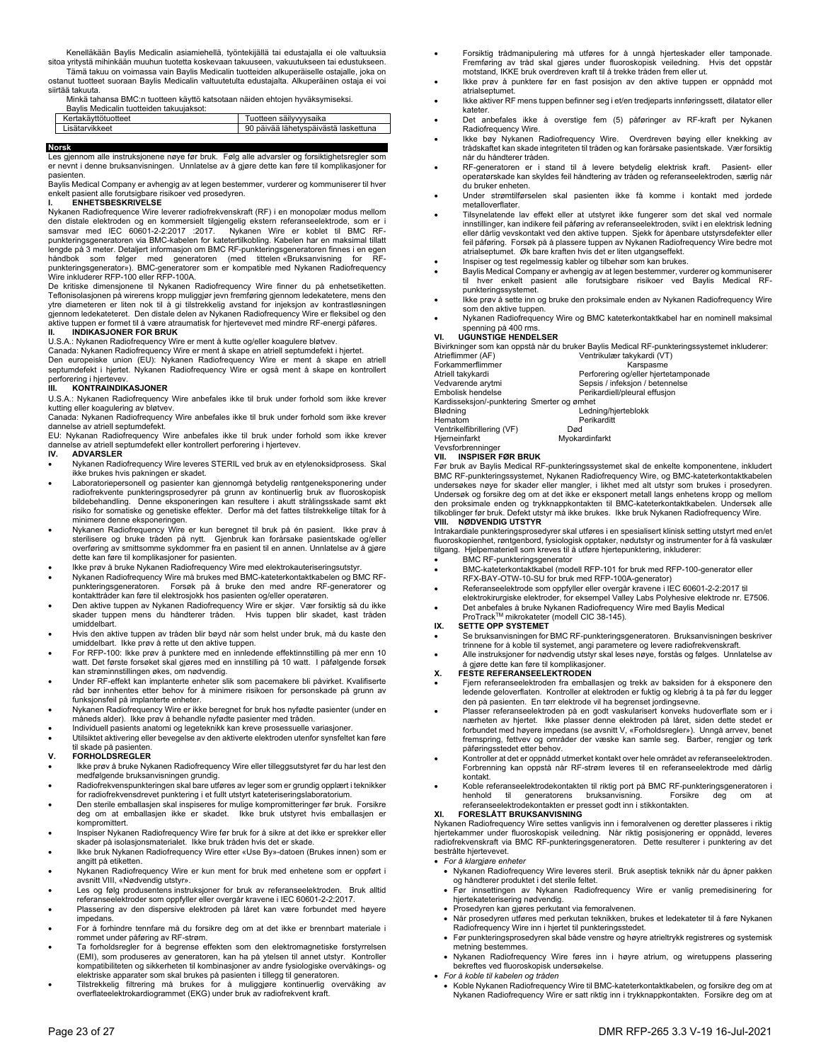Kenelläkään Baylis Medicalin asiamiehellä, työntekijällä tai edustajalla ei ole valtuuksia sitoa yritystä mihinkään muuhun tuotetta koskevaan takuuseen, vakuutukseen tai edustukseen.

Tämä takuu on voimassa vain Baylis Medicalin tuotteiden alkuperäiselle ostajalle, joka on ostanut tuotteet suoraan Baylis Medicalin valtuutetulta edustajalta. Alkuperäinen ostaja ei voi siirtää takuuta.

Minkä tahansa BMC:n tuotteen käyttö katsotaan näiden ehtojen hyväksymiseksi.

Baylis Medicalin tuotteiden takuujaksot:

| Kertakäyttötuotteet | Tuotteen säilyvyysaika |
|---|---|
| Lisätarvikkeet | 90 päivää lähetyspäivästä laskettuna |

## Norsk

Les gjennom alle instruksjonene nøye før bruk. Følg alle advarsler og forsiktighetsregler som er nevnt i denne bruksanvisningen. Unnlatelse av å gjøre dette kan føre til komplikasjoner for pasienten.

Baylis Medical Company er avhengig av at legen bestemmer, vurderer og kommuniserer til hver enkelt pasient alle forutsigbare risikoer ved prosedyren.

### I. ENHETSBESKRIVELSE

Nykanen Radiofrequence Wire leverer radiofrekvenskraft (RF) i en monopolær modus mellom den distale elektroden og en kommersielt tilgjengelig ekstern referanseelektrode, som er i samsvar med IEC 60601-2-2:2017 :2017. Nykanen Wire er koblet til BMC RF-punkteringsgeneratoren via BMC-kabelen for katetertilkobling. Kabelen har en maksimal tillatt lengde på 3 meter. Detaljert informasjon om BMC RF-punkteringsgeneratoren finnes i en egen håndbok som følger med generatoren (med tittelen «Bruksanvisning for RF-punkteringsgenerator»). BMC-generatorer som er kompatible med Nykanen Radiofrequency Wire inkluderer RFP-100 eller RFP-100A.

De kritiske dimensjonene til Nykanen Radiofrequency Wire finner du på enhetsetiketten. Teflonisolasjonen på wirerens kropp muliggjør jevn fremføring gjennom ledekatetere, mens den ytre diameteren er liten nok til å gi tilstrekkelig avstand for injeksjon av kontrastløsningen gjennom ledekateteret. Den distale delen av Nykanen Radiofrequency Wire er fleksibel og den aktive tuppen er formet til å være atraumatisk for hjertevevet med mindre RF-energi påføres.

### II. INDIKASJONER FOR BRUK

U.S.A.: Nykanen Radiofrequency Wire er ment å kutte og/eller koagulere bløtvev.

Canada: Nykanen Radiofrequency Wire er ment å skape en atriell septumdefekt i hjertet.

Den europeiske union (EU): Nykanen Radiofrequency Wire er ment å skape en atriell septumdefekt i hjertet. Nykanen Radiofrequency Wire er også ment å skape en kontrollert perforering i hjertevev.

### III. KONTRAINDIKASJONER

U.S.A.: Nykanen Radiofrequency Wire anbefales ikke til bruk under forhold som ikke krever kutting eller koagulering av bløtvev.

Canada: Nykanen Radiofrequency Wire anbefales ikke til bruk under forhold som ikke krever dannelse av atriell septumdefekt.

EU: Nykanan Radiofrequency Wire anbefales ikke til bruk under forhold som ikke krever dannelse av atriell septumdefekt eller kontrollert perforering i hjertevev.

### IV. ADVARSLER

- Nykanen Radiofrequency Wire leveres STERIL ved bruk av en etylenoksidprosess. Skal ikke brukes hvis pakningen er skadet.
- Laboratoriepersonell og pasienter kan gjennomgå betydelig røntgeneksponering under radiofrekvente punkteringsprosedyrer på grunn av kontinuerlig bruk av fluoroskopisk bildebehandling. Denne eksponeringen kan resultere i akutt strålingsskade samt økt risiko for somatiske og genetiske effekter. Derfor må det fattes tilstrekkelige tiltak for å minimere denne eksponeringen.
- Nykanen Radiofrequency Wire er kun beregnet til bruk på én pasient. Ikke prøv å sterilisere og bruke tråden på nytt. Gjenbruk kan forårsake pasientskade og/eller overføring av smittsomme sykdommer fra en pasient til en annen. Unnlatelse av å gjøre dette kan føre til komplikasjoner for pasienten.
- Ikke prøv å bruke Nykanen Radiofrequency Wire med elektrokauteriseringsutstyr.
- Nykanen Radiofrequency Wire må brukes med BMC-kateterkontaktkabelen og BMC RF-punkteringsgeneratoren. Forsøk på å bruke den med andre RF-generatorer og kontakttråder kan føre til elektrosjokk hos pasienten og/eller operatøren.
- Den aktive tuppen av Nykanen Radiofrequency Wire er skjør. Vær forsiktig så du ikke skader tuppen mens du håndterer tråden. Hvis tuppen blir skadet, kast tråden umiddelbart.
- Hvis den aktive tuppen av tråden blir bøyd når som helst under bruk, må du kaste den umiddelbart. Ikke prøv å rette ut den aktive tuppen.
- For RFP-100: Ikke prøv å punktere med en innledende effektinnstilling på mer enn 10 watt. Det første forsøket skal gjøres med en innstilling på 10 watt. I påfølgende forsøk kan strøminnstillingen økes, om nødvendig.
- Under RF-effekt kan implanterte enheter slik som pacemakere bli påvirket. Kvalifiserte råd bør innhentes etter behov for å minimere risikoen for personskade på grunn av funksjonsfeil på implanterte enheter.
- Nykanen Radiofrequency Wire er ikke beregnet for bruk hos nyfødte pasienter (under en måneds alder). Ikke prøv å behandle nyfødte pasienter med tråden.
- Individuell pasients anatomi og legeteknikk kan kreve prosessuelle variasjoner.
- Utilsiktet aktivering eller bevegelse av den aktiverte elektroden utenfor synsfeltet kan føre til skade på pasienten.

### V. FORHOLDSREGLER

- Ikke prøv å bruke Nykanen Radiofrequency Wire eller tilleggsutstyret før du har lest den medfølgende bruksanvisningen grundig.
- Radiofrekvenspunkteringen skal bare utføres av leger som er grundig opplært i teknikker for radiofrekvensdrevet punktering i et fullt utstyrt kateteriseringslaboratorium.
- Den sterile emballasjen skal inspiseres for mulige kompromitteringer før bruk. Forsikre deg om at emballasjen ikke er skadet. Ikke bruk utstyret hvis emballasjen er kompromittert.
- Inspiser Nykanen Radiofrequency Wire før bruk for å sikre at det ikke er sprekker eller skader på isolasjonsmaterialet. Ikke bruk tråden hvis det er skade.
- Ikke bruk Nykanen Radiofrequency Wire etter «Use By»-datoen (Brukes innen) som er angitt på etiketten.
- Nykanen Radiofrequency Wire er kun ment for bruk med enhetene som er oppført i avsnitt VIII, «Nødvendig utstyr».
- Les og følg produsentens instruksjoner for bruk av referanseelektroden. Bruk alltid referanseelektroder som oppfyller eller overgår kravene i IEC 60601-2-2:2017.
- Plassering av den dispersive elektroden på låret kan være forbundet med høyere impedans.
- For å forhindre tennfare må du forsikre deg om at det ikke er brennbart materiale i rommet under påføring av RF-strøm.
- Ta forholdsregler for å begrense effekten som den elektromagnetiske forstyrrelsen (EMI), som produseres av generatoren, kan ha på ytelsen til annet utstyr. Kontroller kompatibiliteten og sikkerheten til kombinasjoner av andre fysiologiske overvåkings- og elektriske apparater som skal brukes på pasienten i tillegg til generatoren.
- Tilstrekkelig filtrering må brukes for å muliggjøre kontinuerlig overvåking av overflateelektrokardiogrammet (EKG) under bruk av radiofrekvent kraft.
- Forsiktig trådmanipulering må utføres for å unngå hjerteskader eller tamponade. Fremføring av tråd skal gjøres under fluoroskopisk veiledning. Hvis det oppstår motstand, IKKE bruk overdreven kraft til å trekke tråden frem eller ut.
- Ikke prøv å punktere før en fast posisjon av den aktive tuppen er oppnådd mot atrialseptumet.
- Ikke aktiver RF mens tuppen befinner seg i et/en tredjeparts innføringssett, dilatator eller kateter.
- Det anbefales ikke å overstige fem (5) påføringer av RF-kraft per Nykanen Radiofrequency Wire.
- Ikke bøy Nykanen Radiofrequency Wire. Overdreven bøying eller knekking av trådskaftet kan skade integriteten til tråden og kan forårsake pasientskade. Vær forsiktig når du håndterer tråden.
- RF-generatoren er i stand til å levere betydelig elektrisk kraft. Pasient- eller operatørskade kan skyldes feil håndtering av tråden og referanseelektroden, særlig når du bruker enheten.
- Under strømtilførselen skal pasienten ikke få komme i kontakt med jordede metalloverflater.
- Tilsynelatende lav effekt eller at utstyret ikke fungerer som det skal ved normale innstillinger, kan indikere feil påføring av referanseelektroden, svikt i en elektrisk ledning eller dårlig vevskontakt ved den aktive tuppen. Sjekk for åpenbare utstyrsdefekter eller feil påføring. Forsøk på å plassere tuppen av Nykanen Radiofrequency Wire bedre mot atrialseptumet. Øk bare kraften hvis det er liten utgangseffekt.
- Inspiser og test regelmessig kabler og tilbehør som kan brukes.
- Baylis Medical Company er avhengig av at legen bestemmer, vurderer og kommuniserer til hver enkelt pasient alle forutsigbare risikoer ved Baylis Medical RF-punkteringssystemet.
- Ikke prøv å sette inn og bruke den proksimale enden av Nykanen Radiofrequency Wire som den aktive tuppen.
- Nykanen Radiofrequency Wire og BMC kateterkontaktkabel har en nominell maksimal spenning på 400 rms.

### VI. UGUNSTIGE HENDELSER

Bivirkninger som kan oppstå når du bruker Baylis Medical RF-punkteringssystemet inkluderer:

| | |
|---|---|
| Atrieflimmer (AF) | Ventrikulær takykardi (VT) |
| Forkammerflimmer | Karspasme |
| Atriell takykardi | Perforering og/eller hjertetamponade |
| Vedvarende arytmi | Sepsis / infeksjon / betennelse |
| Embolisk hendelse | Perikardiell/pleural effusjon |
| Kardisseksjon/-punktering | Smerter og ømhet |
| Blødning | Ledning/hjerteblokk |
| Hematom | Perikarditt |
| Ventrikelfibrillering (VF) | Død |
| Hjerneinfarkt | Myokardinfarkt |
| Vevsforbrenninger | |

### VII. INSPISER FØR BRUK

Før bruk av Baylis Medical RF-punkteringssystemet skal de enkelte komponentene, inkludert BMC RF-punkteringssystemet, Nykanen Radiofrequency Wire, og BMC-kateterkontaktkabelen undersøkes nøye for skader eller mangler, i likhet med alt utstyr som brukes i prosedyren. Undersøk og forsikre deg om at det ikke er eksponert metall langs enhetens kropp og mellom den proksimale enden og trykknappkontakten til BMC-kateterkontaktkabelen. Undersøk alle tilkoblinger før bruk. Defekt utstyr må ikke brukes. Ikke bruk Nykanen Radiofrequency Wire.

### VIII. NØDVENDIG UTSTYR

Intrakardiale punkteringsprosedyrer skal utføres i en spesialisert klinisk setting utstyrt med en/et fluoroskopienhet, røntgenbord, fysiologisk opptaker, nødutstyr og instrumenter for å få vaskulær tilgang. Hjelpemateriell som kreves til å utføre hjertepunktering, inkluderer:

- BMC RF-punkteringsgenerator
- BMC-kateterkontaktkabel (modell RFP-101 for bruk med RFP-100-generator eller RFX-BAY-OTW-10-SU for bruk med RFP-100A-generator)
- Referanseelektrode som oppfyller eller overgår kravene i IEC 60601-2-2:2017 til elektrokirurgiske elektroder, for eksempel Valley Labs Polyhesive elektrode nr. E7506.
- Det anbefales å bruke Nykanen Radiofrequency Wire med Baylis Medical ProTrack™ mikrokateter (modell CIC 38-145).

### IX. SETTE OPP SYSTEMET

- Se bruksanvisningen for BMC RF-punkteringsgeneratoren. Bruksanvisningen beskriver trinnene for å koble til systemet, angi parametere og levere radiofrekvenskraft.
- Alle instruksjoner for nødvendig utstyr skal leses nøye, forstås og følges. Unnlatelse av å gjøre dette kan føre til komplikasjoner.

### X. FESTE REFERANSEELEKTRODEN

- Fjern referanseelektroden fra emballasjen og trekk av baksiden for å eksponere den ledende geloverflaten. Kontroller at elektroden er fuktig og klebrig å ta på før du legger den på pasienten. En tørr elektrode vil ha begrenset jordingsevne.
- Plasser referanseelektroden på en godt vaskularisert konveks hudoverflate som er i nærheten av hjertet. Ikke plasser denne elektroden på låret, siden dette stedet er forbundet med høyere impedans (se avsnitt V, «Forholdsregler»). Unngå arrvev, benet fremspring, fettvev og områder der væske kan samle seg. Barber, rengjør og tørk påføringsstedet etter behov.
- Kontroller at det er oppnådd utmerket kontakt over hele området av referanseelektroden. Forbrenning kan oppstå når RF-strøm leveres til en referanseelektrode med dårlig kontakt.
- Koble referanseelektrodekontakten til riktig port på BMC RF-punkteringsgeneratoren i henhold til generatorens bruksanvisning. Forsikre deg om at referanseelektrodekontakten er presset godt inn i stikkontakten.

### XI. FORESLÅTT BRUKSANVISNING

Nykanen Radiofrequency Wire settes vanligvis inn i femoralvenen og deretter plasseres i riktig hjertekammer under fluoroskopisk veiledning. Når riktig posisjonering er oppnådd, leveres radiofrekvenskraft via BMC RF-punkteringsgeneratoren. Dette resulterer i punktering av det bestrålte hjertevevet.

- *For å klargjøre enheter*
  - Nykanen Radiofrequency Wire leveres steril. Bruk aseptisk teknikk når du åpner pakken og håndterer produktet i det sterile feltet.
  - Før innsettingen av Nykanen Radiofrequency Wire er vanlig premedisinering for hjertekateterisering nødvendig.
  - Prosedyren kan gjøres perkutant via femoralvenen.
  - Når prosedyren utføres med perkutan teknikken, brukes et ledekateter til å føre Nykanen Radiofrequency Wire inn i hjertet til punkteringsstedet.
  - Før punkteringsprosedyren skal både venstre og høyre atrieltrykk registreres og systemisk metning bestemmes.
  - Nykanen Radiofrequency Wire føres inn i høyre atrium, og wiretuppens plassering bekreftes ved fluoroskopisk undersøkelse.
- *For å koble til kabelen og tråden*
  - Koble Nykanen Radiofrequency Wire til BMC-kateterkontaktkabelen, og forsikre deg om at Nykanen Radiofrequency Wire er satt riktig inn i trykknappkontakten. Forsikre deg om at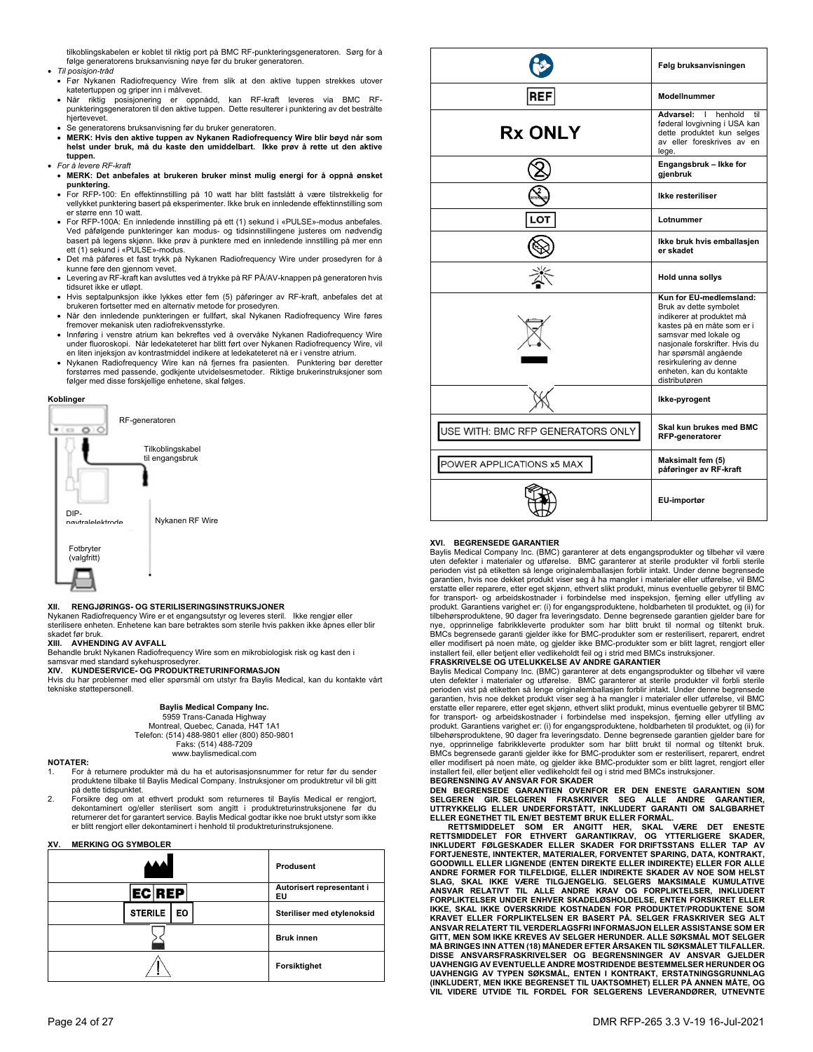tilkoblingskabelen er koblet til riktig port på BMC RF-punkteringsgeneratoren. Sørg for å følge generatorens bruksanvisning nøye før du bruker generatoren.

- *Til posisjon-tråd*
  - Før Nykanen Radiofrequency Wire frem slik at den aktive tuppen strekkes utover katetertuppen og griper inn i målvevet.
  - Når riktig posisjonering er oppnådd, kan RF-kraft leveres via BMC RF-punkteringsgeneratoren til den aktive tuppen. Dette resulterer i punktering av det bestrålte hjertevevet.
  - Se generatorens bruksanvisning før du bruker generatoren.
  - **MERK: Hvis den aktive tuppen av Nykanen Radiofrequency Wire blir bøyd når som helst under bruk, må du kaste den umiddelbart. Ikke prøv å rette ut den aktive tuppen.**
- *For å levere RF-kraft*
  - **MERK: Det anbefales at brukeren bruker minst mulig energi for å oppnå ønsket punktering.**
  - For RFP-100: En effektinnstilling på 10 watt har blitt fastslått å være tilstrekkelig for vellykket punktering basert på eksperimenter. Ikke bruk en innledende effektinnstilling som er større enn 10 watt.
  - For RFP-100A: En innledende innstilling på ett (1) sekund i «PULSE»-modus anbefales. Ved påfølgende punkteringer kan modus- og tidsinnstillingene justeres om nødvendig basert på legens skjønn. Ikke prøv å punktere med en innledende innstilling på mer enn ett (1) sekund i «PULSE»-modus.
  - Det må påføres et fast trykk på Nykanen Radiofrequency Wire under prosedyren for å kunne føre den gjennom vevet.
  - Levering av RF-kraft kan avsluttes ved å trykke på RF PÅ/AV-knappen på generatoren hvis tidsuret ikke er utløpt.
  - Hvis septalpunksjon ikke lykkes etter fem (5) påføringer av RF-kraft, anbefales det at brukeren fortsetter med en alternativ metode for prosedyren.
  - Når den innledende punkteringen er fullført, skal Nykanen Radiofrequency Wire føres fremover mekanisk uten radiofrekvensstyrke.
  - Innføring i venstre atrium kan bekreftes ved å overvåke Nykanen Radiofrequency Wire under fluoroskopi. Når ledekateteret har blitt ført over Nykanen Radiofrequency Wire, vil en liten injeksjon av kontrastmiddel indikere at ledekateteret nå er i venstre atrium.
  - Nykanen Radiofrequency Wire kan nå fjernes fra pasienten. Punktering bør deretter forstørres med passende, godkjente utvidelsesmetoder. Riktige brukerinstruksjoner som følger med disse forskjellige enhetene, skal følges.

**Koblinger**

RF-generatoren

Tilkoblingskabel til engangsbruk

DIP-nøytralelektrode

Nykanen RF Wire

Fotbryter (valgfritt)

## XII. RENGJØRINGS- OG STERILISERINGSINSTRUKSJONER

Nykanen Radiofrequency Wire er et engangsutstyr og leveres steril. Ikke rengjør eller steriliser enheten. Enhetene kan bare betraktes som sterile hvis pakken ikke åpnes eller blir skadet før bruk.

## XIII. AVHENDING AV AVFALL

Behandle brukt Nykanen Radiofrequency Wire som en mikrobiologisk risk og kast den i samsvar med standard sykehusprosedyrer.

## XIV. KUNDESERVICE- OG PRODUKTRETURINFORMASJON

Hvis du har problemer med eller spørsmål om utstyr fra Baylis Medical, kan du kontakte vårt tekniske støttepersonell.

**Baylis Medical Company Inc.**
5959 Trans-Canada Highway
Montreal, Quebec, Canada, H4T 1A1
Telefon: (514) 488-9801 eller (800) 850-9801
Faks: (514) 488-7209
www.baylismedical.com

**NOTATER:**

1. For å returnere produkter må du ha et autorisasjonsnummer for retur før du sender produktene tilbake til Baylis Medical Company. Instruksjoner om produktretur vil bli gitt på dette tidspunktet.
2. Forsikre deg om at ethvert produkt som returneres til Baylis Medical er rengjort, dekontaminert og/eller sterilisert som angitt i produktreturinstruksjonene før du returnerer det for garantert service. Baylis Medical godtar ikke noe brukt utstyr som ikke er blitt rengjort eller dekontaminert i henhold til produktreturinstruksjonene.

## XV. MERKING OG SYMBOLER

| Symbol | Beskrivelse |
|---|---|
| | **Produsent** |
| EC REP | **Autorisert representant i EU** |
| STERILE EO | **Steriliser med etylenoksid** |
| | **Bruk innen** |
| | **Forsiktighet** |
| | **Følg bruksanvisningen** |
| REF | **Modellnummer** |
| Rx ONLY | **Advarsel:** I henhold til føderal lovgivning i USA kan dette produktet kun selges av eller foreskrives av en lege. |
| | **Engangsbruk – Ikke for gjenbruk** |
| STERILIZE | **Ikke resteriliser** |
| LOT | **Lotnummer** |
| | **Ikke bruk hvis emballasjen er skadet** |
| | **Hold unna sollys** |
| | **Kun for EU-medlemsland:** Bruk av dette symbolet indikerer at produktet må kastes på en måte som er i samsvar med lokale og nasjonale forskrifter. Hvis du har spørsmål angående resirkulering av denne enheten, kan du kontakte distributøren |
| | **Ikke-pyrogent** |
| USE WITH: BMC RFP GENERATORS ONLY | **Skal kun brukes med BMC RFP-generatorer** |
| POWER APPLICATIONS x5 MAX | **Maksimalt fem (5) påføringer av RF-kraft** |
| | **EU-importør** |

## XVI. BEGRENSEDE GARANTIER

Baylis Medical Company Inc. (BMC) garanterer at dets engangsprodukter og tilbehør vil være uten defekter i materialer og utførelse. BMC garanterer at sterile produkter vil forbli sterile perioden vist på etiketten så lenge originalemballasjen forblir intakt. Under denne begrensede garantien, hvis noe dekket produkt viser seg å ha mangler i materialer eller utførelse, vil BMC erstatte eller reparere, etter eget skjønn, ethvert slikt produkt, minus eventuelle gebyrer til BMC for transport- og arbeidskostnader i forbindelse med inspeksjon, fjerning eller utfylling av produkt. Garantiens varighet er: (i) for engangsproduktene, holdbarheten til produktet, og (ii) for tilbehørsproduktene, 90 dager fra leveringsdato. Denne begrensede garantien gjelder bare for nye, opprinnelige fabrikkleverte produkter som har blitt brukt til normal og tiltenkt bruk. BMCs begrensede garanti gjelder ikke for BMC-produkter som er resterilisert, reparert, endret eller modifisert på noen måte, og gjelder ikke BMC-produkter som er blitt lagret, rengjort eller installert feil, eller betjent eller vedlikeholdt feil og i strid med BMCs instruksjoner.

**FRASKRIVELSE OG UTELUKKELSE AV ANDRE GARANTIER**

Baylis Medical Company Inc. (BMC) garanterer at dets engangsprodukter og tilbehør vil være uten defekter i materialer og utførelse. BMC garanterer at sterile produkter vil forbli sterile perioden vist på etiketten så lenge originalemballasjen forblir intakt. Under denne begrensede garantien, hvis noe dekket produkt viser seg å ha mangler i materialer eller utførelse, vil BMC erstatte eller reparere, etter eget skjønn, ethvert slikt produkt, minus eventuelle gebyrer til BMC for transport- og arbeidskostnader i forbindelse med inspeksjon, fjerning eller utfylling av produkt. Garantiens varighet er: (i) for engangsproduktene, holdbarheten til produktet, og (ii) for tilbehørsproduktene, 90 dager fra leveringsdato. Denne begrensede garantien gjelder bare for nye, opprinnelige fabrikkleverte produkter som har blitt brukt til normal og tiltenkt bruk. BMCs begrensede garanti gjelder ikke for BMC-produkter som er resterilisert, reparert, endret eller modifisert på noen måte, og gjelder ikke BMC-produkter som er blitt lagret, rengjort eller installert feil, eller betjent eller vedlikeholdt feil og i strid med BMCs instruksjoner.

**BEGRENSNING AV ANSVAR FOR SKADER**

**DEN BEGRENSEDE GARANTIEN OVENFOR ER DEN ENESTE GARANTIEN SOM SELGEREN GIR. SELGEREN FRASKRIVER SEG ALLE ANDRE GARANTIER, UTTRYKKELIG ELLER UNDERFORSTÅTT, INKLUDERT GARANTI OM SALGBARHET ELLER EGNETHET TIL EN/ET BESTEMT BRUK ELLER FORMÅL.**

**RETTSMIDDELET SOM ER ANGITT HER, SKAL VÆRE DET ENESTE RETTSMIDDELET FOR ETHVERT GARANTIKRAV, OG YTTERLIGERE SKADER, INKLUDERT FØLGESKADER ELLER SKADER FOR DRIFTSSTANS ELLER TAP AV FORTJENESTE, INNTEKTER, MATERIALER, FORVENTET SPARING, DATA, KONTRAKT, GOODWILL ELLER LIGNENDE (ENTEN DIREKTE ELLER INDIREKTE) ELLER FOR ALLE ANDRE FORMER FOR TILFELDIGE, ELLER INDIREKTE SKADER AV NOE SOM HELST SLAG, SKAL IKKE VÆRE TILGJENGELIG. SELGERS MAKSIMALE KUMULATIVE ANSVAR RELATIVT TIL ALLE ANDRE KRAV OG FORPLIKTELSER, INKLUDERT FORPLIKTELSER UNDER ENHVER SKADELØSHOLDELSE, ENTEN FORSIKRET ELLER IKKE, SKAL IKKE OVERSTIGE KOSTNADEN FOR PRODUKTET/PRODUKTENE SOM KRAVET ELLER FORPLIKTELSEN ER BASERT PÅ. SELGER FRASKRIVER SEG ALT ANSVAR RELATERT TIL VERDERLAGSFRI INFORMASJON ELLER ASSISTANSE SOM ER GITT, MEN SOM IKKE KREVES AV SELGER HERUNDER. ALLE SØKSMÅL MOT SELGER MÅ BRINGES INN ATTEN (18) MÅNEDER EFTER ÅRSAKEN TIL SØKSMÅLET TILFALLER. DISSE ANSVARSFRASKRIVELSER OG BEGRENSNINGER AV ANSVAR GJELDER UAVHENGIG AV EVENTUELLE ANDRE MOSTRIDENDE BESTEMMELSER HERUNDER OG UAVHENGIG AV TYPEN SØKSMÅL, ENTEN I KONTRAKT, ERSTATNINGSGRUNNLAG (INKLUDERT, MEN IKKE BEGRENSET TIL UAKTSOMHET) ELLER PÅ ANNEN MÅTE, OG VIL VIDERE UTVIDE TIL FORDEL FOR SELGERENS LEVERANDØRER, UTNEVNTE**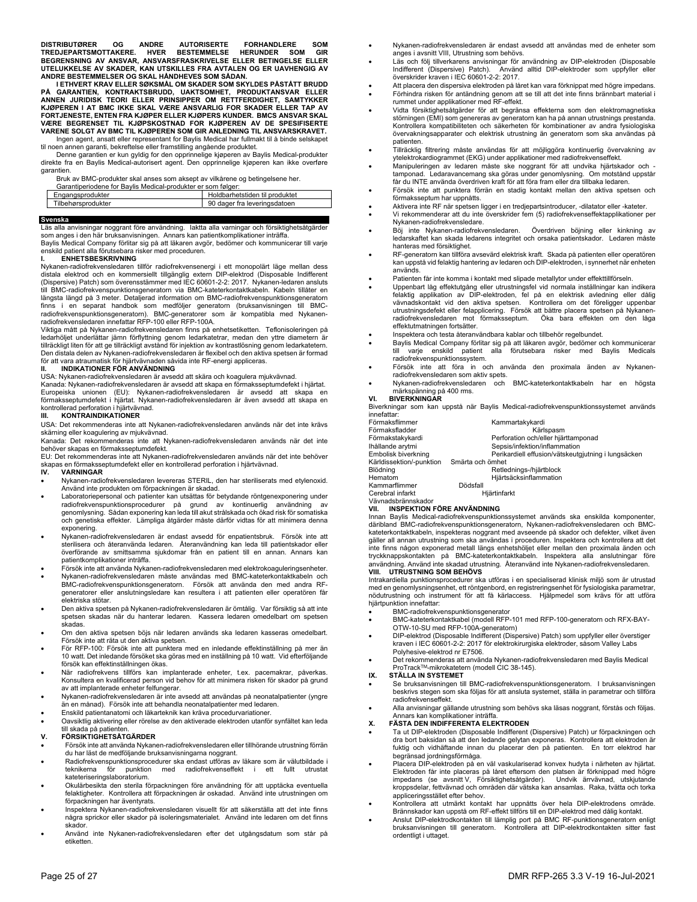**DISTRIBUTØRER OG ANDRE AUTORISERTE FORHANDLERE SOM TREDJEPARTSMOTTAKERE. HVER BESTEMMELSE HERUNDER SOM GIR BEGRENSNING AV ANSVAR, ANSVARSFRASKRIVELSE ELLER BETINGELSE ELLER UTELUKKELSE AV SKADER, KAN UTSKILLES FRA AVTALEN OG ER UAVHENGIG AV ANDRE BESTEMMELSER OG SKAL HÅNDHEVES SOM SÅDAN.**

**I ETHVERT KRAV ELLER SØKSMÅL OM SKADER SOM SKYLDES PÅSTÅTT BRUDD PÅ GARANTIEN, KONTRAKTSBRUDD, UAKTSOMHET, PRODUKTANSVAR ELLER ANNEN JURIDISK TEORI ELLER PRINSIPPER OM RETTFERDIGHET, SAMTYKKER KJØPEREN I AT BMC IKKE SKAL VÆRE ANSVARLIG FOR SKADER ELLER TAP AV FORTJENESTE, ENTEN FRA KJØPER ELLER KJØPERS KUNDER. BMCS ANSVAR SKAL VÆRE BEGRENSET TIL KJØPSKOSTNAD FOR KJØPEREN AV DE SPESIFISERTE VARENE SOLGT AV BMC TIL KJØPEREN SOM GIR ANLEDNING TIL ANSVARSKRAVET.**

Ingen agent, ansatt eller representant for Baylis Medical har fullmakt til å binde selskapet til noen annen garanti, bekreftelse eller framstilling angående produktet.

Denne garantien er kun gyldig for den opprinnelige kjøperen av Baylis Medical-produkter direkte fra en Baylis Medical-autorisert agent. Den opprinnelige kjøperen kan ikke overføre garantien.

Bruk av BMC-produkter skal anses som aksept av vilkårene og betingelsene her.

Garantiperiodene for Baylis Medical-produkter er som følger:

| Engangsprodukter | Holdbarhetstiden til produktet |
|---|---|
| Tilbehørsprodukter | 90 dager fra leveringsdatoen |

## Svenska

Läs alla anvisningar noggrant före användning. Iakta alla varningar och försiktighetsåtgärder som anges i den här bruksanvisningen. Annars kan patientkomplikationer inträffa.

Baylis Medical Company förlitar sig på att läkaren avgör, bedömer och kommunicerar till varje enskild patient alla förutsebara risker med proceduren.

### I. ENHETSBESKRIVNING

Nykanen-radiofrekvensledaren tillför radiofrekvensenergi i ett monopolärt läge mellan dess distala elektrod och en kommersiellt tillgänglig extern DIP-elektrod (Disposable Indifferent (Dispersive) Patch) som överensstämmer med IEC 60601-2-2: 2017. Nykanen-ledaren ansluts till BMC-radiofrekvenspunktionsgeneratorn via BMC-kateterkontaktkabeln. Kabeln tillåter en längsta längd på 3 meter. Detaljerad information om BMC-radiofrekvenspunktionsgeneratorn finns i en separat handbok som medföljer generatorn (bruksanvisningen till BMC-radiofrekvenspunktionsgeneratorn). BMC-generatorer som är kompatibla med Nykanen-radiofrekvensledaren innefattar RFP-100 eller RFP-100A.

Viktiga mått på Nykanen-radiofrekvensledaren finns på enhetsetiketten. Teflonisoleringen på ledarhöljet underlättar jämn förflyttning genom ledarkatetrar, medan den yttre diametern är tillräckligt liten för att ge tillräckligt avstånd för injektion av kontrastlösning genom ledarkatetern. Den distala delen av Nykanen-radiofrekvensledaren är flexibel och den aktiva spetsen är formad för att vara atraumatisk för hjärtvävnaden såvida inte RF-energi appliceras.

### II. INDIKATIONER FÖR ANVÄNDNING

USA: Nykanen-radiofrekvensledaren är avsedd att skära och koagulera mjukvävnad.

Kanada: Nykanen-radiofrekvensledaren är avsedd att skapa en förmaksseptumdefekt i hjärtat.

Europeiska unionen (EU): Nykanen-radiofrekvensledaren är avsedd att skapa en förmaksseptumdefekt i hjärtat. Nykanen-radiofrekvensledaren är även avsedd att skapa en kontrollerad perforation i hjärtvävnad.

### III. KONTRAINDIKATIONER

USA: Det rekommenderas inte att Nykanen-radiofrekvensledaren används när det inte krävs skärning eller koagulering av mjukvävnad.

Kanada: Det rekommenderas inte att Nykanen-radiofrekvensledaren används när det inte behöver skapas en förmaksseptumdefekt.

EU: Det rekommenderas inte att Nykanen-radiofrekvensledaren används när det inte behöver skapas en förmaksseptumdefekt eller en kontrollerad perforation i hjärtvävnad.

### IV. VARNINGAR

- Nykanen-radiofrekvensledaren levereras STERIL, den har steriliserats med etylenoxid. Använd inte produkten om förpackningen är skadad.
- Laboratoriepersonal och patienter kan utsättas för betydande röntgenexponering under radiofrekvenspunktionsprocedurer på grund av kontinuerlig användning av genomlysning. Sådan exponering kan leda till akut strålskada och ökad risk för somatiska och genetiska effekter. Lämpliga åtgärder måste därför vidtas för att minimera denna exponering.
- Nykanen-radiofrekvensledaren är endast avsedd för enpatientsbruk. Försök inte att sterilisera och återanvända ledaren. Återanvändning kan leda till patientskador eller överförande av smittsamma sjukdomar från en patient till en annan. Annars kan patientkomplikationer inträffa.
- Försök inte att använda Nykanen-radiofrekvensledaren med elektrokoaguleringsenheter.
- Nykanen-radiofrekvensledaren måste användas med BMC-kateterkontaktkabeln och BMC-radiofrekvenspunktionsgeneratorn. Försök att använda den med andra RF-generatorer eller anslutningsledare kan resultera i att patienten eller operatören får elektriska stötar.
- Den aktiva spetsen på Nykanen-radiofrekvensledaren är ömtålig. Var försiktig så att inte spetsen skadas när du hanterar ledaren. Kassera ledaren omedelbart om spetsen skadas.
- Om den aktiva spetsen böjs när ledaren används ska ledaren kasseras omedelbart. Försök inte att räta ut den aktiva spetsen.
- För RFP-100: Försök inte att punktera med en inledande effektinställning på mer än 10 watt. Det inledande försöket ska göras med en inställning på 10 watt. Vid efterföljande försök kan effektinställningen ökas.
- När radiofrekvens tillförs kan implanterade enheter, t.ex. pacemakrar, påverkas. Konsultera en kvalificerad person vid behov för att minimera risken för skador på grund av att implanterade enheter felfungerar.
- Nykanen-radiofrekvensledaren är inte avsedd att användas på neonatalpatienter (yngre än en månad). Försök inte att behandla neonatalpatienter med ledaren.
- Enskild patientanatomi och läkarteknik kan kräva procedurvariationer.
- Oavsiktlig aktivering eller rörelse av den aktiverade elektroden utanför synfältet kan leda till skada på patienten.

### V. FÖRSIKTIGHETSÅTGÄRDER

- Försök inte att använda Nykanen-radiofrekvensledaren eller tillhörande utrustning förrän du har läst de medföljande bruksanvisningarna noggrant.
- Radiofrekvenspunktionsprocedurer ska endast utföras av läkare som är välutbildade i teknikerna för punktion med radiofrekvenseffekt i ett fullt utrustat kateteriseringslaboratorium.
- Okulärbesikta den sterila förpackningen före användning för att upptäcka eventuella felaktigheter. Kontrollera att förpackningen är oskadad. Använd inte utrustningen om förpackningen har äventyrats.
- Inspektera Nykanen-radiofrekvensledaren visuellt för att säkerställa att det inte finns några sprickor eller skador på isoleringsmaterialet. Använd inte ledaren om det finns skador.
- Använd inte Nykanen-radiofrekvensledaren efter det utgångsdatum som står på etiketten.
- Nykanen-radiofrekvensledaren är endast avsedd att användas med de enheter som anges i avsnitt VIII, Utrustning som behövs.
- Läs och följ tillverkarens anvisningar för användning av DIP-elektroden (Disposable Indifferent (Dispersive) Patch). Använd alltid DIP-elektroder som uppfyller eller överskrider kraven i IEC 60601-2-2: 2017.
- Att placera den dispersiva elektroden på låret kan vara förknippat med högre impedans.
- Förhindra risken för antändning genom att se till att det inte finns brännbart material i rummet under applikationer med RF-effekt.
- Vidta försiktighetsåtgärder för att begränsa effekterna som den elektromagnetiska störningen (EMI) som genereras av generatorn kan ha på annan utrustnings prestanda. Kontrollera kompatibiliteten och säkerheten för kombinationer av andra fysiologiska övervakningsapparater och elektrisk utrustning än generatorn som ska användas på patienten.
- Tillräcklig filtrering måste användas för att möjliggöra kontinuerlig övervakning av ytelektrokardiogrammet (EKG) under applikationer med radiofrekvenseffekt.
- Manipuleringen av ledaren måste ske noggrant för att undvika hjärtskador och -tamponad. Ledaravancemang ska göras under genomlysning. Om motstånd uppstår får du INTE använda överdriven kraft för att föra fram eller dra tillbaka ledaren.
- Försök inte att punktera förrän en stadig kontakt mellan den aktiva spetsen och förmaksseptum har uppnåtts.
- Aktivera inte RF när spetsen ligger i en tredjepartsintroducer, -dilatator eller -kateter.
- Vi rekommenderar att du inte överskrider fem (5) radiofrekvenseffektapplikationer per Nykanen-radiofrekvensledare.
- Böj inte Nykanen-radiofrekvensledaren. Överdriven böjning eller kinkning av ledarskaftet kan skada ledarens integritet och orsaka patientskador. Ledaren måste hanteras med försiktighet.
- RF-generatorn kan tillföra avsevärd elektrisk kraft. Skada på patienten eller operatören kan uppstå vid felaktig hantering av ledaren och DIP-elektroden, i synnerhet när enheten används.
- Patienten får inte komma i kontakt med slipade metallytor under effekttillförseln.
- Uppenbart låg effektutgång eller utrustningsfel vid normala inställningar kan indikera felaktig applikation av DIP-elektroden, fel på en elektrisk avledning eller dålig vävnadskontakt vid den aktiva spetsen. Kontrollera om det föreligger uppenbar utrustningsdefekt eller felapplicering. Försök att bättre placera spetsen på Nykanen-radiofrekvensledaren mot förmaksseptum. Öka bara effekten om den låga effektutmatningen fortsätter.
- Inspektera och testa återanvändbara kablar och tillbehör regelbundet.
- Baylis Medical Company förlitar sig på att läkaren avgör, bedömer och kommunicerar till varje enskild patient alla förutsebara risker med Baylis Medicals radiofrekvenspunktionssystem.
- Försök inte att föra in och använda den proximala änden av Nykanen-radiofrekvensledaren som aktiv spets.
- Nykanen-radiofrekvensledaren och BMC-kateterkontaktkabeln har en högsta märkspänning på 400 rms.

### VI. BIVERKNINGAR

Biverkningar som kan uppstå när Baylis Medical-radiofrekvenspunktionssystemet används innefattar:

| | |
|---|---|
| Förmaksflimmer | Kammartakykardi |
| Förmaksfladder | Kärlspasm |
| Förmakstakykardi | Perforation och/eller hjärttamponad |
| Ihållande arytmi | Sepsis/infektion/inflammation |
| Embolisk biverkning | Perikardiell effusion/vätskeutgjutning i lungsäcken |
| Kärldissektion/-punktion | Smärta och ömhet |
| Blödning | Retlednings-/hjärtblock |
| Hematom | Hjärtsäcksinflammation |
| Kammarflimmer | Dödsfall |
| Cerebral infarkt | Hjärtinfarkt |
| Vävnadsbrännskador | |

### VII. INSPEKTION FÖRE ANVÄNDNING

Innan Baylis Medical-radiofrekvenspunktionssystemet används ska enskilda komponenter, däribland BMC-radiofrekvenspunktionsgeneratorn, Nykanen-radiofrekvensledaren och BMC-kateterkontaktkabeln, inspekteras noggrant med avseende på skador och defekter, vilket även gäller all annan utrustning som ska användas i proceduren. Inspektera och kontrollera att det inte finns någon exponerad metall längs enhetshöljet eller mellan den proximala änden och tryckknappskontakten på BMC-kateterkontaktkabeln. Inspektera alla anslutningar före användning. Använd inte skadad utrustning. Återanvänd inte Nykanen-radiofrekvensledaren.

### VIII. UTRUSTNING SOM BEHÖVS

Intrakardiella punktionsprocedurer ska utföras i en specialiserad klinisk miljö som är utrustad med en genomlysningsenhet, ett röntgenbord, en registreringsenhet för fysiologiska parametrar, nödutrustning och instrument för att få kärlaccess. Hjälpmedel som krävs för att utföra hjärtpunktion innefattar:

- BMC-radiofrekvenspunktionsgenerator
- BMC-kateterkontaktkabel (modell RFP-101 med RFP-100-generatorn och RFX-BAY-OTW-10-SU med RFP-100A-generatorn)
- DIP-elektrod (Disposable Indifferent (Dispersive) Patch) som uppfyller eller överstiger kraven i IEC 60601-2-2: 2017 för elektrokirurgiska elektroder, såsom Valley Labs Polyhesive-elektrod nr E7506.
- Det rekommenderas att använda Nykanen-radiofrekvensledaren med Baylis Medical ProTrack™-mikrokatetern (modell CIC 38-145).

### IX. STÄLLA IN SYSTEMET

- Se bruksanvisningen till BMC-radiofrekvenspunktionsgeneratorn. I bruksanvisningen beskrivs stegen som ska följas för att ansluta systemet, ställa in parametrar och tillföra radiofrekvenseffekt.
- Alla anvisningar gällande utrustning som behövs ska läsas noggrant, förstås och följas. Annars kan komplikationer inträffa.

### X. FÄSTA DEN INDIFFERENTA ELEKTRODEN

- Ta ut DIP-elektroden (Disposable Indifferent (Dispersive) Patch) ur förpackningen och dra bort baksidan så att den ledande gelytan exponeras. Kontrollera att elektroden är fuktig och vidhäftande innan du placerar den på patienten. En torr elektrod har begränsad jordningsförmåga.
- Placera DIP-elektroden på en väl vaskulariserad konvex hudyta i närheten av hjärtat. Elektroden får inte placeras på låret eftersom den platsen är förknippad med högre impedans (se avsnitt V, Försiktighetsåtgärder). Undvik ärrvävnad, utskjutande kroppsdelar, fettvävnad och områden där vätska kan ansamlas. Raka, tvätta och torka appliceringsstället efter behov.
- Kontrollera att utmärkt kontakt har uppnåtts över hela DIP-elektrodens område. Brännskador kan uppstå om RF-effekt tillförs till en DIP-elektrod med dålig kontakt.
- Anslut DIP-elektrodkontakten till lämplig port på BMC RF-punktionsgeneratorn enligt bruksanvisningen till generatorn. Kontrollera att DIP-elektrodkontakten sitter fast ordentligt i uttaget.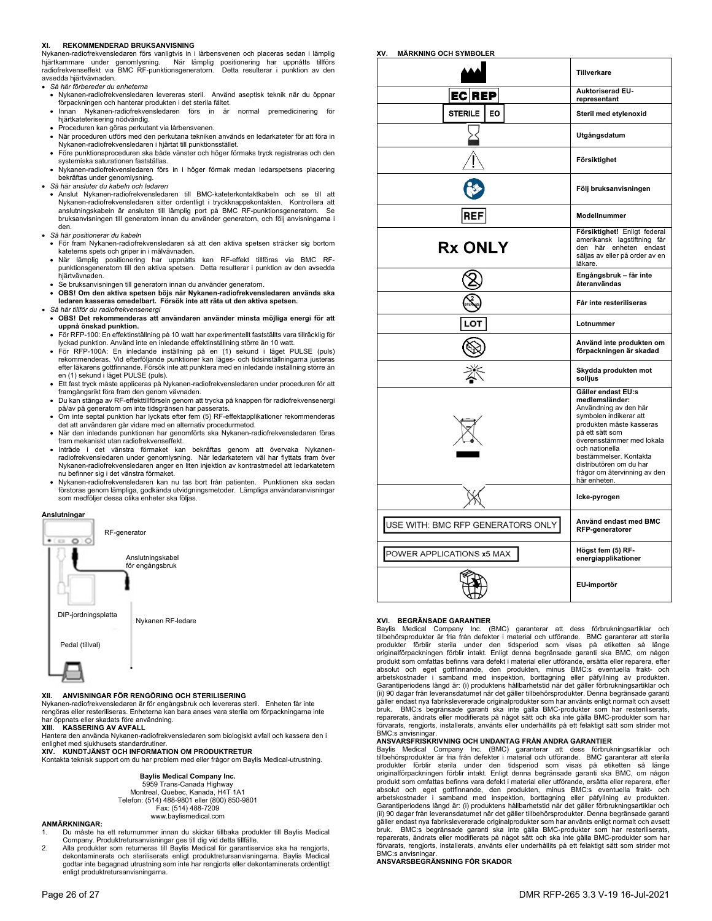## XI. REKOMMENDERAD BRUKSANVISNING

Nykanen-radiofrekvensledaren förs vanligtvis in i lårbensvenen och placeras sedan i lämplig hjärtkammare under genomlysning. När lämplig positionering har uppnåtts tillförs radiofrekvenseffekt via BMC RF-punktionsgeneratorn. Detta resulterar i punktion av den avsedda hjärtvävnaden.

- *Så här förbereder du enheterna*
  - Nykanen-radiofrekvensledaren levereras steril. Använd aseptisk teknik när du öppnar förpackningen och hanterar produkten i det sterila fältet.
  - Innan Nykanen-radiofrekvensledaren förs in är normal premedicinering för hjärtkateterisering nödvändig.
  - Proceduren kan göras perkutant via lårbensvenen.
  - När proceduren utförs med den perkutana tekniken används en ledarkateter för att föra in Nykanen-radiofrekvensledaren i hjärtat till punktionsstället.
  - Före punktionsproceduren ska både vänster och höger förmaks tryck registreras och den systemiska saturationen fastställas.
  - Nykanen-radiofrekvensledaren förs in i höger förmak medan ledarspetsens placering bekräftas under genomlysning.
- *Så här ansluter du kabeln och ledaren*
  - Anslut Nykanen-radiofrekvensledaren till BMC-kateterkontaktkabeln och se till att Nykanen-radiofrekvensledaren sitter ordentligt i tryckknappskontakten. Kontrollera att anslutningskabeln är ansluten till lämplig port på BMC RF-punktionsgeneratorn. Se bruksanvisningen till generatorn innan du använder generatorn, och följ anvisningarna i den.
- *Så här positionerar du kabeln*
  - För fram Nykanen-radiofrekvensledaren så att den aktiva spetsen sträcker sig bortom kateterns spets och griper in i målvävnaden.
  - När lämplig positionering har uppnåtts kan RF-effekt tillföras via BMC RF-punktionsgeneratorn till den aktiva spetsen. Detta resulterar i punktion av den avsedda hjärtvävnaden.
  - Se bruksanvisningen till generatorn innan du använder generatorn.
  - **OBS! Om den aktiva spetsen böjs när Nykanen-radiofrekvensledaren används ska ledaren kasseras omedelbart. Försök inte att räta ut den aktiva spetsen.**
- *Så här tillför du radiofrekvensenergi*
  - **OBS! Det rekommenderas att användaren använder minsta möjliga energi för att uppnå önskad punktion.**
  - För RFP-100: En effektinställning på 10 watt har experimentellt fastställts vara tillräcklig för lyckad punktion. Använd inte en inledande effektinställning större än 10 watt.
  - För RFP-100A: En inledande inställning på en (1) sekund i läget PULSE (puls) rekommenderas. Vid efterföljande punktioner kan läges- och tidsinställningarna justeras efter läkarens gottfinnande. Försök inte att punktera med en inledande inställning större än en (1) sekund i läget PULSE (puls).
  - Ett fast tryck måste appliceras på Nykanen-radiofrekvensledaren under proceduren för att framgångsrikt föra fram den genom vävnaden.
  - Du kan stänga av RF-effekttillförseln genom att trycka på knappen för radiofrekvensenergi på/av på generatorn om inte tidsgränsen har passerats.
  - Om inte septal punktion har lyckats efter fem (5) RF-effektapplikationer rekommenderas det att användaren går vidare med en alternativ procedurmetod.
  - När den inledande punktionen har genomförts ska Nykanen-radiofrekvensledaren föras fram mekaniskt utan radiofrekvenseffekt.
  - Inträde i det vänstra förmaket kan bekräftas genom att övervaka Nykanen-radiofrekvensledaren under genomlysning. När ledarkatetern väl har flyttats fram över Nykanen-radiofrekvensledaren anger en liten injektion av kontrastmedel att ledarkatetern nu befinner sig i det vänstra förmaket.
  - Nykanen-radiofrekvensledaren kan nu tas bort från patienten. Punktionen ska sedan förstoras genom lämpliga, godkända utvidgningsmetoder. Lämpliga användaranvisningar som medföljer dessa olika enheter ska följas.

**Anslutningar**

RF-generator

Anslutningskabel för engångsbruk

DIP-jordningsplatta

Nykanen RF-ledare

Pedal (tillval)

## XII. ANVISNINGAR FÖR RENGÖRING OCH STERILISERING

Nykanen-radiofrekvensledaren är för engångsbruk och levereras steril. Enheten får inte rengöras eller resteriliseras. Enheterna kan bara anses vara sterila om förpackningarna inte har öppnats eller skadats före användning.

## XIII. KASSERING AV AVFALL

Hantera den använda Nykanen-radiofrekvensledaren som biologiskt avfall och kassera den i enlighet med sjukhusets standardrutiner.

## XIV. KUNDTJÄNST OCH INFORMATION OM PRODUKTRETUR

Kontakta teknisk support om du har problem med eller frågor om Baylis Medical-utrustning.

**Baylis Medical Company Inc.**
5959 Trans-Canada Highway
Montreal, Quebec, Kanada, H4T 1A1
Telefon: (514) 488-9801 eller (800) 850-9801
Fax: (514) 488-7209
www.baylismedical.com

**ANMÄRKNINGAR:**

1. Du måste ha ett returnummer innan du skickar tillbaka produkter till Baylis Medical Company. Produktreturanvisningar ges till dig vid detta tillfälle.
2. Alla produkter som returneras till Baylis Medical för garantiservice ska ha rengjorts, dekontaminerats och steriliserats enligt produktretursanvisningarna. Baylis Medical godtar inte begagnad utrustning som inte har rengjorts eller dekontaminerats ordentligt enligt produktretursanvisningarna.

## XV. MÄRKNING OCH SYMBOLER

| Symbol | Betydelse |
|---|---|
| | **Tillverkare** |
| EC REP | **Auktoriserad EU-representant** |
| STERILE EO | **Steril med etylenoxid** |
| | **Utgångsdatum** |
| | **Försiktighet** |
| | **Följ bruksanvisningen** |
| REF | **Modellnummer** |
| Rx ONLY | **Försiktighet!** Enligt federal amerikansk lagstiftning får den här enheten endast säljas av eller på order av en läkare. |
| | **Engångsbruk – får inte återanvändas** |
| STERILIZE | **Får inte resteriliseras** |
| LOT | **Lotnummer** |
| | **Använd inte produkten om förpackningen är skadad** |
| | **Skydda produkten mot solljus** |
| | **Gäller endast EU:s medlemsländer:** Användning av den här symbolen indikerar att produkten måste kasseras på ett sätt som överensstämmer med lokala och nationella bestämmelser. Kontakta distributören om du har frågor om återvinning av den här enheten. |
| | **Icke-pyrogen** |
| USE WITH: BMC RFP GENERATORS ONLY | **Använd endast med BMC RFP-generatorer** |
| POWER APPLICATIONS x5 MAX | **Högst fem (5) RF-energiapplikationer** |
| | **EU-importör** |

## XVI. BEGRÄNSADE GARANTIER

Baylis Medical Company Inc. (BMC) garanterar att dess förbrukningsartiklar och tillbehörsprodukter är fria från defekter i material och utförande. BMC garanterar att sterila produkter förblir sterila under den tidsperiod som visas på etiketten så länge originalförpackningen förblir intakt. Enligt denna begränsade garanti ska BMC, om någon produkt som omfattas befinns vara defekt i material eller utförande, ersätta eller reparera, efter absolut och eget gottfinnande, den produkten, minus BMC:s eventuella frakt- och arbetskostnader i samband med inspektion, borttagning eller påfyllning av produkten. Garantiperiodens längd är: (i) produktens hållbarhetstid när det gäller förbrukningsartiklar och (ii) 90 dagar från leveransdatumet när det gäller tillbehörsprodukter. Denna begränsade garanti gäller endast nya fabrikslevererade originalprodukter som har använts enligt normalt och avsett bruk. BMC:s begränsade garanti ska inte gälla BMC-produkter som har resteriliserats, reparerats, ändrats eller modifierats på något sätt och ska inte gälla BMC-produkter som har förvarats, rengjorts, installerats, använts eller underhållits på ett felaktigt sätt som strider mot BMC:s anvisningar.

**ANSVARSFRISKRIVNING OCH UNDANTAG FRÅN ANDRA GARANTIER**

Baylis Medical Company Inc. (BMC) garanterar att dess förbrukningsartiklar och tillbehörsprodukter är fria från defekter i material och utförande. BMC garanterar att sterila produkter förblir sterila under den tidsperiod som visas på etiketten så länge originalförpackningen förblir intakt. Enligt denna begränsade garanti ska BMC, om någon produkt som omfattas befinns vara defekt i material eller utförande, ersätta eller reparera, efter absolut och eget gottfinnande, den produkten, minus BMC:s eventuella frakt- och arbetskostnader i samband med inspektion, borttagning eller påfyllning av produkten. Garantiperiodens längd är: (i) produktens hållbarhetstid när det gäller förbrukningsartiklar och (ii) 90 dagar från leveransdatumet när det gäller tillbehörsprodukter. Denna begränsade garanti gäller endast nya fabrikslevererade originalprodukter som har använts enligt normalt och avsett bruk. BMC:s begränsade garanti ska inte gälla BMC-produkter som har resteriliserats, reparerats, ändrats eller modifierats på något sätt och ska inte gälla BMC-produkter som har förvarats, rengjorts, installerats, använts eller underhållits på ett felaktigt sätt som strider mot BMC:s anvisningar.

**ANSVARSBEGRÄNSNING FÖR SKADOR**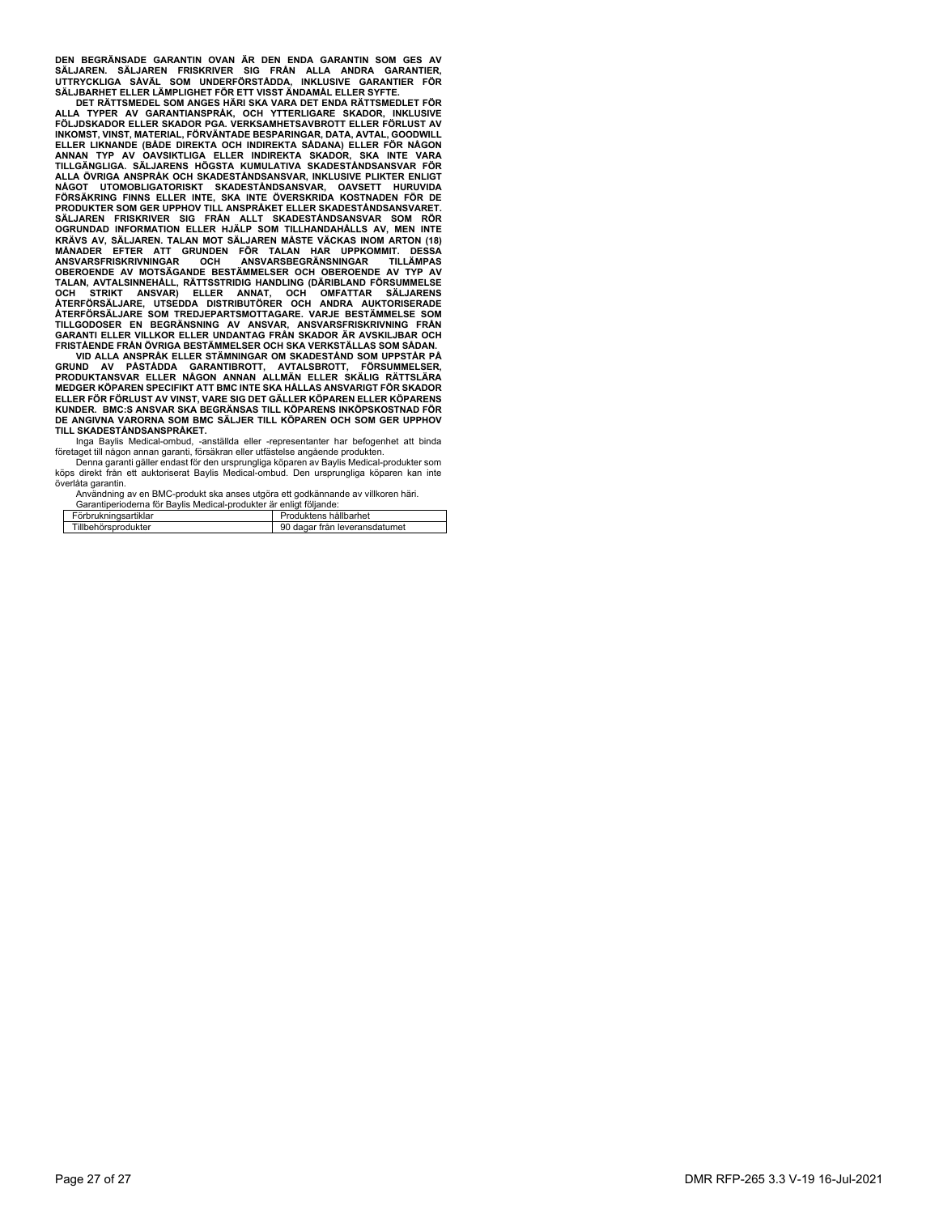**DEN BEGRÄNSADE GARANTIN OVAN ÄR DEN ENDA GARANTIN SOM GES AV SÄLJAREN. SÄLJAREN FRISKRIVER SIG FRÅN ALLA ANDRA GARANTIER, UTTRYCKLIGA SÅVÄL SOM UNDERFÖRSTÅDDA, INKLUSIVE GARANTIER FÖR SÄLJBARHET ELLER LÄMPLIGHET FÖR ETT VISST ÄNDAMÅL ELLER SYFTE.**

**DET RÄTTSMEDEL SOM ANGES HÄRI SKA VARA DET ENDA RÄTTSMEDLET FÖR ALLA TYPER AV GARANTIANSPRÅK, OCH YTTERLIGARE SKADOR, INKLUSIVE FÖLJDSKADOR ELLER SKADOR PGA. VERKSAMHETSAVBROTT ELLER FÖRLUST AV INKOMST, VINST, MATERIAL, FÖRVÄNTADE BESPARINGAR, DATA, AVTAL, GOODWILL ELLER LIKNANDE (BÅDE DIREKTA OCH INDIREKTA SÅDANA) ELLER FÖR NÅGON ANNAN TYP AV OAVSIKTLIGA ELLER INDIREKTA SKADOR, SKA INTE VARA TILLGÄNGLIGA. SÄLJARENS HÖGSTA KUMULATIVA SKADESTÅNDSANSVAR FÖR ALLA ÖVRIGA ANSPRÅK OCH SKADESTÅNDSANSVAR, INKLUSIVE PLIKTER ENLIGT NÅGOT UTOMOBLIGATORISKT SKADESTÅNDSANSVAR, OAVSETT HURUVIDA FÖRSÄKRING FINNS ELLER INTE, SKA INTE ÖVERSKRIDA KOSTNADEN FÖR DE PRODUKTER SOM GER UPPHOV TILL ANSPRÅKET ELLER SKADESTÅNDSANSVARET. SÄLJAREN FRISKRIVER SIG FRÅN ALLT SKADESTÅNDSANSVAR SOM RÖR OGRUNDAD INFORMATION ELLER HJÄLP SOM TILLHANDAHÅLLS AV, MEN INTE KRÄVS AV, SÄLJAREN. TALAN MOT SÄLJAREN MÅSTE VÄCKAS INOM ARTON (18) MÅNADER EFTER ATT GRUNDEN FÖR TALAN HAR UPPKOMMIT. DESSA ANSVARSFRISKRIVNINGAR OCH ANSVARSBEGRÄNSNINGAR TILLÄMPAS OBEROENDE AV MOTSÄGANDE BESTÄMMELSER OCH OBEROENDE AV TYP AV TALAN, AVTALSINNEHÅLL, RÄTTSSTRIDIG HANDLING (DÄRIBLAND FÖRSUMMELSE OCH STRIKT ANSVAR) ELLER ANNAT, OCH OMFATTAR SÄLJARENS ÅTERFÖRSÄLJARE, UTSEDDA DISTRIBUTÖRER OCH ANDRA AUKTORISERADE ÅTERFÖRSÄLJARE SOM TREDJEPARTSMOTTAGARE. VARJE BESTÄMMELSE SOM TILLGODOSER EN BEGRÄNSNING AV ANSVAR, ANSVARSFRISKRIVNING FRÅN GARANTI ELLER VILLKOR ELLER UNDANTAG FRÅN SKADOR ÄR AVSKILJBAR OCH FRISTÅENDE FRÅN ÖVRIGA BESTÄMMELSER OCH SKA VERKSTÄLLAS SOM SÅDAN.**

**VID ALLA ANSPRÅK ELLER STÄMNINGAR OM SKADESTÅND SOM UPPSTÅR PÅ GRUND AV PÅSTÅDDA GARANTIBROTT, AVTALSBROTT, FÖRSUMMELSER, PRODUKTANSVAR ELLER NÅGON ANNAN ALLMÄN ELLER SKÄLIG RÄTTSLÄRA MEDGER KÖPAREN SPECIFIKT ATT BMC INTE SKA HÅLLAS ANSVARIGT FÖR SKADOR ELLER FÖR FÖRLUST AV VINST, VARE SIG DET GÄLLER KÖPAREN ELLER KÖPARENS KUNDER. BMC:S ANSVAR SKA BEGRÄNSAS TILL KÖPARENS INKÖPSKOSTNAD FÖR DE ANGIVNA VARORNA SOM BMC SÄLJER TILL KÖPAREN OCH SOM GER UPPHOV TILL SKADESTÅNDSANSPRÅKET.**

Inga Baylis Medical-ombud, -anställda eller -representanter har befogenhet att binda företaget till någon annan garanti, försäkran eller utfästelse angående produkten.

Denna garanti gäller endast för den ursprungliga köparen av Baylis Medical-produkter som köps direkt från ett auktoriserat Baylis Medical-ombud. Den ursprungliga köparen kan inte överlåta garantin.

Användning av en BMC-produkt ska anses utgöra ett godkännande av villkoren häri.

Garantiperioderna för Baylis Medical-produkter är enligt följande:

| | |
|---|---|
| Förbrukningsartiklar | Produktens hållbarhet |
| Tillbehörsprodukter | 90 dagar från leveransdatumet |